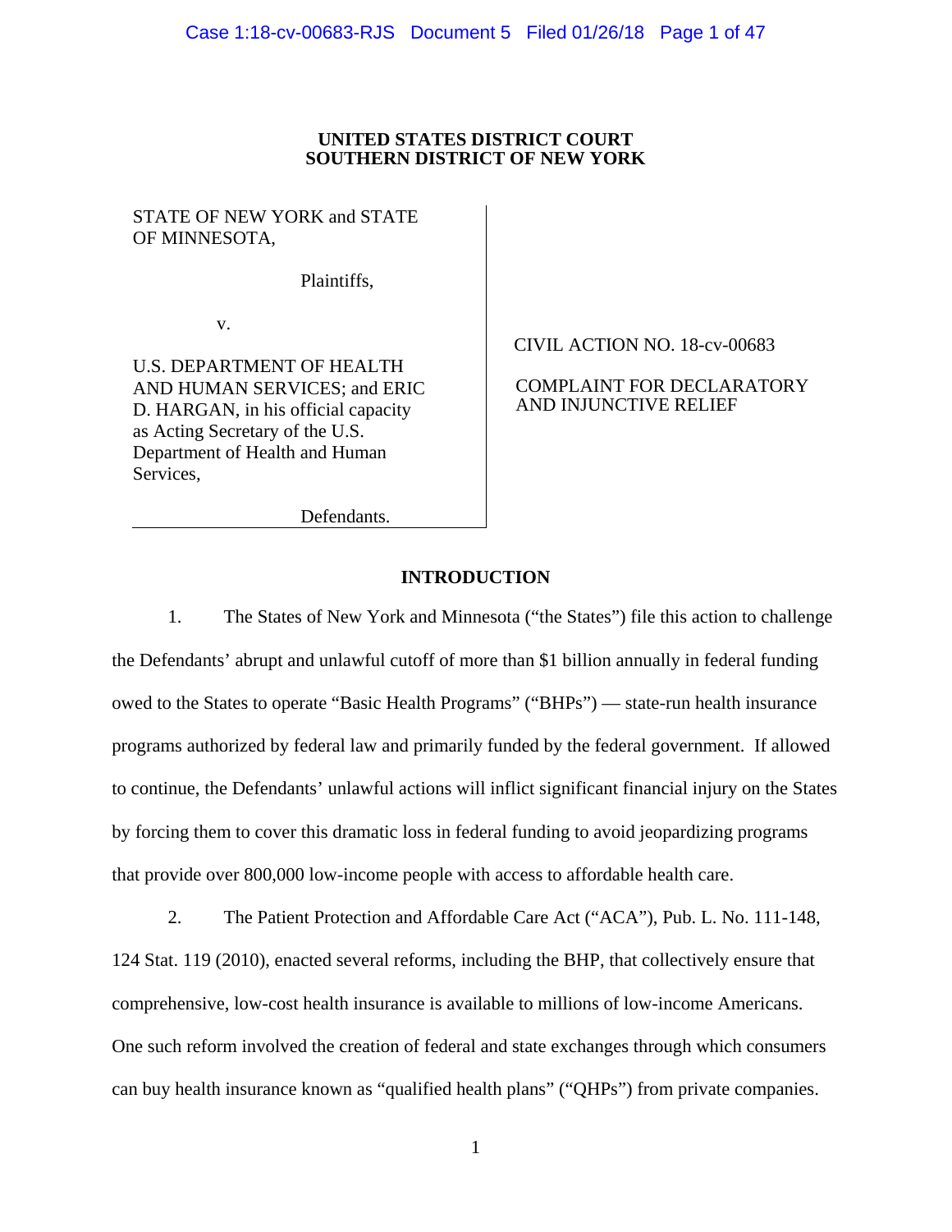**UNITED STATES DISTRICT COURT**
**SOUTHERN DISTRICT OF NEW YORK**

| | |
|---|---|
| STATE OF NEW YORK and STATE OF MINNESOTA,<br><br>Plaintiffs,<br><br>v.<br><br>U.S. DEPARTMENT OF HEALTH AND HUMAN SERVICES; and ERIC D. HARGAN, in his official capacity as Acting Secretary of the U.S. Department of Health and Human Services,<br><br>Defendants. | CIVIL ACTION NO. 18-cv-00683<br><br>COMPLAINT FOR DECLARATORY AND INJUNCTIVE RELIEF |

## INTRODUCTION

1. The States of New York and Minnesota ("the States") file this action to challenge the Defendants' abrupt and unlawful cutoff of more than $1 billion annually in federal funding owed to the States to operate "Basic Health Programs" ("BHPs") — state-run health insurance programs authorized by federal law and primarily funded by the federal government. If allowed to continue, the Defendants' unlawful actions will inflict significant financial injury on the States by forcing them to cover this dramatic loss in federal funding to avoid jeopardizing programs that provide over 800,000 low-income people with access to affordable health care.

2. The Patient Protection and Affordable Care Act ("ACA"), Pub. L. No. 111-148, 124 Stat. 119 (2010), enacted several reforms, including the BHP, that collectively ensure that comprehensive, low-cost health insurance is available to millions of low-income Americans. One such reform involved the creation of federal and state exchanges through which consumers can buy health insurance known as "qualified health plans" ("QHPs") from private companies.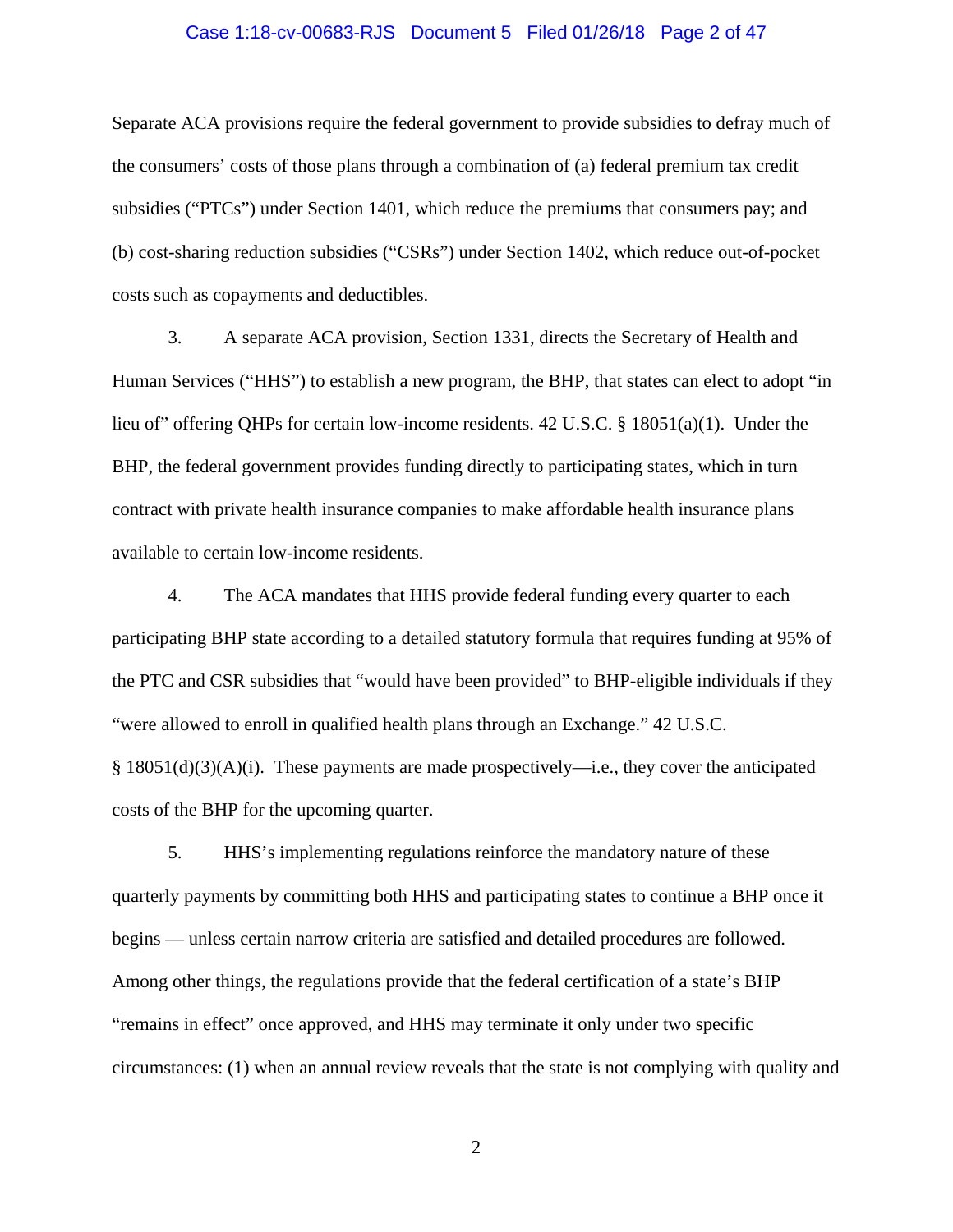Separate ACA provisions require the federal government to provide subsidies to defray much of the consumers' costs of those plans through a combination of (a) federal premium tax credit subsidies ("PTCs") under Section 1401, which reduce the premiums that consumers pay; and (b) cost-sharing reduction subsidies ("CSRs") under Section 1402, which reduce out-of-pocket costs such as copayments and deductibles.

3. A separate ACA provision, Section 1331, directs the Secretary of Health and Human Services ("HHS") to establish a new program, the BHP, that states can elect to adopt "in lieu of" offering QHPs for certain low-income residents. 42 U.S.C. § 18051(a)(1). Under the BHP, the federal government provides funding directly to participating states, which in turn contract with private health insurance companies to make affordable health insurance plans available to certain low-income residents.

4. The ACA mandates that HHS provide federal funding every quarter to each participating BHP state according to a detailed statutory formula that requires funding at 95% of the PTC and CSR subsidies that "would have been provided" to BHP-eligible individuals if they "were allowed to enroll in qualified health plans through an Exchange." 42 U.S.C. § 18051(d)(3)(A)(i). These payments are made prospectively—i.e., they cover the anticipated costs of the BHP for the upcoming quarter.

5. HHS's implementing regulations reinforce the mandatory nature of these quarterly payments by committing both HHS and participating states to continue a BHP once it begins — unless certain narrow criteria are satisfied and detailed procedures are followed. Among other things, the regulations provide that the federal certification of a state's BHP "remains in effect" once approved, and HHS may terminate it only under two specific circumstances: (1) when an annual review reveals that the state is not complying with quality and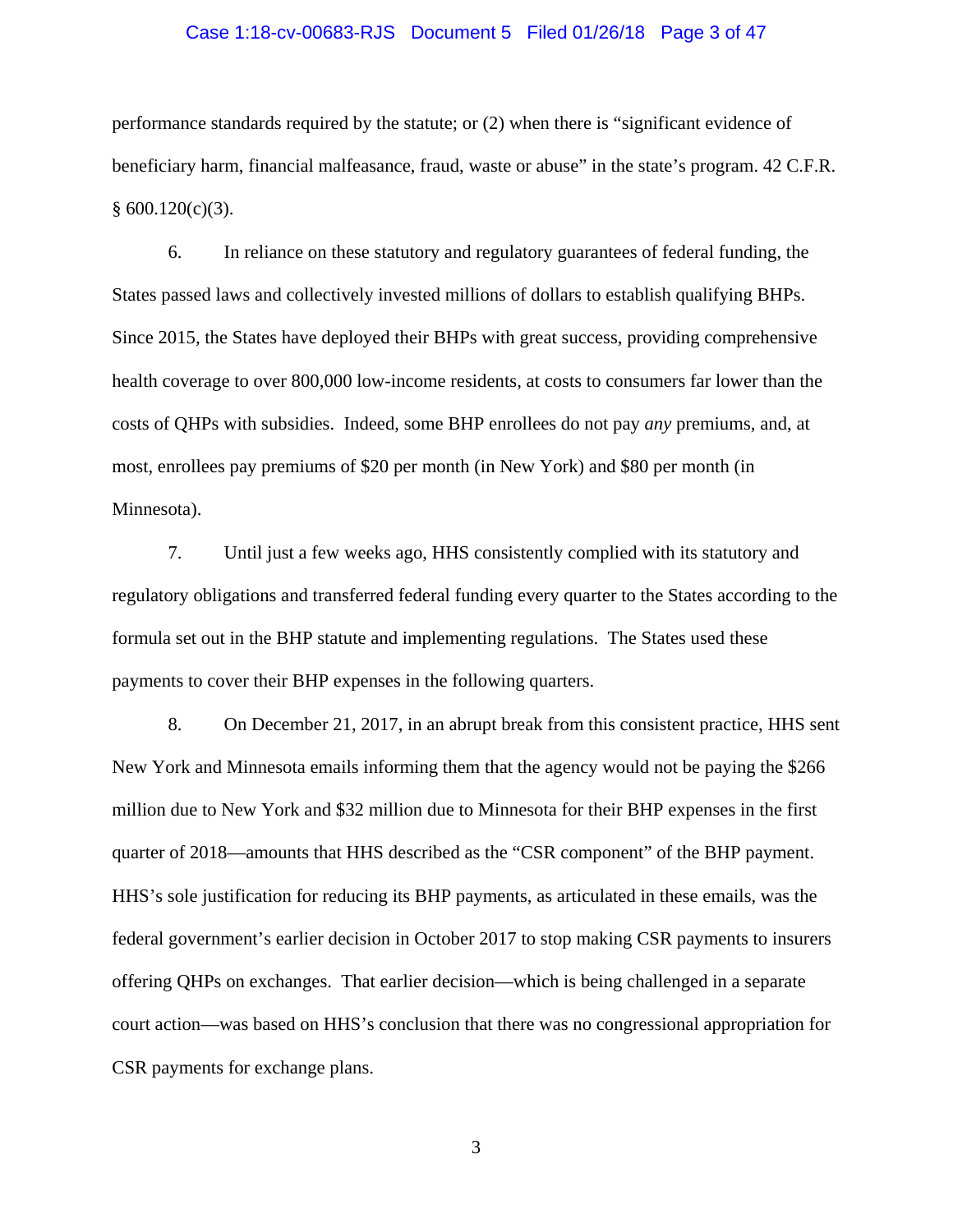performance standards required by the statute; or (2) when there is “significant evidence of beneficiary harm, financial malfeasance, fraud, waste or abuse” in the state’s program. 42 C.F.R. § 600.120(c)(3).

6. In reliance on these statutory and regulatory guarantees of federal funding, the States passed laws and collectively invested millions of dollars to establish qualifying BHPs. Since 2015, the States have deployed their BHPs with great success, providing comprehensive health coverage to over 800,000 low-income residents, at costs to consumers far lower than the costs of QHPs with subsidies. Indeed, some BHP enrollees do not pay *any* premiums, and, at most, enrollees pay premiums of $20 per month (in New York) and $80 per month (in Minnesota).

7. Until just a few weeks ago, HHS consistently complied with its statutory and regulatory obligations and transferred federal funding every quarter to the States according to the formula set out in the BHP statute and implementing regulations. The States used these payments to cover their BHP expenses in the following quarters.

8. On December 21, 2017, in an abrupt break from this consistent practice, HHS sent New York and Minnesota emails informing them that the agency would not be paying the $266 million due to New York and $32 million due to Minnesota for their BHP expenses in the first quarter of 2018—amounts that HHS described as the “CSR component” of the BHP payment. HHS’s sole justification for reducing its BHP payments, as articulated in these emails, was the federal government’s earlier decision in October 2017 to stop making CSR payments to insurers offering QHPs on exchanges. That earlier decision—which is being challenged in a separate court action—was based on HHS’s conclusion that there was no congressional appropriation for CSR payments for exchange plans.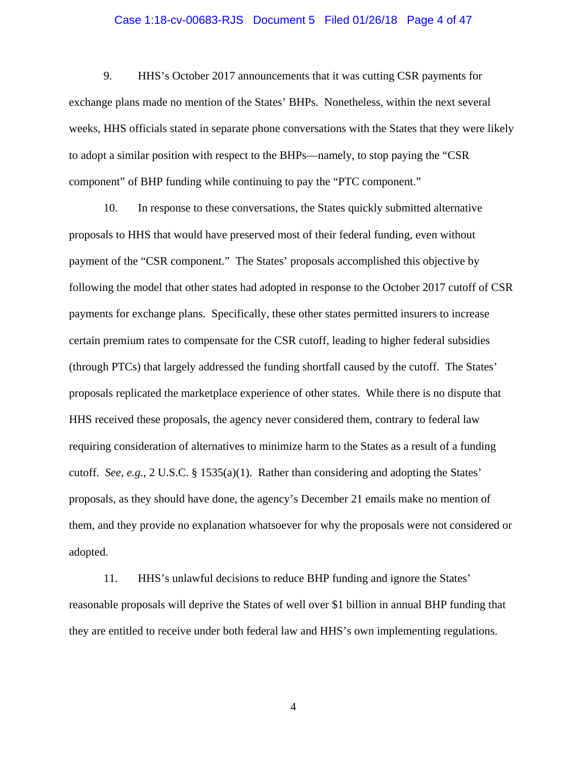9. HHS's October 2017 announcements that it was cutting CSR payments for exchange plans made no mention of the States' BHPs. Nonetheless, within the next several weeks, HHS officials stated in separate phone conversations with the States that they were likely to adopt a similar position with respect to the BHPs—namely, to stop paying the "CSR component" of BHP funding while continuing to pay the "PTC component."

10. In response to these conversations, the States quickly submitted alternative proposals to HHS that would have preserved most of their federal funding, even without payment of the "CSR component." The States' proposals accomplished this objective by following the model that other states had adopted in response to the October 2017 cutoff of CSR payments for exchange plans. Specifically, these other states permitted insurers to increase certain premium rates to compensate for the CSR cutoff, leading to higher federal subsidies (through PTCs) that largely addressed the funding shortfall caused by the cutoff. The States' proposals replicated the marketplace experience of other states. While there is no dispute that HHS received these proposals, the agency never considered them, contrary to federal law requiring consideration of alternatives to minimize harm to the States as a result of a funding cutoff. *See, e.g.*, 2 U.S.C. § 1535(a)(1). Rather than considering and adopting the States' proposals, as they should have done, the agency's December 21 emails make no mention of them, and they provide no explanation whatsoever for why the proposals were not considered or adopted.

11. HHS's unlawful decisions to reduce BHP funding and ignore the States' reasonable proposals will deprive the States of well over $1 billion in annual BHP funding that they are entitled to receive under both federal law and HHS's own implementing regulations.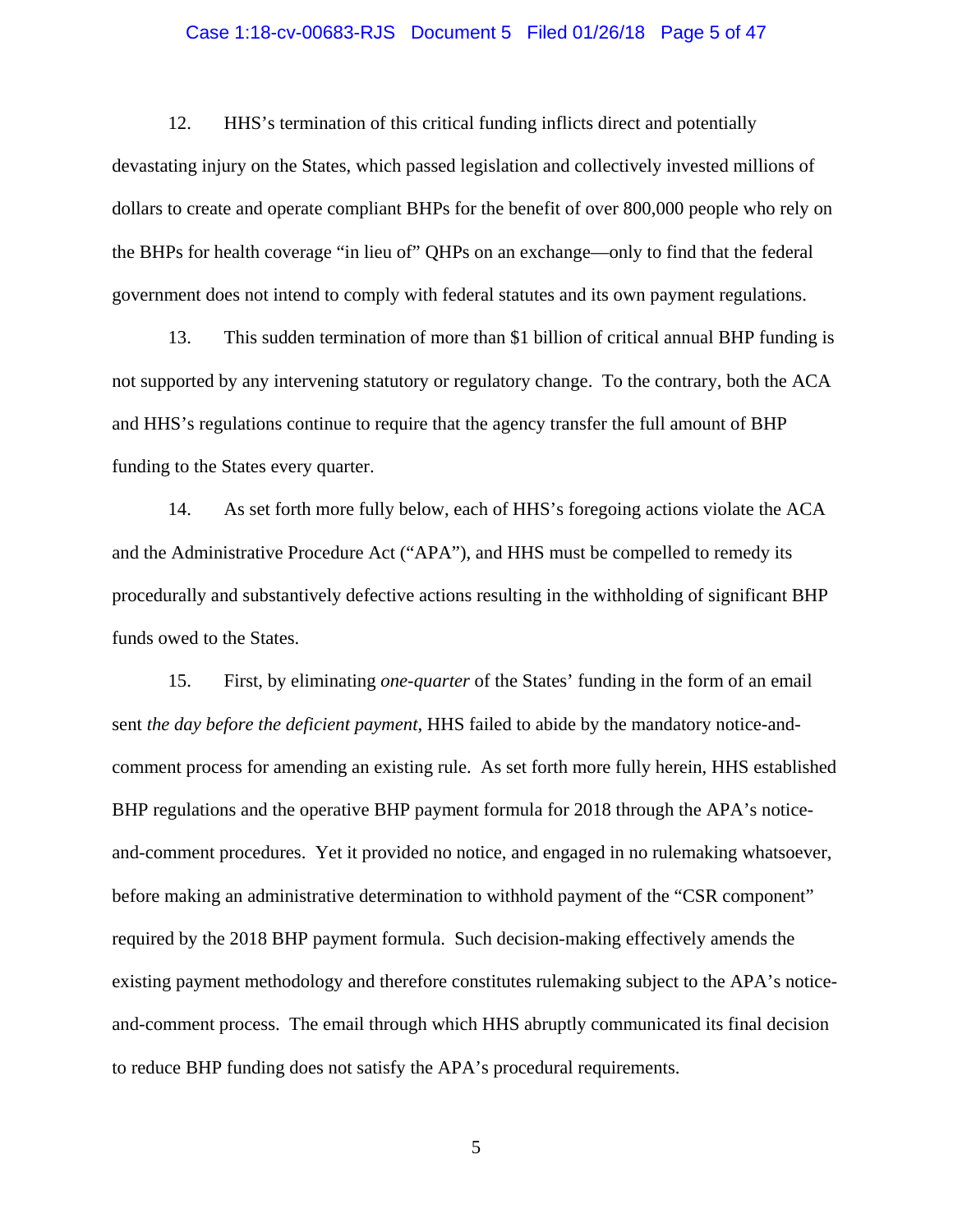12. HHS's termination of this critical funding inflicts direct and potentially devastating injury on the States, which passed legislation and collectively invested millions of dollars to create and operate compliant BHPs for the benefit of over 800,000 people who rely on the BHPs for health coverage "in lieu of" QHPs on an exchange—only to find that the federal government does not intend to comply with federal statutes and its own payment regulations.

13. This sudden termination of more than $1 billion of critical annual BHP funding is not supported by any intervening statutory or regulatory change. To the contrary, both the ACA and HHS's regulations continue to require that the agency transfer the full amount of BHP funding to the States every quarter.

14. As set forth more fully below, each of HHS's foregoing actions violate the ACA and the Administrative Procedure Act ("APA"), and HHS must be compelled to remedy its procedurally and substantively defective actions resulting in the withholding of significant BHP funds owed to the States.

15. First, by eliminating *one-quarter* of the States' funding in the form of an email sent *the day before the deficient payment*, HHS failed to abide by the mandatory notice-and-comment process for amending an existing rule. As set forth more fully herein, HHS established BHP regulations and the operative BHP payment formula for 2018 through the APA's notice-and-comment procedures. Yet it provided no notice, and engaged in no rulemaking whatsoever, before making an administrative determination to withhold payment of the "CSR component" required by the 2018 BHP payment formula. Such decision-making effectively amends the existing payment methodology and therefore constitutes rulemaking subject to the APA's notice-and-comment process. The email through which HHS abruptly communicated its final decision to reduce BHP funding does not satisfy the APA's procedural requirements.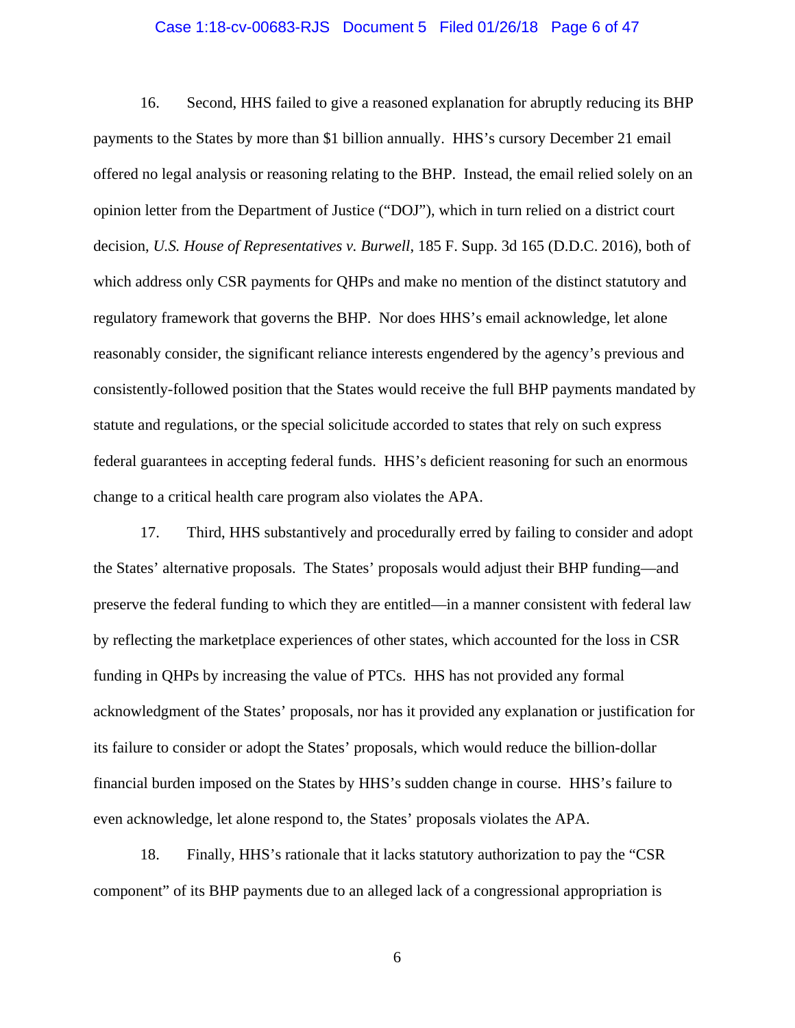16. Second, HHS failed to give a reasoned explanation for abruptly reducing its BHP payments to the States by more than $1 billion annually. HHS's cursory December 21 email offered no legal analysis or reasoning relating to the BHP. Instead, the email relied solely on an opinion letter from the Department of Justice ("DOJ"), which in turn relied on a district court decision, *U.S. House of Representatives v. Burwell*, 185 F. Supp. 3d 165 (D.D.C. 2016), both of which address only CSR payments for QHPs and make no mention of the distinct statutory and regulatory framework that governs the BHP. Nor does HHS's email acknowledge, let alone reasonably consider, the significant reliance interests engendered by the agency's previous and consistently-followed position that the States would receive the full BHP payments mandated by statute and regulations, or the special solicitude accorded to states that rely on such express federal guarantees in accepting federal funds. HHS's deficient reasoning for such an enormous change to a critical health care program also violates the APA.

17. Third, HHS substantively and procedurally erred by failing to consider and adopt the States' alternative proposals. The States' proposals would adjust their BHP funding—and preserve the federal funding to which they are entitled—in a manner consistent with federal law by reflecting the marketplace experiences of other states, which accounted for the loss in CSR funding in QHPs by increasing the value of PTCs. HHS has not provided any formal acknowledgment of the States' proposals, nor has it provided any explanation or justification for its failure to consider or adopt the States' proposals, which would reduce the billion-dollar financial burden imposed on the States by HHS's sudden change in course. HHS's failure to even acknowledge, let alone respond to, the States' proposals violates the APA.

18. Finally, HHS's rationale that it lacks statutory authorization to pay the "CSR component" of its BHP payments due to an alleged lack of a congressional appropriation is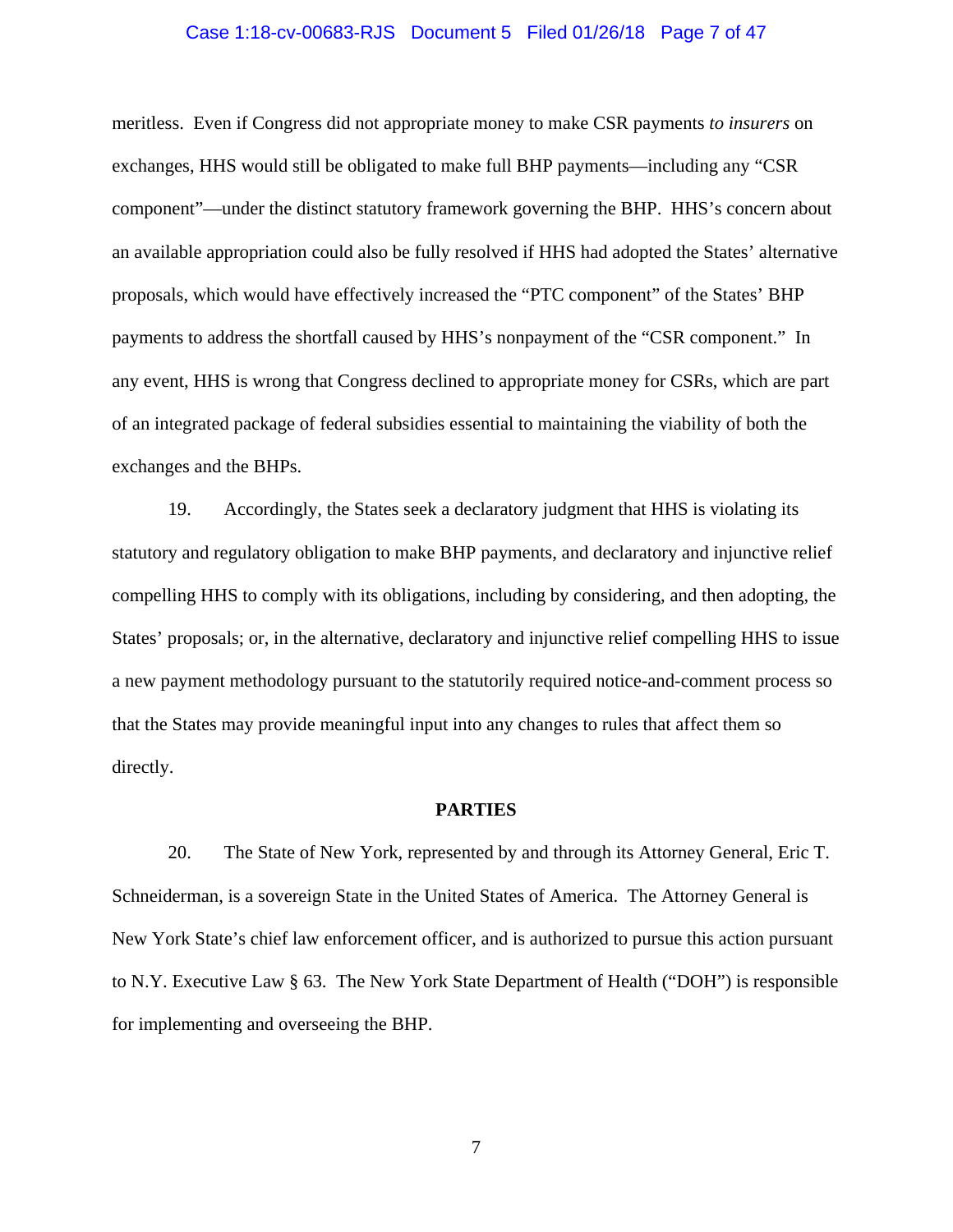meritless. Even if Congress did not appropriate money to make CSR payments *to insurers* on exchanges, HHS would still be obligated to make full BHP payments—including any "CSR component"—under the distinct statutory framework governing the BHP. HHS's concern about an available appropriation could also be fully resolved if HHS had adopted the States' alternative proposals, which would have effectively increased the "PTC component" of the States' BHP payments to address the shortfall caused by HHS's nonpayment of the "CSR component." In any event, HHS is wrong that Congress declined to appropriate money for CSRs, which are part of an integrated package of federal subsidies essential to maintaining the viability of both the exchanges and the BHPs.

19. Accordingly, the States seek a declaratory judgment that HHS is violating its statutory and regulatory obligation to make BHP payments, and declaratory and injunctive relief compelling HHS to comply with its obligations, including by considering, and then adopting, the States' proposals; or, in the alternative, declaratory and injunctive relief compelling HHS to issue a new payment methodology pursuant to the statutorily required notice-and-comment process so that the States may provide meaningful input into any changes to rules that affect them so directly.

## PARTIES

20. The State of New York, represented by and through its Attorney General, Eric T. Schneiderman, is a sovereign State in the United States of America. The Attorney General is New York State's chief law enforcement officer, and is authorized to pursue this action pursuant to N.Y. Executive Law § 63. The New York State Department of Health ("DOH") is responsible for implementing and overseeing the BHP.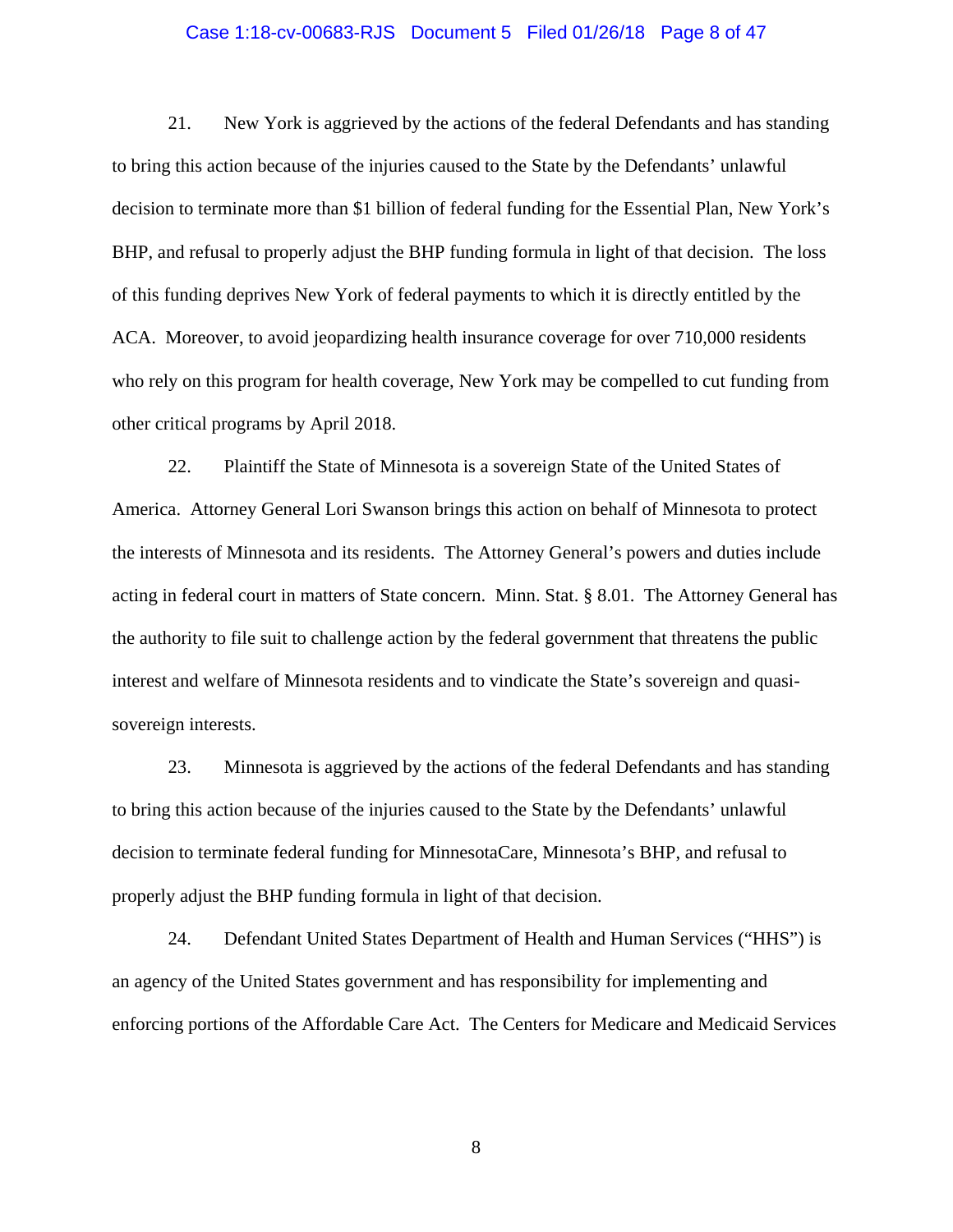21. New York is aggrieved by the actions of the federal Defendants and has standing to bring this action because of the injuries caused to the State by the Defendants' unlawful decision to terminate more than $1 billion of federal funding for the Essential Plan, New York's BHP, and refusal to properly adjust the BHP funding formula in light of that decision. The loss of this funding deprives New York of federal payments to which it is directly entitled by the ACA. Moreover, to avoid jeopardizing health insurance coverage for over 710,000 residents who rely on this program for health coverage, New York may be compelled to cut funding from other critical programs by April 2018.

22. Plaintiff the State of Minnesota is a sovereign State of the United States of America. Attorney General Lori Swanson brings this action on behalf of Minnesota to protect the interests of Minnesota and its residents. The Attorney General's powers and duties include acting in federal court in matters of State concern. Minn. Stat. § 8.01. The Attorney General has the authority to file suit to challenge action by the federal government that threatens the public interest and welfare of Minnesota residents and to vindicate the State's sovereign and quasi-sovereign interests.

23. Minnesota is aggrieved by the actions of the federal Defendants and has standing to bring this action because of the injuries caused to the State by the Defendants' unlawful decision to terminate federal funding for MinnesotaCare, Minnesota's BHP, and refusal to properly adjust the BHP funding formula in light of that decision.

24. Defendant United States Department of Health and Human Services ("HHS") is an agency of the United States government and has responsibility for implementing and enforcing portions of the Affordable Care Act. The Centers for Medicare and Medicaid Services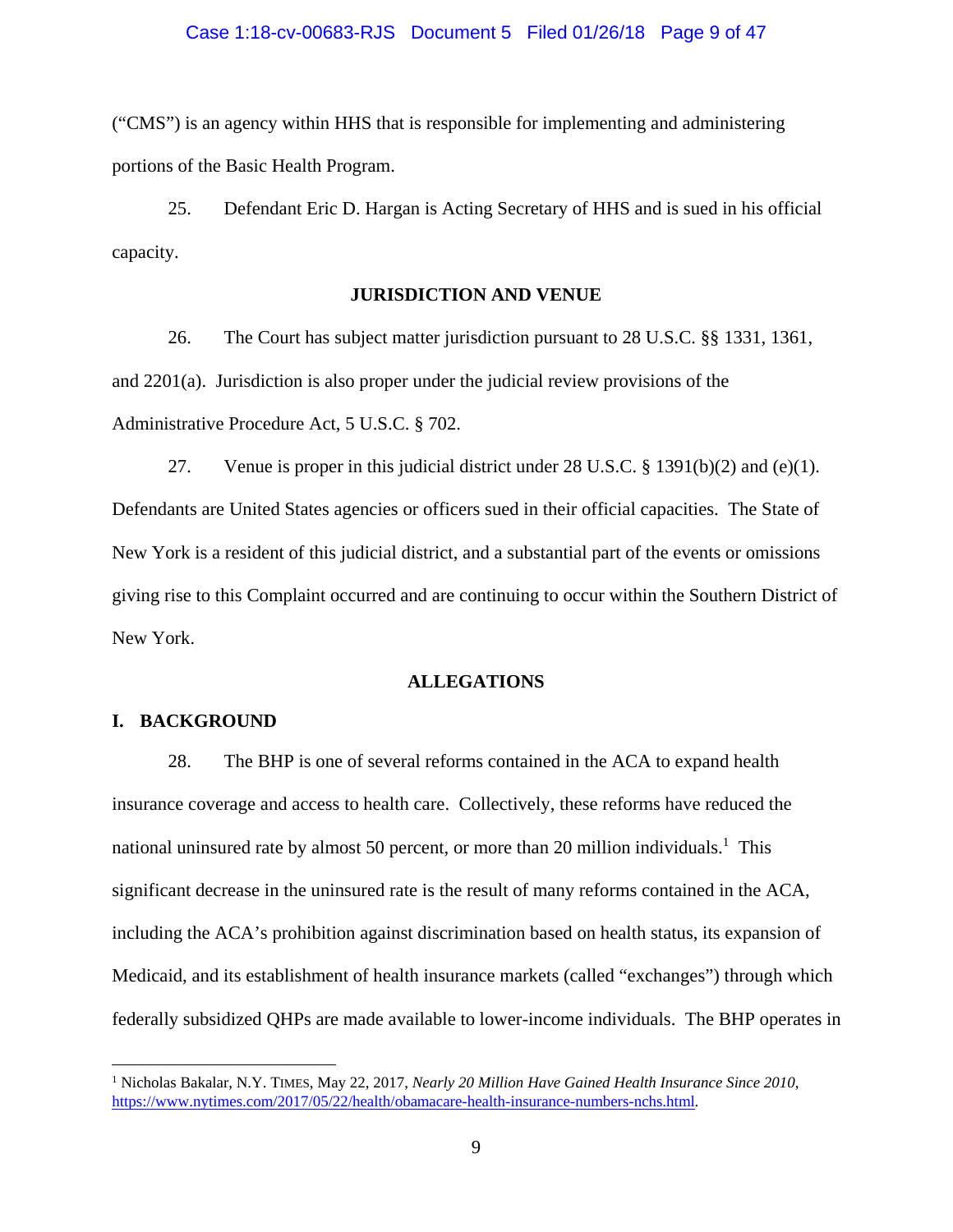("CMS") is an agency within HHS that is responsible for implementing and administering portions of the Basic Health Program.

25. Defendant Eric D. Hargan is Acting Secretary of HHS and is sued in his official capacity.

**JURISDICTION AND VENUE**

26. The Court has subject matter jurisdiction pursuant to 28 U.S.C. §§ 1331, 1361, and 2201(a). Jurisdiction is also proper under the judicial review provisions of the Administrative Procedure Act, 5 U.S.C. § 702.

27. Venue is proper in this judicial district under 28 U.S.C. § 1391(b)(2) and (e)(1). Defendants are United States agencies or officers sued in their official capacities. The State of New York is a resident of this judicial district, and a substantial part of the events or omissions giving rise to this Complaint occurred and are continuing to occur within the Southern District of New York.

**ALLEGATIONS**

**I. BACKGROUND**

28. The BHP is one of several reforms contained in the ACA to expand health insurance coverage and access to health care. Collectively, these reforms have reduced the national uninsured rate by almost 50 percent, or more than 20 million individuals.[1] This significant decrease in the uninsured rate is the result of many reforms contained in the ACA, including the ACA's prohibition against discrimination based on health status, its expansion of Medicaid, and its establishment of health insurance markets (called "exchanges") through which federally subsidized QHPs are made available to lower-income individuals. The BHP operates in

[1] Nicholas Bakalar, N.Y. TIMES, May 22, 2017, *Nearly 20 Million Have Gained Health Insurance Since 2010*, https://www.nytimes.com/2017/05/22/health/obamacare-health-insurance-numbers-nchs.html.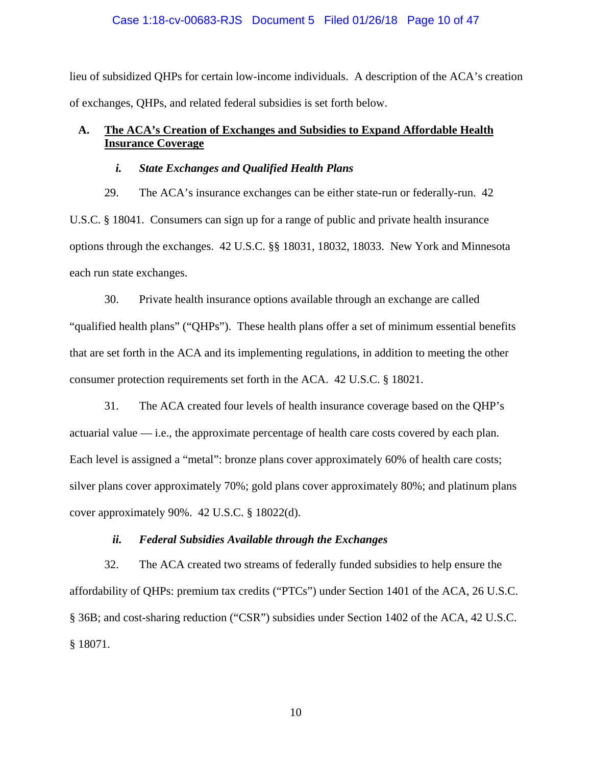lieu of subsidized QHPs for certain low-income individuals. A description of the ACA's creation of exchanges, QHPs, and related federal subsidies is set forth below.

## A. The ACA's Creation of Exchanges and Subsidies to Expand Affordable Health Insurance Coverage

### *i. State Exchanges and Qualified Health Plans*

29. The ACA's insurance exchanges can be either state-run or federally-run. 42 U.S.C. § 18041. Consumers can sign up for a range of public and private health insurance options through the exchanges. 42 U.S.C. §§ 18031, 18032, 18033. New York and Minnesota each run state exchanges.

30. Private health insurance options available through an exchange are called "qualified health plans" ("QHPs"). These health plans offer a set of minimum essential benefits that are set forth in the ACA and its implementing regulations, in addition to meeting the other consumer protection requirements set forth in the ACA. 42 U.S.C. § 18021.

31. The ACA created four levels of health insurance coverage based on the QHP's actuarial value — i.e., the approximate percentage of health care costs covered by each plan. Each level is assigned a "metal": bronze plans cover approximately 60% of health care costs; silver plans cover approximately 70%; gold plans cover approximately 80%; and platinum plans cover approximately 90%. 42 U.S.C. § 18022(d).

### *ii. Federal Subsidies Available through the Exchanges*

32. The ACA created two streams of federally funded subsidies to help ensure the affordability of QHPs: premium tax credits ("PTCs") under Section 1401 of the ACA, 26 U.S.C. § 36B; and cost-sharing reduction ("CSR") subsidies under Section 1402 of the ACA, 42 U.S.C. § 18071.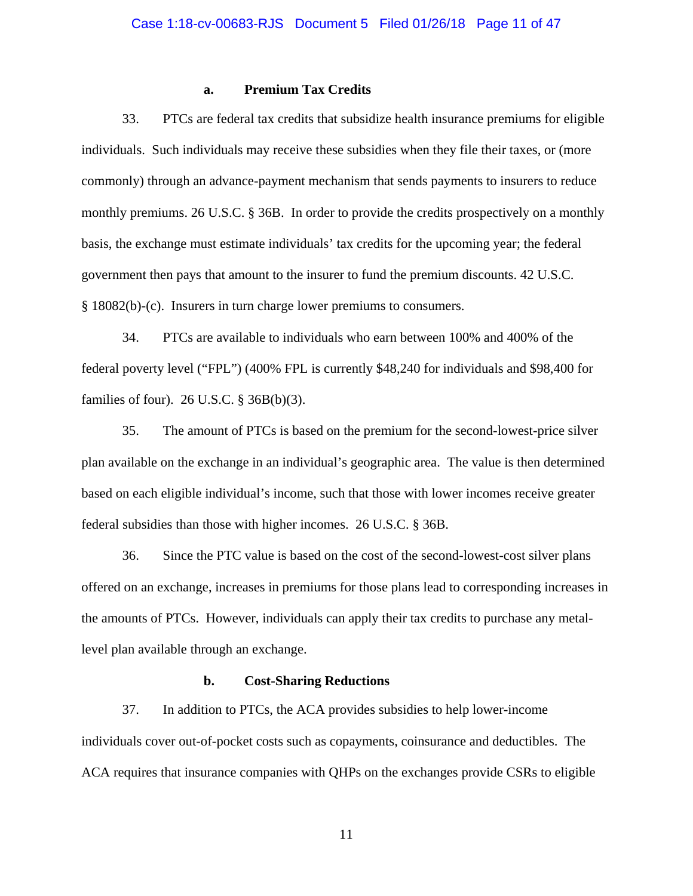### a. Premium Tax Credits

33. PTCs are federal tax credits that subsidize health insurance premiums for eligible individuals. Such individuals may receive these subsidies when they file their taxes, or (more commonly) through an advance-payment mechanism that sends payments to insurers to reduce monthly premiums. 26 U.S.C. § 36B. In order to provide the credits prospectively on a monthly basis, the exchange must estimate individuals' tax credits for the upcoming year; the federal government then pays that amount to the insurer to fund the premium discounts. 42 U.S.C. § 18082(b)-(c). Insurers in turn charge lower premiums to consumers.

34. PTCs are available to individuals who earn between 100% and 400% of the federal poverty level ("FPL") (400% FPL is currently $48,240 for individuals and $98,400 for families of four). 26 U.S.C. § 36B(b)(3).

35. The amount of PTCs is based on the premium for the second-lowest-price silver plan available on the exchange in an individual's geographic area. The value is then determined based on each eligible individual's income, such that those with lower incomes receive greater federal subsidies than those with higher incomes. 26 U.S.C. § 36B.

36. Since the PTC value is based on the cost of the second-lowest-cost silver plans offered on an exchange, increases in premiums for those plans lead to corresponding increases in the amounts of PTCs. However, individuals can apply their tax credits to purchase any metal-level plan available through an exchange.

### b. Cost-Sharing Reductions

37. In addition to PTCs, the ACA provides subsidies to help lower-income individuals cover out-of-pocket costs such as copayments, coinsurance and deductibles. The ACA requires that insurance companies with QHPs on the exchanges provide CSRs to eligible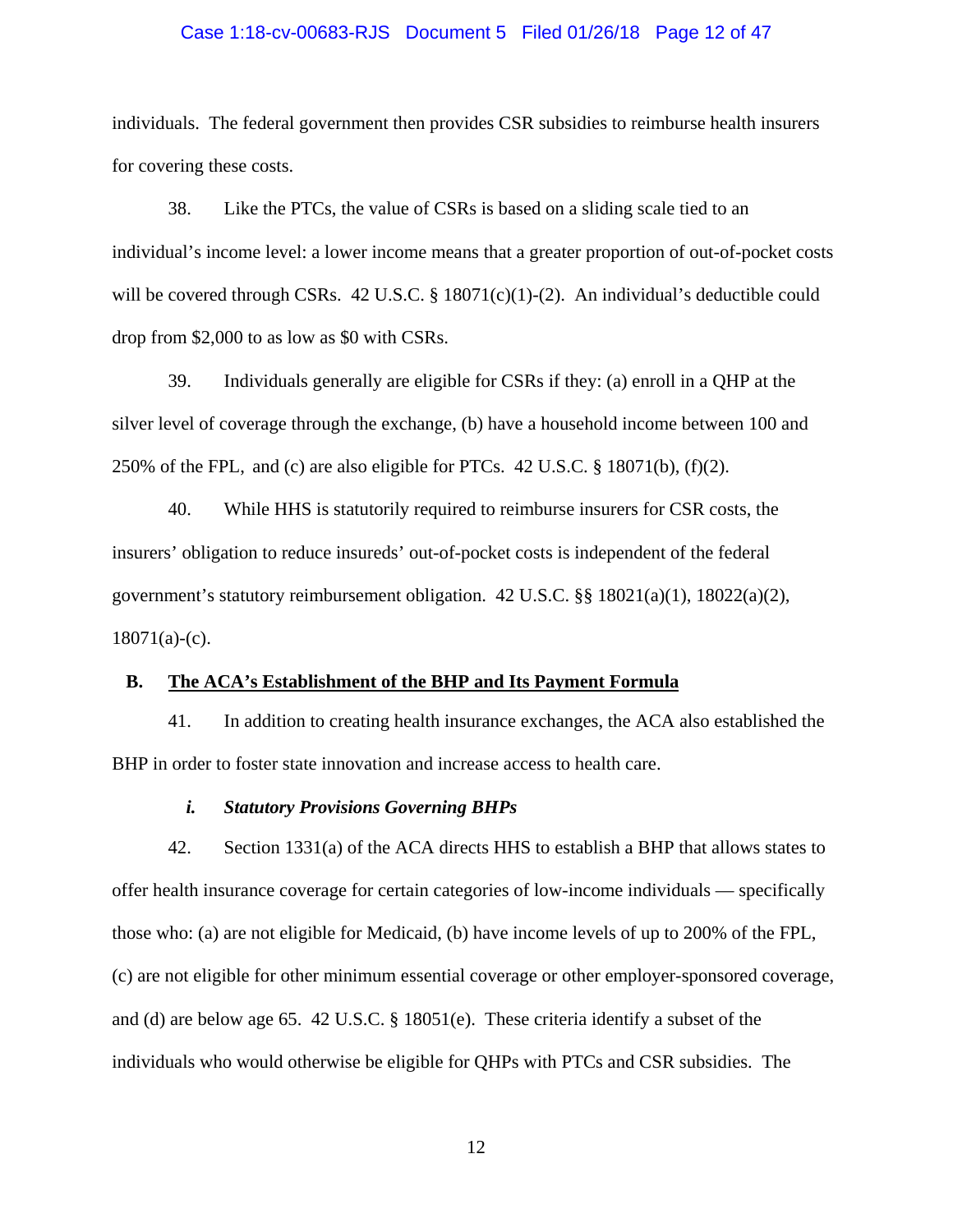individuals. The federal government then provides CSR subsidies to reimburse health insurers for covering these costs.

38. Like the PTCs, the value of CSRs is based on a sliding scale tied to an individual's income level: a lower income means that a greater proportion of out-of-pocket costs will be covered through CSRs. 42 U.S.C. § 18071(c)(1)-(2). An individual's deductible could drop from $2,000 to as low as $0 with CSRs.

39. Individuals generally are eligible for CSRs if they: (a) enroll in a QHP at the silver level of coverage through the exchange, (b) have a household income between 100 and 250% of the FPL, and (c) are also eligible for PTCs. 42 U.S.C. § 18071(b), (f)(2).

40. While HHS is statutorily required to reimburse insurers for CSR costs, the insurers' obligation to reduce insureds' out-of-pocket costs is independent of the federal government's statutory reimbursement obligation. 42 U.S.C. §§ 18021(a)(1), 18022(a)(2), 18071(a)-(c).

### B. <u>The ACA's Establishment of the BHP and Its Payment Formula</u>

41. In addition to creating health insurance exchanges, the ACA also established the BHP in order to foster state innovation and increase access to health care.

#### *i. Statutory Provisions Governing BHPs*

42. Section 1331(a) of the ACA directs HHS to establish a BHP that allows states to offer health insurance coverage for certain categories of low-income individuals — specifically those who: (a) are not eligible for Medicaid, (b) have income levels of up to 200% of the FPL, (c) are not eligible for other minimum essential coverage or other employer-sponsored coverage, and (d) are below age 65. 42 U.S.C. § 18051(e). These criteria identify a subset of the individuals who would otherwise be eligible for QHPs with PTCs and CSR subsidies. The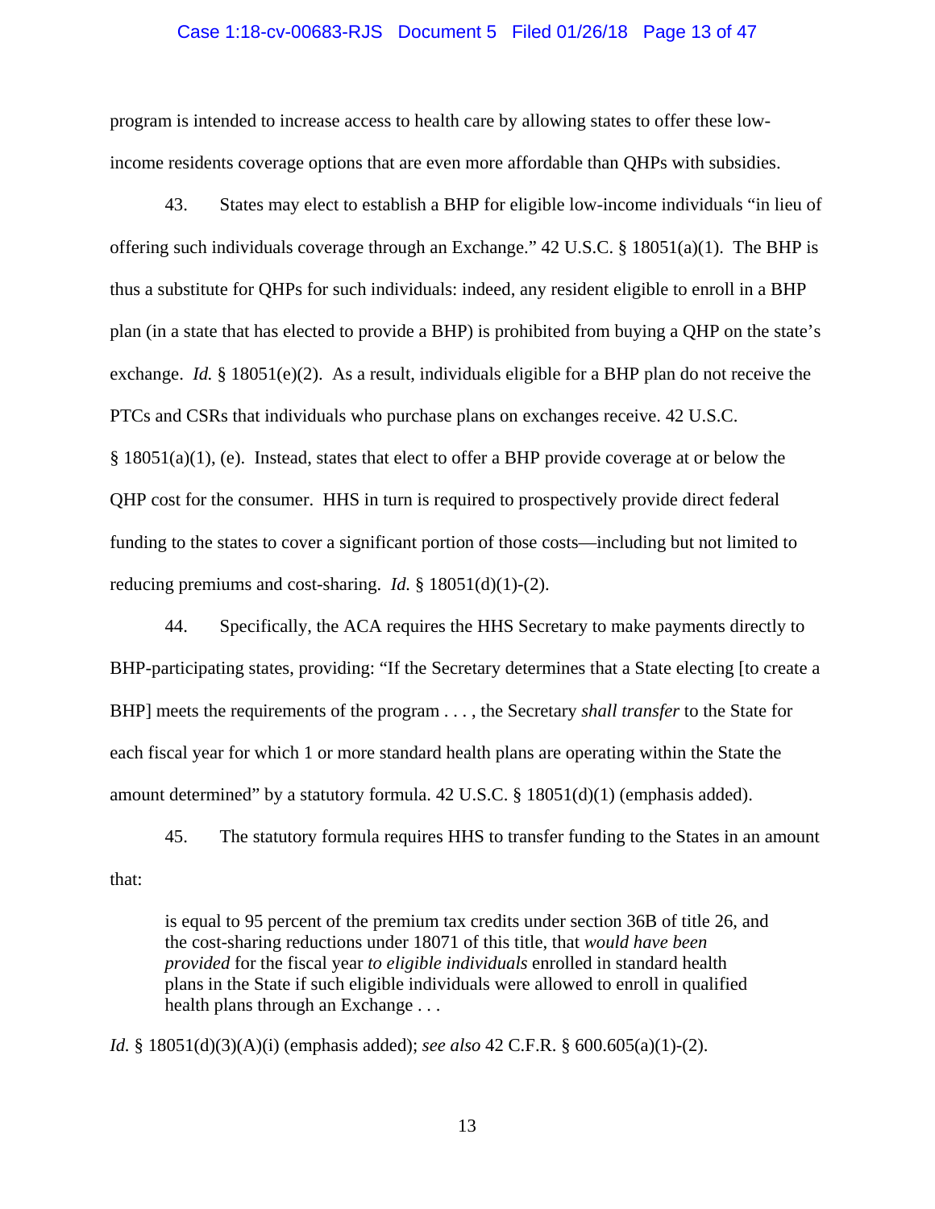program is intended to increase access to health care by allowing states to offer these low-income residents coverage options that are even more affordable than QHPs with subsidies.

43. States may elect to establish a BHP for eligible low-income individuals "in lieu of offering such individuals coverage through an Exchange." 42 U.S.C. § 18051(a)(1). The BHP is thus a substitute for QHPs for such individuals: indeed, any resident eligible to enroll in a BHP plan (in a state that has elected to provide a BHP) is prohibited from buying a QHP on the state's exchange. *Id.* § 18051(e)(2). As a result, individuals eligible for a BHP plan do not receive the PTCs and CSRs that individuals who purchase plans on exchanges receive. 42 U.S.C. § 18051(a)(1), (e). Instead, states that elect to offer a BHP provide coverage at or below the QHP cost for the consumer. HHS in turn is required to prospectively provide direct federal funding to the states to cover a significant portion of those costs—including but not limited to reducing premiums and cost-sharing. *Id.* § 18051(d)(1)-(2).

44. Specifically, the ACA requires the HHS Secretary to make payments directly to BHP-participating states, providing: "If the Secretary determines that a State electing [to create a BHP] meets the requirements of the program . . . , the Secretary *shall transfer* to the State for each fiscal year for which 1 or more standard health plans are operating within the State the amount determined" by a statutory formula. 42 U.S.C. § 18051(d)(1) (emphasis added).

45. The statutory formula requires HHS to transfer funding to the States in an amount that:

> is equal to 95 percent of the premium tax credits under section 36B of title 26, and the cost-sharing reductions under 18071 of this title, that *would have been provided* for the fiscal year *to eligible individuals* enrolled in standard health plans in the State if such eligible individuals were allowed to enroll in qualified health plans through an Exchange . . .

*Id.* § 18051(d)(3)(A)(i) (emphasis added); *see also* 42 C.F.R. § 600.605(a)(1)-(2).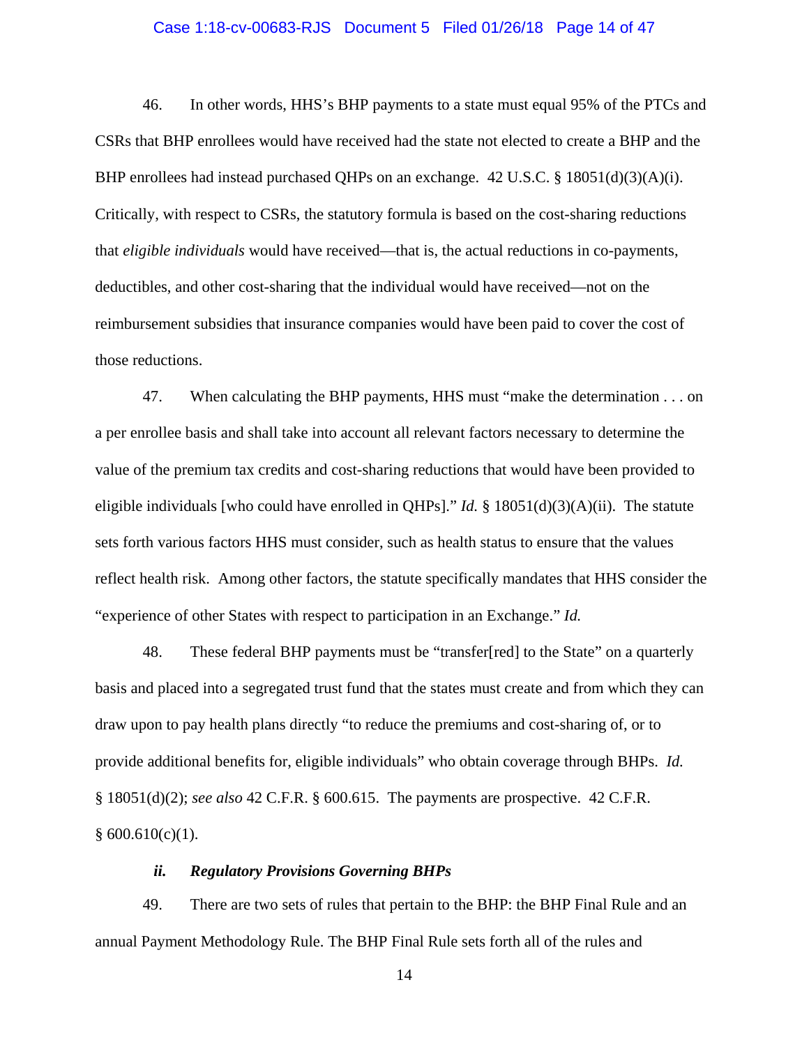46. In other words, HHS's BHP payments to a state must equal 95% of the PTCs and CSRs that BHP enrollees would have received had the state not elected to create a BHP and the BHP enrollees had instead purchased QHPs on an exchange. 42 U.S.C. § 18051(d)(3)(A)(i). Critically, with respect to CSRs, the statutory formula is based on the cost-sharing reductions that *eligible individuals* would have received—that is, the actual reductions in co-payments, deductibles, and other cost-sharing that the individual would have received—not on the reimbursement subsidies that insurance companies would have been paid to cover the cost of those reductions.

47. When calculating the BHP payments, HHS must "make the determination . . . on a per enrollee basis and shall take into account all relevant factors necessary to determine the value of the premium tax credits and cost-sharing reductions that would have been provided to eligible individuals [who could have enrolled in QHPs]." *Id.* § 18051(d)(3)(A)(ii). The statute sets forth various factors HHS must consider, such as health status to ensure that the values reflect health risk. Among other factors, the statute specifically mandates that HHS consider the "experience of other States with respect to participation in an Exchange." *Id.*

48. These federal BHP payments must be "transfer[red] to the State" on a quarterly basis and placed into a segregated trust fund that the states must create and from which they can draw upon to pay health plans directly "to reduce the premiums and cost-sharing of, or to provide additional benefits for, eligible individuals" who obtain coverage through BHPs. *Id.* § 18051(d)(2); *see also* 42 C.F.R. § 600.615. The payments are prospective. 42 C.F.R. § 600.610(c)(1).

### *ii. Regulatory Provisions Governing BHPs*

49. There are two sets of rules that pertain to the BHP: the BHP Final Rule and an annual Payment Methodology Rule. The BHP Final Rule sets forth all of the rules and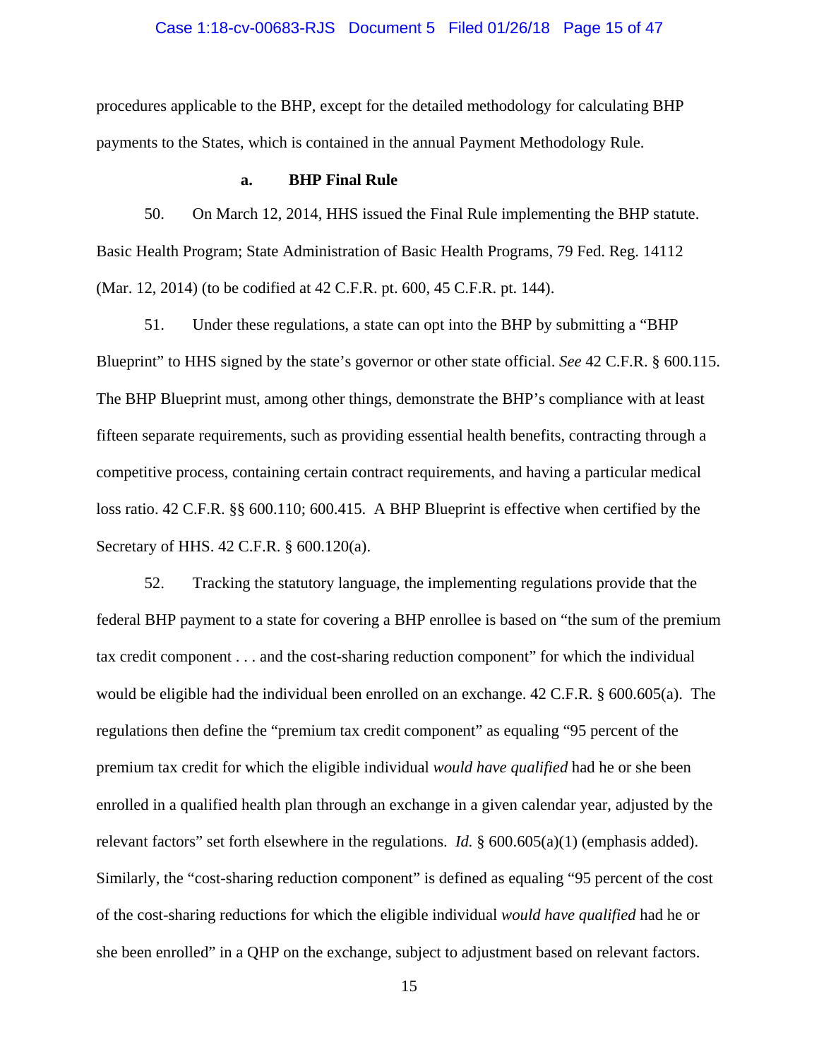procedures applicable to the BHP, except for the detailed methodology for calculating BHP payments to the States, which is contained in the annual Payment Methodology Rule.

#### a. BHP Final Rule

50. On March 12, 2014, HHS issued the Final Rule implementing the BHP statute. Basic Health Program; State Administration of Basic Health Programs, 79 Fed. Reg. 14112 (Mar. 12, 2014) (to be codified at 42 C.F.R. pt. 600, 45 C.F.R. pt. 144).

51. Under these regulations, a state can opt into the BHP by submitting a "BHP Blueprint" to HHS signed by the state's governor or other state official. *See* 42 C.F.R. § 600.115. The BHP Blueprint must, among other things, demonstrate the BHP's compliance with at least fifteen separate requirements, such as providing essential health benefits, contracting through a competitive process, containing certain contract requirements, and having a particular medical loss ratio. 42 C.F.R. §§ 600.110; 600.415. A BHP Blueprint is effective when certified by the Secretary of HHS. 42 C.F.R. § 600.120(a).

52. Tracking the statutory language, the implementing regulations provide that the federal BHP payment to a state for covering a BHP enrollee is based on "the sum of the premium tax credit component . . . and the cost-sharing reduction component" for which the individual would be eligible had the individual been enrolled on an exchange. 42 C.F.R. § 600.605(a). The regulations then define the "premium tax credit component" as equaling "95 percent of the premium tax credit for which the eligible individual *would have qualified* had he or she been enrolled in a qualified health plan through an exchange in a given calendar year, adjusted by the relevant factors" set forth elsewhere in the regulations. *Id.* § 600.605(a)(1) (emphasis added). Similarly, the "cost-sharing reduction component" is defined as equaling "95 percent of the cost of the cost-sharing reductions for which the eligible individual *would have qualified* had he or she been enrolled" in a QHP on the exchange, subject to adjustment based on relevant factors.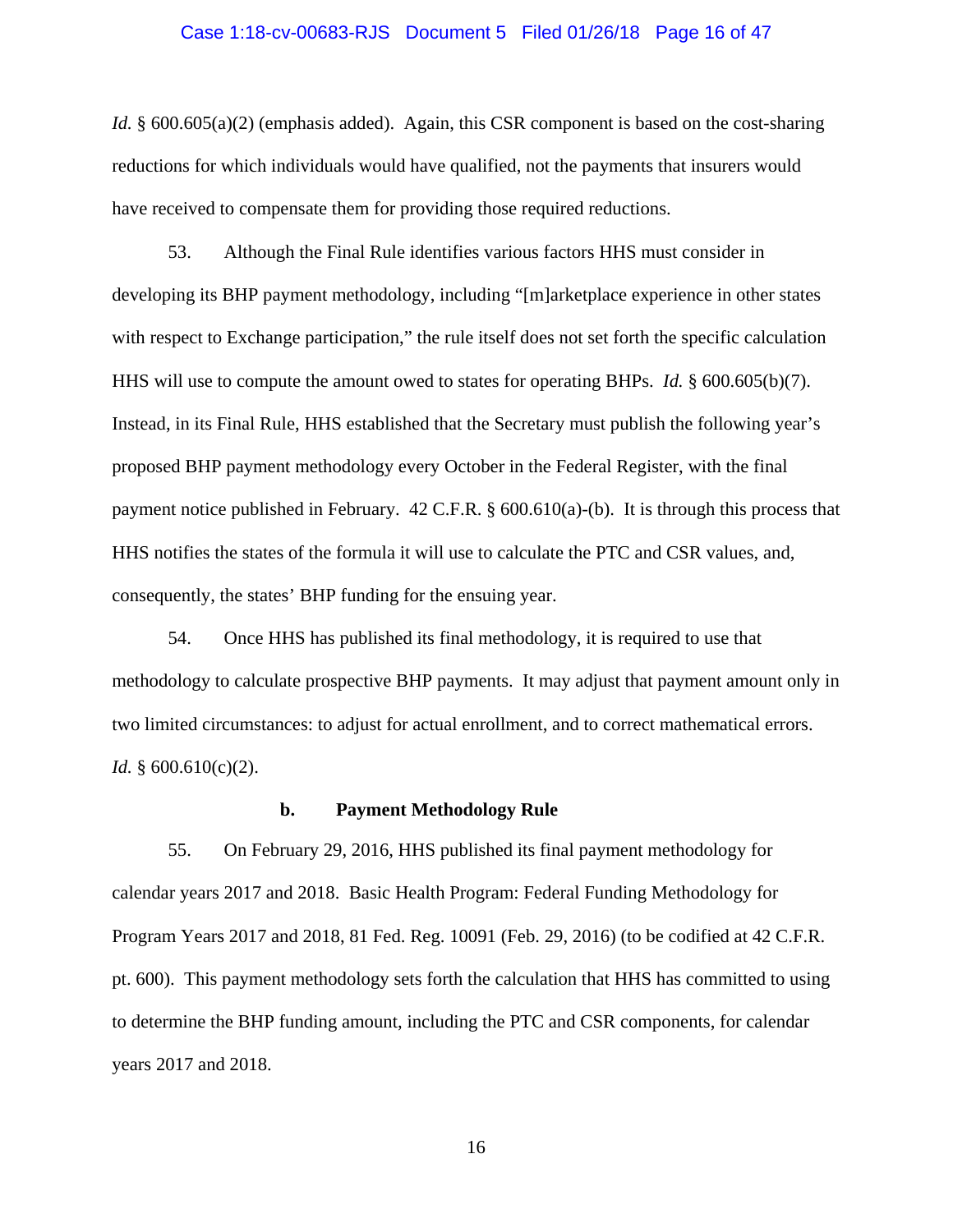*Id.* § 600.605(a)(2) (emphasis added). Again, this CSR component is based on the cost-sharing reductions for which individuals would have qualified, not the payments that insurers would have received to compensate them for providing those required reductions.

53. Although the Final Rule identifies various factors HHS must consider in developing its BHP payment methodology, including "[m]arketplace experience in other states with respect to Exchange participation," the rule itself does not set forth the specific calculation HHS will use to compute the amount owed to states for operating BHPs. *Id.* § 600.605(b)(7). Instead, in its Final Rule, HHS established that the Secretary must publish the following year's proposed BHP payment methodology every October in the Federal Register, with the final payment notice published in February. 42 C.F.R. § 600.610(a)-(b). It is through this process that HHS notifies the states of the formula it will use to calculate the PTC and CSR values, and, consequently, the states' BHP funding for the ensuing year.

54. Once HHS has published its final methodology, it is required to use that methodology to calculate prospective BHP payments. It may adjust that payment amount only in two limited circumstances: to adjust for actual enrollment, and to correct mathematical errors. *Id.* § 600.610(c)(2).

### b. Payment Methodology Rule

55. On February 29, 2016, HHS published its final payment methodology for calendar years 2017 and 2018. Basic Health Program: Federal Funding Methodology for Program Years 2017 and 2018, 81 Fed. Reg. 10091 (Feb. 29, 2016) (to be codified at 42 C.F.R. pt. 600). This payment methodology sets forth the calculation that HHS has committed to using to determine the BHP funding amount, including the PTC and CSR components, for calendar years 2017 and 2018.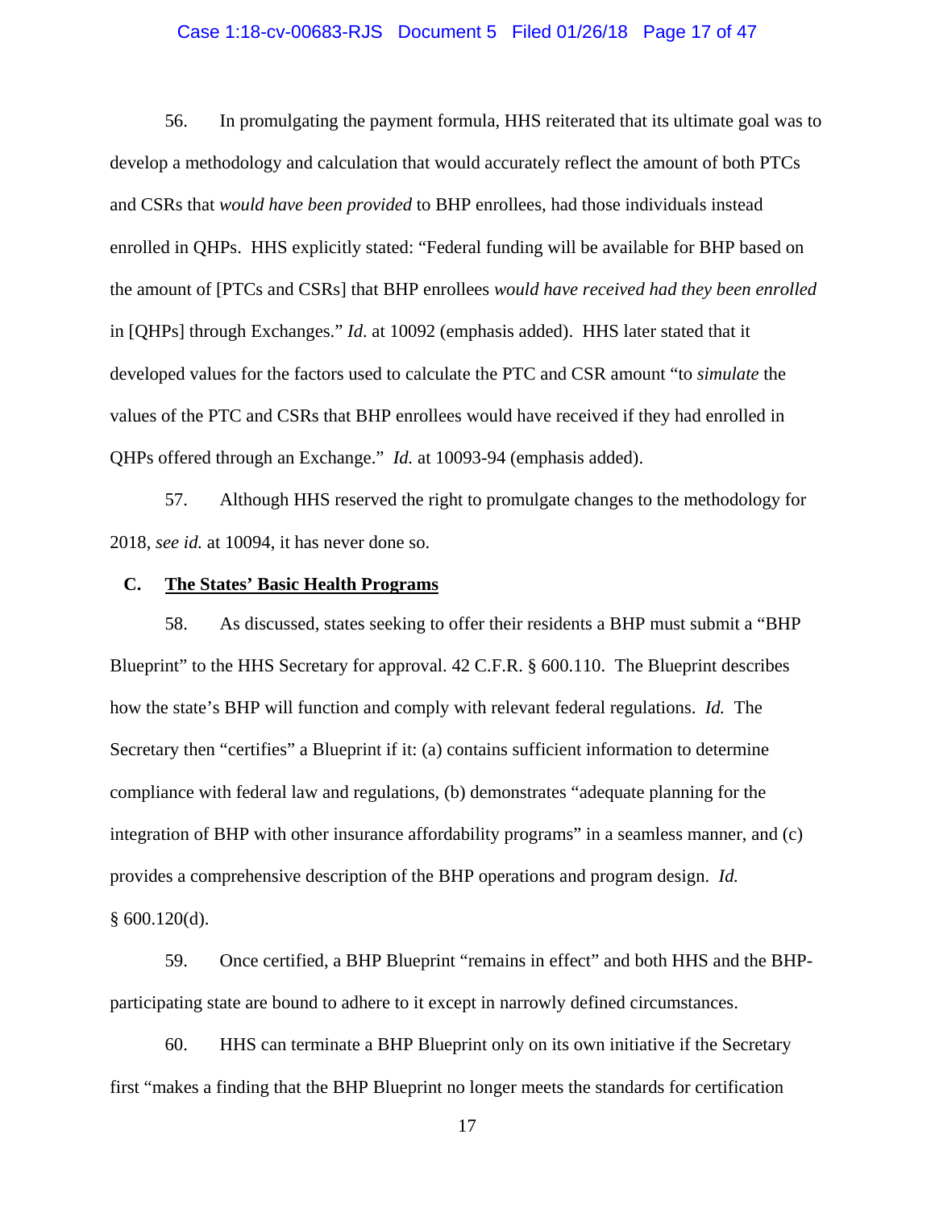56. In promulgating the payment formula, HHS reiterated that its ultimate goal was to develop a methodology and calculation that would accurately reflect the amount of both PTCs and CSRs that *would have been provided* to BHP enrollees, had those individuals instead enrolled in QHPs. HHS explicitly stated: "Federal funding will be available for BHP based on the amount of [PTCs and CSRs] that BHP enrollees *would have received had they been enrolled* in [QHPs] through Exchanges." *Id*. at 10092 (emphasis added). HHS later stated that it developed values for the factors used to calculate the PTC and CSR amount "to *simulate* the values of the PTC and CSRs that BHP enrollees would have received if they had enrolled in QHPs offered through an Exchange." *Id.* at 10093-94 (emphasis added).

57. Although HHS reserved the right to promulgate changes to the methodology for 2018, *see id.* at 10094, it has never done so.

### C. The States' Basic Health Programs

58. As discussed, states seeking to offer their residents a BHP must submit a "BHP Blueprint" to the HHS Secretary for approval. 42 C.F.R. § 600.110. The Blueprint describes how the state's BHP will function and comply with relevant federal regulations. *Id.* The Secretary then "certifies" a Blueprint if it: (a) contains sufficient information to determine compliance with federal law and regulations, (b) demonstrates "adequate planning for the integration of BHP with other insurance affordability programs" in a seamless manner, and (c) provides a comprehensive description of the BHP operations and program design. *Id.* § 600.120(d).

59. Once certified, a BHP Blueprint "remains in effect" and both HHS and the BHP-participating state are bound to adhere to it except in narrowly defined circumstances.

60. HHS can terminate a BHP Blueprint only on its own initiative if the Secretary first "makes a finding that the BHP Blueprint no longer meets the standards for certification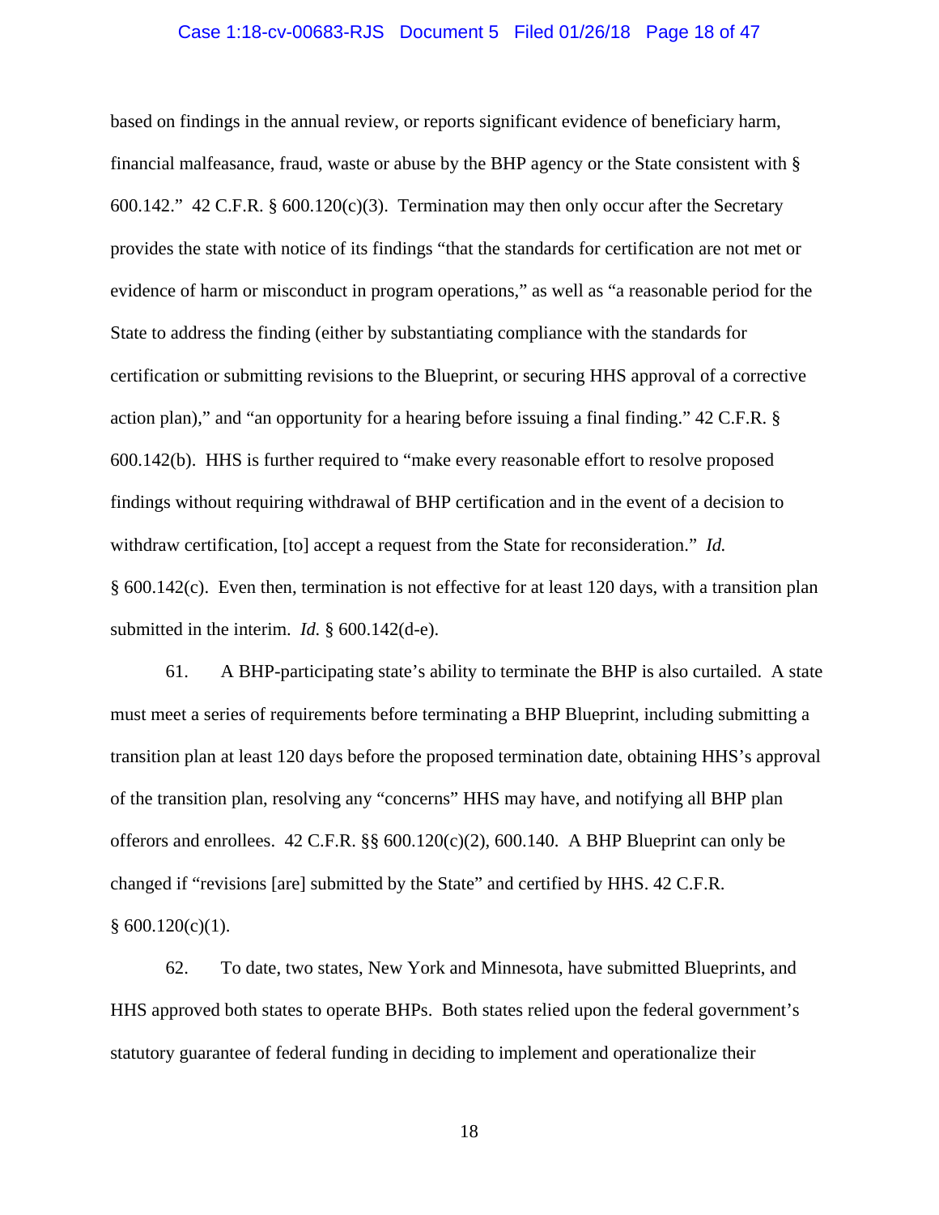based on findings in the annual review, or reports significant evidence of beneficiary harm, financial malfeasance, fraud, waste or abuse by the BHP agency or the State consistent with § 600.142." 42 C.F.R. § 600.120(c)(3). Termination may then only occur after the Secretary provides the state with notice of its findings "that the standards for certification are not met or evidence of harm or misconduct in program operations," as well as "a reasonable period for the State to address the finding (either by substantiating compliance with the standards for certification or submitting revisions to the Blueprint, or securing HHS approval of a corrective action plan)," and "an opportunity for a hearing before issuing a final finding." 42 C.F.R. § 600.142(b). HHS is further required to "make every reasonable effort to resolve proposed findings without requiring withdrawal of BHP certification and in the event of a decision to withdraw certification, [to] accept a request from the State for reconsideration." *Id.* § 600.142(c). Even then, termination is not effective for at least 120 days, with a transition plan submitted in the interim. *Id.* § 600.142(d-e).

61. A BHP-participating state's ability to terminate the BHP is also curtailed. A state must meet a series of requirements before terminating a BHP Blueprint, including submitting a transition plan at least 120 days before the proposed termination date, obtaining HHS's approval of the transition plan, resolving any "concerns" HHS may have, and notifying all BHP plan offerors and enrollees. 42 C.F.R. §§ 600.120(c)(2), 600.140. A BHP Blueprint can only be changed if "revisions [are] submitted by the State" and certified by HHS. 42 C.F.R. § 600.120(c)(1).

62. To date, two states, New York and Minnesota, have submitted Blueprints, and HHS approved both states to operate BHPs. Both states relied upon the federal government's statutory guarantee of federal funding in deciding to implement and operationalize their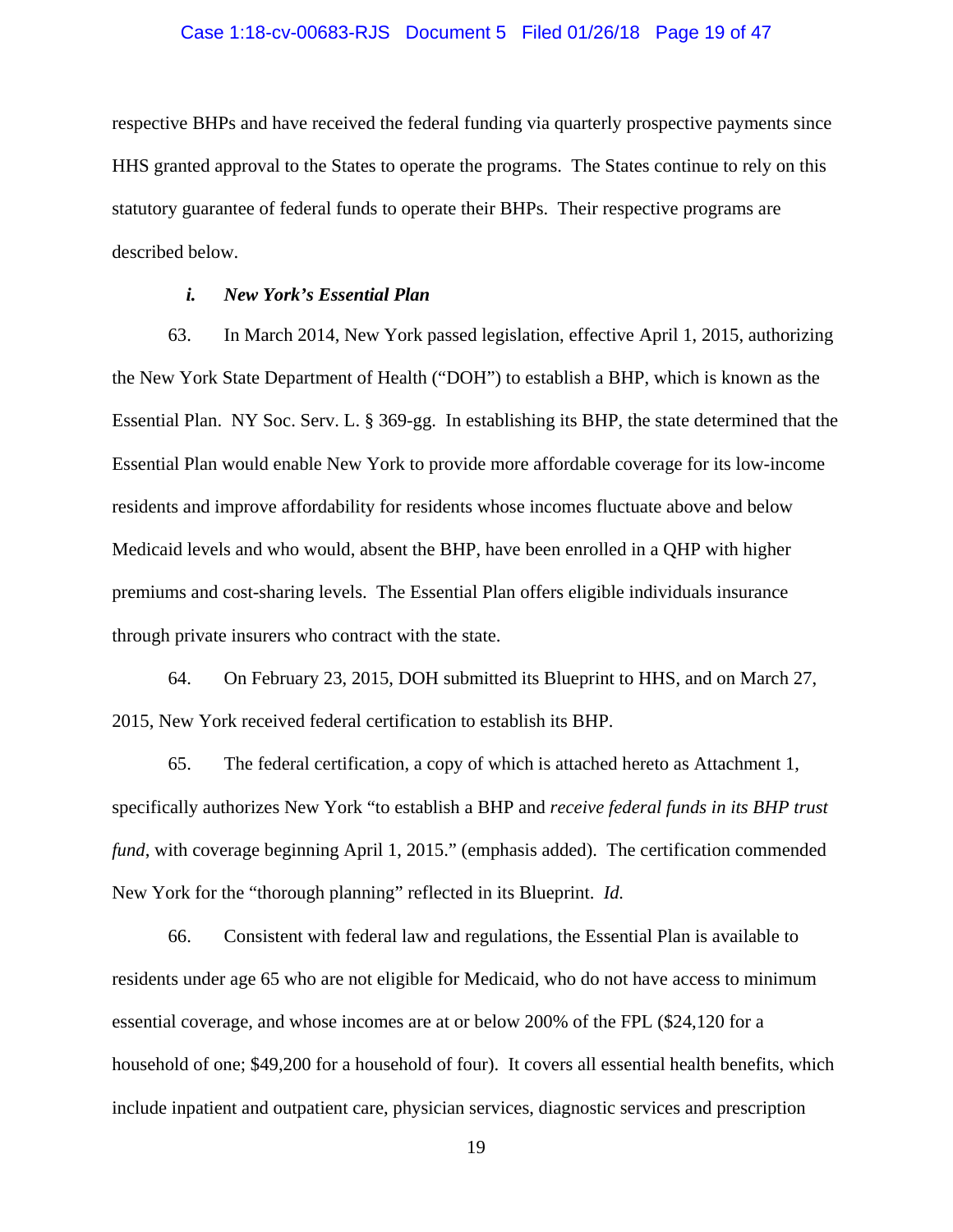respective BHPs and have received the federal funding via quarterly prospective payments since HHS granted approval to the States to operate the programs. The States continue to rely on this statutory guarantee of federal funds to operate their BHPs. Their respective programs are described below.

### *i. New York's Essential Plan*

63. In March 2014, New York passed legislation, effective April 1, 2015, authorizing the New York State Department of Health ("DOH") to establish a BHP, which is known as the Essential Plan. NY Soc. Serv. L. § 369-gg. In establishing its BHP, the state determined that the Essential Plan would enable New York to provide more affordable coverage for its low-income residents and improve affordability for residents whose incomes fluctuate above and below Medicaid levels and who would, absent the BHP, have been enrolled in a QHP with higher premiums and cost-sharing levels. The Essential Plan offers eligible individuals insurance through private insurers who contract with the state.

64. On February 23, 2015, DOH submitted its Blueprint to HHS, and on March 27, 2015, New York received federal certification to establish its BHP.

65. The federal certification, a copy of which is attached hereto as Attachment 1, specifically authorizes New York "to establish a BHP and *receive federal funds in its BHP trust fund*, with coverage beginning April 1, 2015." (emphasis added). The certification commended New York for the "thorough planning" reflected in its Blueprint. *Id.*

66. Consistent with federal law and regulations, the Essential Plan is available to residents under age 65 who are not eligible for Medicaid, who do not have access to minimum essential coverage, and whose incomes are at or below 200% of the FPL ($24,120 for a household of one; $49,200 for a household of four). It covers all essential health benefits, which include inpatient and outpatient care, physician services, diagnostic services and prescription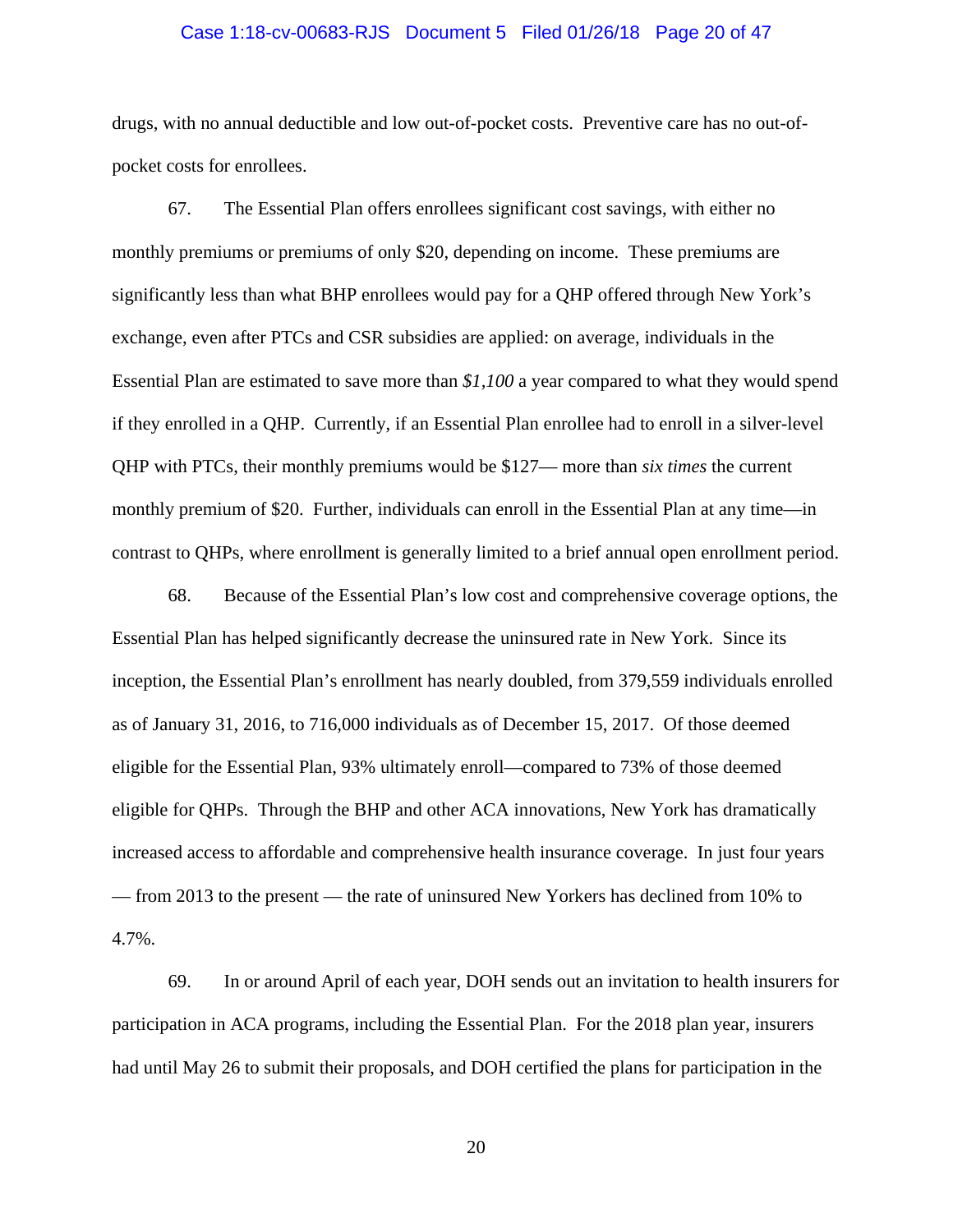drugs, with no annual deductible and low out-of-pocket costs. Preventive care has no out-of-pocket costs for enrollees.

67. The Essential Plan offers enrollees significant cost savings, with either no monthly premiums or premiums of only $20, depending on income. These premiums are significantly less than what BHP enrollees would pay for a QHP offered through New York's exchange, even after PTCs and CSR subsidies are applied: on average, individuals in the Essential Plan are estimated to save more than *$1,100* a year compared to what they would spend if they enrolled in a QHP. Currently, if an Essential Plan enrollee had to enroll in a silver-level QHP with PTCs, their monthly premiums would be $127— more than *six times* the current monthly premium of $20. Further, individuals can enroll in the Essential Plan at any time—in contrast to QHPs, where enrollment is generally limited to a brief annual open enrollment period.

68. Because of the Essential Plan's low cost and comprehensive coverage options, the Essential Plan has helped significantly decrease the uninsured rate in New York. Since its inception, the Essential Plan's enrollment has nearly doubled, from 379,559 individuals enrolled as of January 31, 2016, to 716,000 individuals as of December 15, 2017. Of those deemed eligible for the Essential Plan, 93% ultimately enroll—compared to 73% of those deemed eligible for QHPs. Through the BHP and other ACA innovations, New York has dramatically increased access to affordable and comprehensive health insurance coverage. In just four years — from 2013 to the present — the rate of uninsured New Yorkers has declined from 10% to 4.7%.

69. In or around April of each year, DOH sends out an invitation to health insurers for participation in ACA programs, including the Essential Plan. For the 2018 plan year, insurers had until May 26 to submit their proposals, and DOH certified the plans for participation in the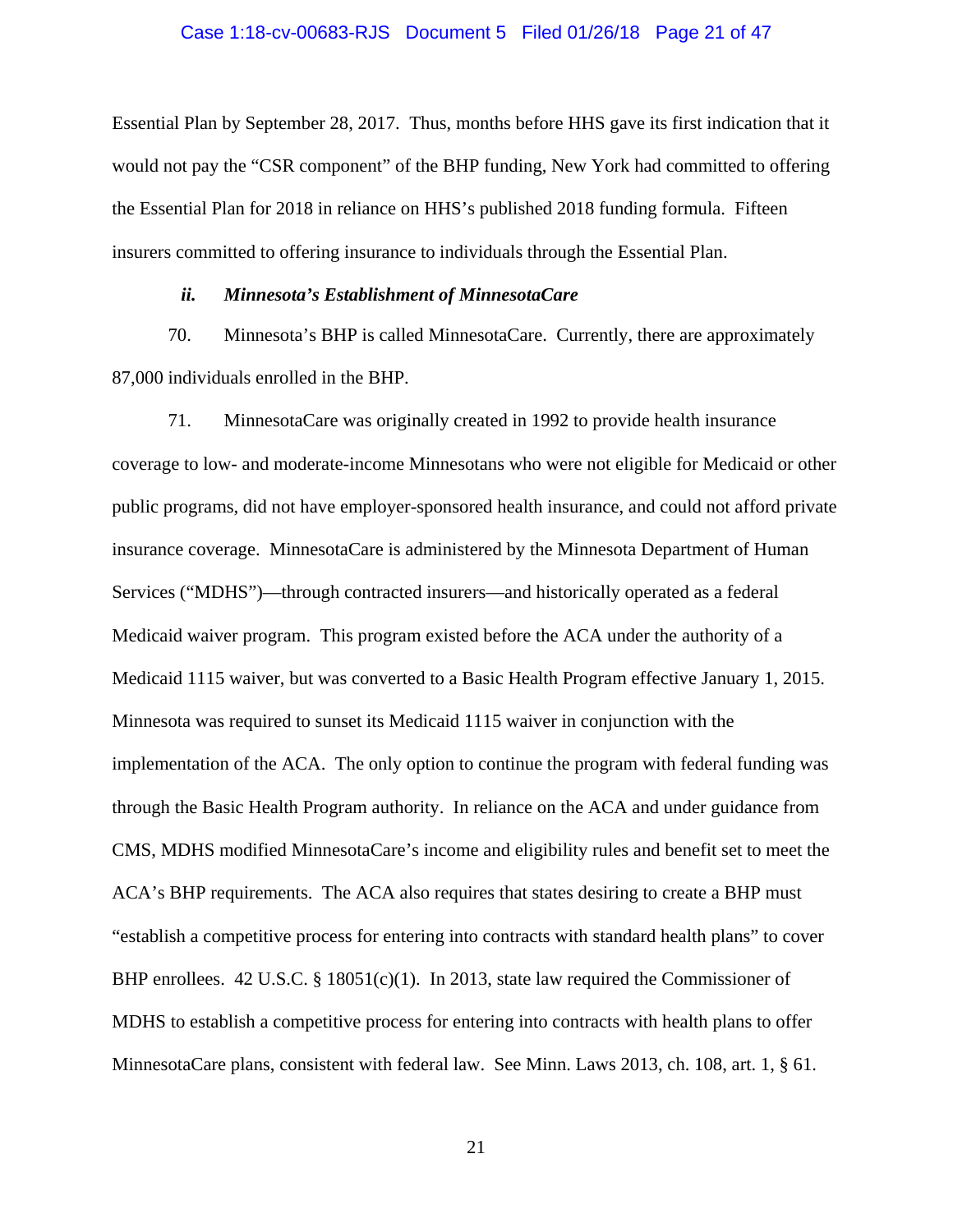Essential Plan by September 28, 2017. Thus, months before HHS gave its first indication that it would not pay the "CSR component" of the BHP funding, New York had committed to offering the Essential Plan for 2018 in reliance on HHS's published 2018 funding formula. Fifteen insurers committed to offering insurance to individuals through the Essential Plan.

### *ii. Minnesota's Establishment of MinnesotaCare*

70. Minnesota's BHP is called MinnesotaCare. Currently, there are approximately 87,000 individuals enrolled in the BHP.

71. MinnesotaCare was originally created in 1992 to provide health insurance coverage to low- and moderate-income Minnesotans who were not eligible for Medicaid or other public programs, did not have employer-sponsored health insurance, and could not afford private insurance coverage. MinnesotaCare is administered by the Minnesota Department of Human Services ("MDHS")—through contracted insurers—and historically operated as a federal Medicaid waiver program. This program existed before the ACA under the authority of a Medicaid 1115 waiver, but was converted to a Basic Health Program effective January 1, 2015. Minnesota was required to sunset its Medicaid 1115 waiver in conjunction with the implementation of the ACA. The only option to continue the program with federal funding was through the Basic Health Program authority. In reliance on the ACA and under guidance from CMS, MDHS modified MinnesotaCare's income and eligibility rules and benefit set to meet the ACA's BHP requirements. The ACA also requires that states desiring to create a BHP must "establish a competitive process for entering into contracts with standard health plans" to cover BHP enrollees. 42 U.S.C. § 18051(c)(1). In 2013, state law required the Commissioner of MDHS to establish a competitive process for entering into contracts with health plans to offer MinnesotaCare plans, consistent with federal law. See Minn. Laws 2013, ch. 108, art. 1, § 61.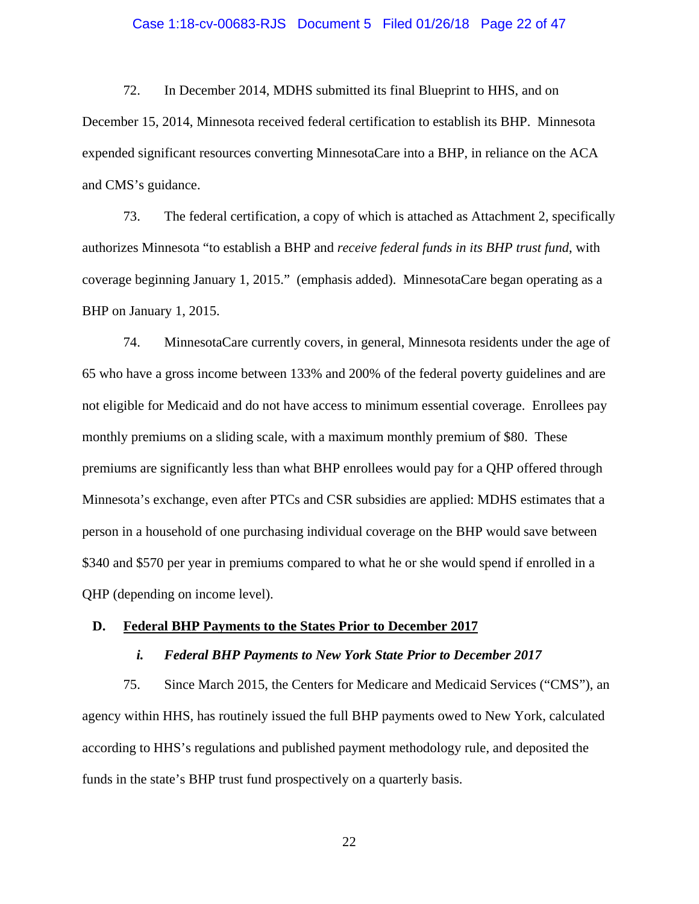72. In December 2014, MDHS submitted its final Blueprint to HHS, and on December 15, 2014, Minnesota received federal certification to establish its BHP. Minnesota expended significant resources converting MinnesotaCare into a BHP, in reliance on the ACA and CMS's guidance.

73. The federal certification, a copy of which is attached as Attachment 2, specifically authorizes Minnesota "to establish a BHP and *receive federal funds in its BHP trust fund*, with coverage beginning January 1, 2015." (emphasis added). MinnesotaCare began operating as a BHP on January 1, 2015.

74. MinnesotaCare currently covers, in general, Minnesota residents under the age of 65 who have a gross income between 133% and 200% of the federal poverty guidelines and are not eligible for Medicaid and do not have access to minimum essential coverage. Enrollees pay monthly premiums on a sliding scale, with a maximum monthly premium of $80. These premiums are significantly less than what BHP enrollees would pay for a QHP offered through Minnesota's exchange, even after PTCs and CSR subsidies are applied: MDHS estimates that a person in a household of one purchasing individual coverage on the BHP would save between $340 and $570 per year in premiums compared to what he or she would spend if enrolled in a QHP (depending on income level).

## D. <u>Federal BHP Payments to the States Prior to December 2017</u>

### *i. Federal BHP Payments to New York State Prior to December 2017*

75. Since March 2015, the Centers for Medicare and Medicaid Services ("CMS"), an agency within HHS, has routinely issued the full BHP payments owed to New York, calculated according to HHS's regulations and published payment methodology rule, and deposited the funds in the state's BHP trust fund prospectively on a quarterly basis.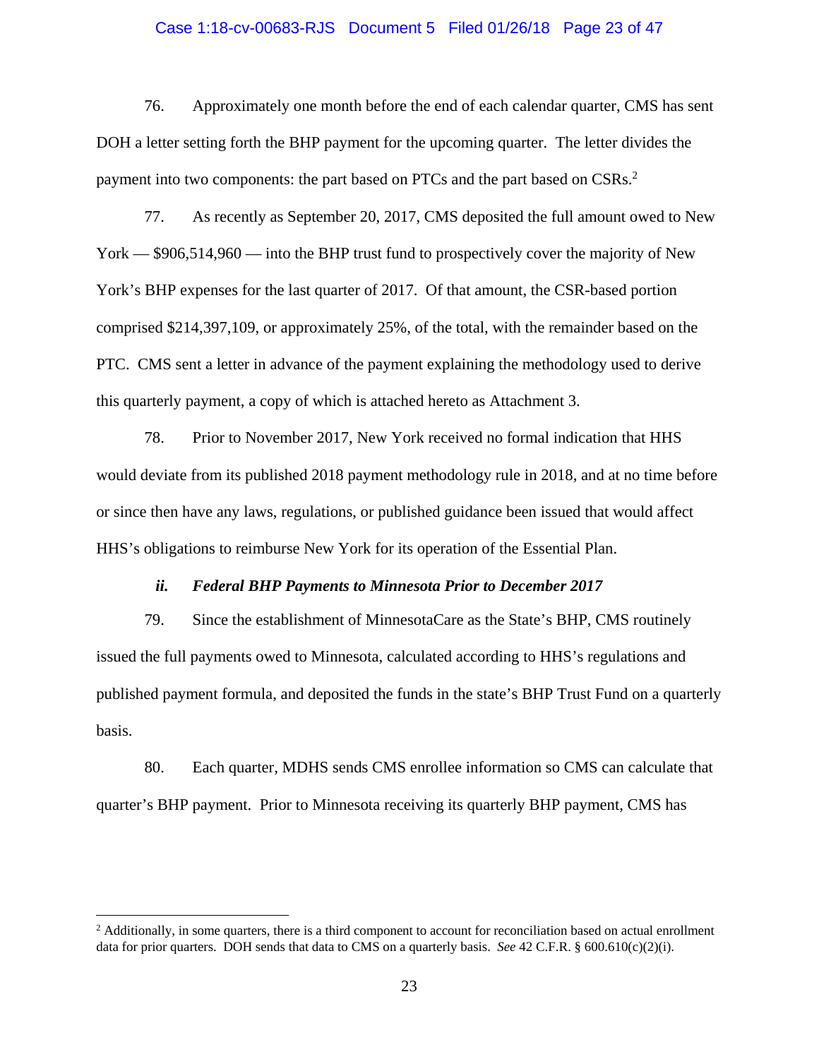76. Approximately one month before the end of each calendar quarter, CMS has sent DOH a letter setting forth the BHP payment for the upcoming quarter. The letter divides the payment into two components: the part based on PTCs and the part based on CSRs.[2]

77. As recently as September 20, 2017, CMS deposited the full amount owed to New York — $906,514,960 — into the BHP trust fund to prospectively cover the majority of New York's BHP expenses for the last quarter of 2017. Of that amount, the CSR-based portion comprised $214,397,109, or approximately 25%, of the total, with the remainder based on the PTC. CMS sent a letter in advance of the payment explaining the methodology used to derive this quarterly payment, a copy of which is attached hereto as Attachment 3.

78. Prior to November 2017, New York received no formal indication that HHS would deviate from its published 2018 payment methodology rule in 2018, and at no time before or since then have any laws, regulations, or published guidance been issued that would affect HHS's obligations to reimburse New York for its operation of the Essential Plan.

#### *ii. Federal BHP Payments to Minnesota Prior to December 2017*

79. Since the establishment of MinnesotaCare as the State's BHP, CMS routinely issued the full payments owed to Minnesota, calculated according to HHS's regulations and published payment formula, and deposited the funds in the state's BHP Trust Fund on a quarterly basis.

80. Each quarter, MDHS sends CMS enrollee information so CMS can calculate that quarter's BHP payment. Prior to Minnesota receiving its quarterly BHP payment, CMS has

---

[2] Additionally, in some quarters, there is a third component to account for reconciliation based on actual enrollment data for prior quarters. DOH sends that data to CMS on a quarterly basis. *See* 42 C.F.R. § 600.610(c)(2)(i).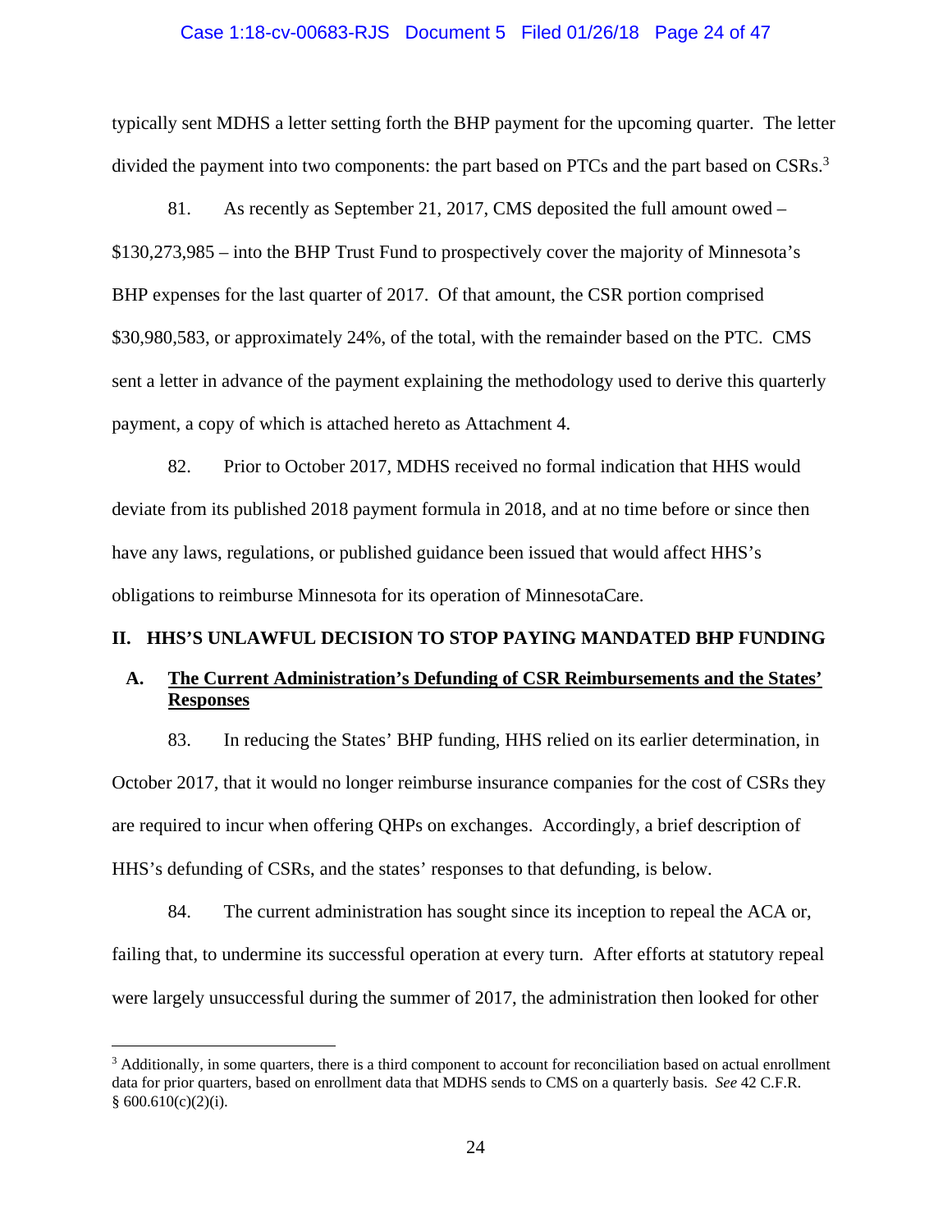typically sent MDHS a letter setting forth the BHP payment for the upcoming quarter. The letter divided the payment into two components: the part based on PTCs and the part based on CSRs.[3]

81. As recently as September 21, 2017, CMS deposited the full amount owed – $130,273,985 – into the BHP Trust Fund to prospectively cover the majority of Minnesota's BHP expenses for the last quarter of 2017. Of that amount, the CSR portion comprised $30,980,583, or approximately 24%, of the total, with the remainder based on the PTC. CMS sent a letter in advance of the payment explaining the methodology used to derive this quarterly payment, a copy of which is attached hereto as Attachment 4.

82. Prior to October 2017, MDHS received no formal indication that HHS would deviate from its published 2018 payment formula in 2018, and at no time before or since then have any laws, regulations, or published guidance been issued that would affect HHS's obligations to reimburse Minnesota for its operation of MinnesotaCare.

## II. HHS'S UNLAWFUL DECISION TO STOP PAYING MANDATED BHP FUNDING

### A. <u>The Current Administration's Defunding of CSR Reimbursements and the States' Responses</u>

83. In reducing the States' BHP funding, HHS relied on its earlier determination, in October 2017, that it would no longer reimburse insurance companies for the cost of CSRs they are required to incur when offering QHPs on exchanges. Accordingly, a brief description of HHS's defunding of CSRs, and the states' responses to that defunding, is below.

84. The current administration has sought since its inception to repeal the ACA or, failing that, to undermine its successful operation at every turn. After efforts at statutory repeal were largely unsuccessful during the summer of 2017, the administration then looked for other

---

[3] Additionally, in some quarters, there is a third component to account for reconciliation based on actual enrollment data for prior quarters, based on enrollment data that MDHS sends to CMS on a quarterly basis. *See* 42 C.F.R. § 600.610(c)(2)(i).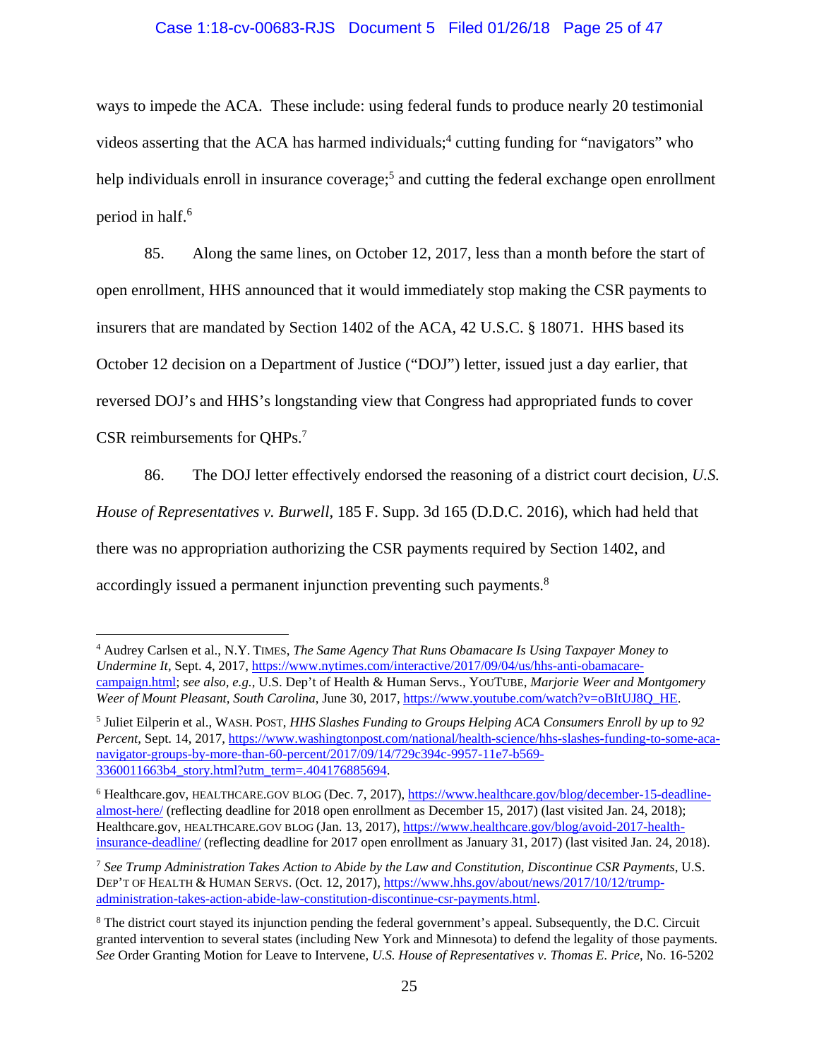ways to impede the ACA. These include: using federal funds to produce nearly 20 testimonial videos asserting that the ACA has harmed individuals;[4] cutting funding for "navigators" who help individuals enroll in insurance coverage;[5] and cutting the federal exchange open enrollment period in half.[6]

85. Along the same lines, on October 12, 2017, less than a month before the start of open enrollment, HHS announced that it would immediately stop making the CSR payments to insurers that are mandated by Section 1402 of the ACA, 42 U.S.C. § 18071. HHS based its October 12 decision on a Department of Justice ("DOJ") letter, issued just a day earlier, that reversed DOJ's and HHS's longstanding view that Congress had appropriated funds to cover CSR reimbursements for QHPs.[7]

86. The DOJ letter effectively endorsed the reasoning of a district court decision, *U.S. House of Representatives v. Burwell*, 185 F. Supp. 3d 165 (D.D.C. 2016), which had held that there was no appropriation authorizing the CSR payments required by Section 1402, and accordingly issued a permanent injunction preventing such payments.[8]

---

[4] Audrey Carlsen et al., N.Y. TIMES, *The Same Agency That Runs Obamacare Is Using Taxpayer Money to Undermine It*, Sept. 4, 2017, https://www.nytimes.com/interactive/2017/09/04/us/hhs-anti-obamacare-campaign.html; *see also, e.g.*, U.S. Dep't of Health & Human Servs., YOUTUBE, *Marjorie Weer and Montgomery Weer of Mount Pleasant, South Carolina*, June 30, 2017, https://www.youtube.com/watch?v=oBItUJ8Q_HE.

[5] Juliet Eilperin et al., WASH. POST, *HHS Slashes Funding to Groups Helping ACA Consumers Enroll by up to 92 Percent*, Sept. 14, 2017, https://www.washingtonpost.com/national/health-science/hhs-slashes-funding-to-some-aca-navigator-groups-by-more-than-60-percent/2017/09/14/729c394c-9957-11e7-b569-3360011663b4_story.html?utm_term=.404176885694.

[6] Healthcare.gov, HEALTHCARE.GOV BLOG (Dec. 7, 2017), https://www.healthcare.gov/blog/december-15-deadline-almost-here/ (reflecting deadline for 2018 open enrollment as December 15, 2017) (last visited Jan. 24, 2018); Healthcare.gov, HEALTHCARE.GOV BLOG (Jan. 13, 2017), https://www.healthcare.gov/blog/avoid-2017-health-insurance-deadline/ (reflecting deadline for 2017 open enrollment as January 31, 2017) (last visited Jan. 24, 2018).

[7] *See Trump Administration Takes Action to Abide by the Law and Constitution, Discontinue CSR Payments*, U.S. DEP'T OF HEALTH & HUMAN SERVS. (Oct. 12, 2017), https://www.hhs.gov/about/news/2017/10/12/trump-administration-takes-action-abide-law-constitution-discontinue-csr-payments.html.

[8] The district court stayed its injunction pending the federal government's appeal. Subsequently, the D.C. Circuit granted intervention to several states (including New York and Minnesota) to defend the legality of those payments. *See* Order Granting Motion for Leave to Intervene, *U.S. House of Representatives v. Thomas E. Price*, No. 16-5202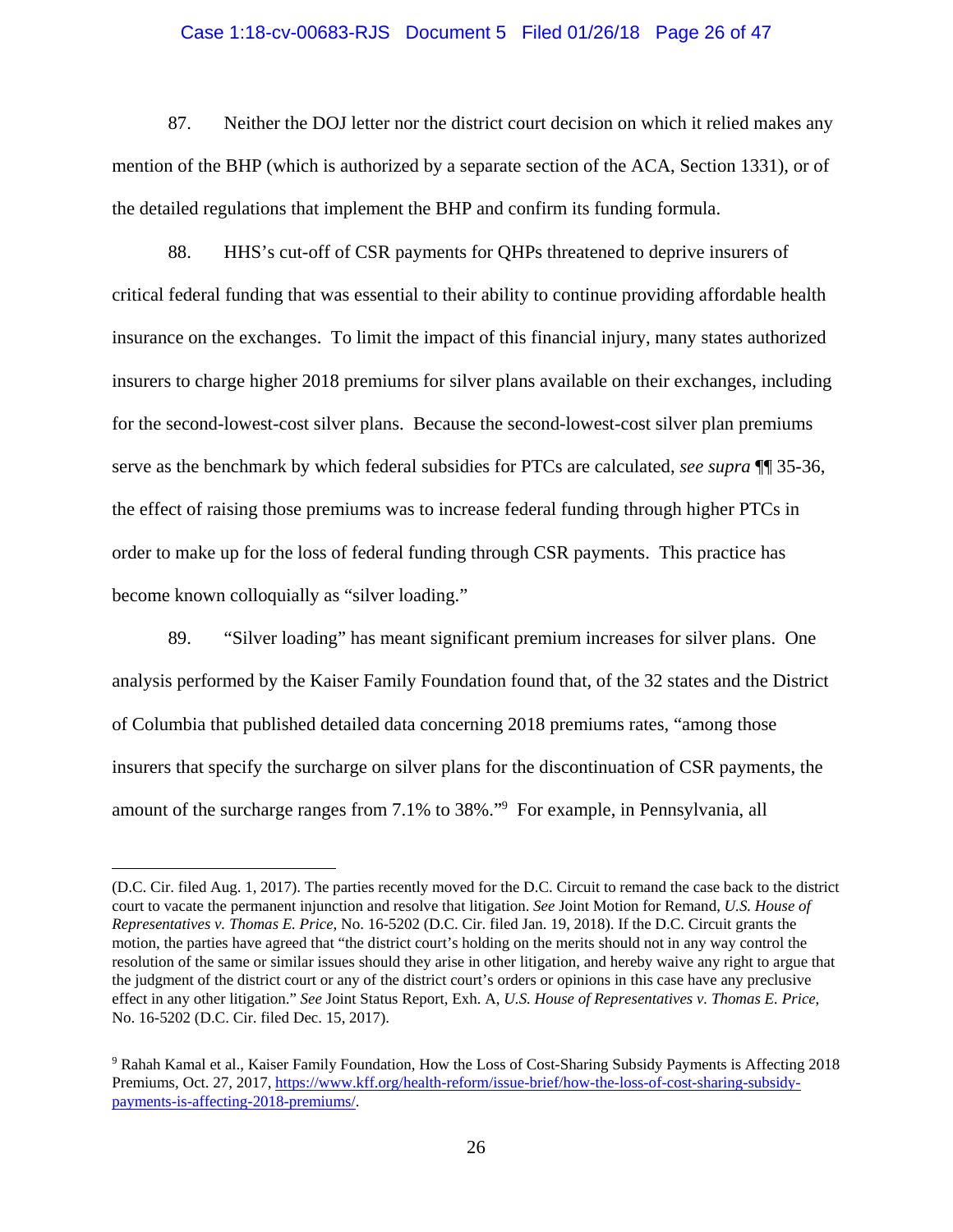87. Neither the DOJ letter nor the district court decision on which it relied makes any mention of the BHP (which is authorized by a separate section of the ACA, Section 1331), or of the detailed regulations that implement the BHP and confirm its funding formula.

88. HHS's cut-off of CSR payments for QHPs threatened to deprive insurers of critical federal funding that was essential to their ability to continue providing affordable health insurance on the exchanges. To limit the impact of this financial injury, many states authorized insurers to charge higher 2018 premiums for silver plans available on their exchanges, including for the second-lowest-cost silver plans. Because the second-lowest-cost silver plan premiums serve as the benchmark by which federal subsidies for PTCs are calculated, *see supra* ¶¶ 35-36, the effect of raising those premiums was to increase federal funding through higher PTCs in order to make up for the loss of federal funding through CSR payments. This practice has become known colloquially as "silver loading."

89. "Silver loading" has meant significant premium increases for silver plans. One analysis performed by the Kaiser Family Foundation found that, of the 32 states and the District of Columbia that published detailed data concerning 2018 premiums rates, "among those insurers that specify the surcharge on silver plans for the discontinuation of CSR payments, the amount of the surcharge ranges from 7.1% to 38%."[9] For example, in Pennsylvania, all

---

(D.C. Cir. filed Aug. 1, 2017). The parties recently moved for the D.C. Circuit to remand the case back to the district court to vacate the permanent injunction and resolve that litigation. *See* Joint Motion for Remand, *U.S. House of Representatives v. Thomas E. Price*, No. 16-5202 (D.C. Cir. filed Jan. 19, 2018). If the D.C. Circuit grants the motion, the parties have agreed that "the district court's holding on the merits should not in any way control the resolution of the same or similar issues should they arise in other litigation, and hereby waive any right to argue that the judgment of the district court or any of the district court's orders or opinions in this case have any preclusive effect in any other litigation." *See* Joint Status Report, Exh. A, *U.S. House of Representatives v. Thomas E. Price*, No. 16-5202 (D.C. Cir. filed Dec. 15, 2017).

[9] Rahah Kamal et al., Kaiser Family Foundation, How the Loss of Cost-Sharing Subsidy Payments is Affecting 2018 Premiums, Oct. 27, 2017, https://www.kff.org/health-reform/issue-brief/how-the-loss-of-cost-sharing-subsidy-payments-is-affecting-2018-premiums/.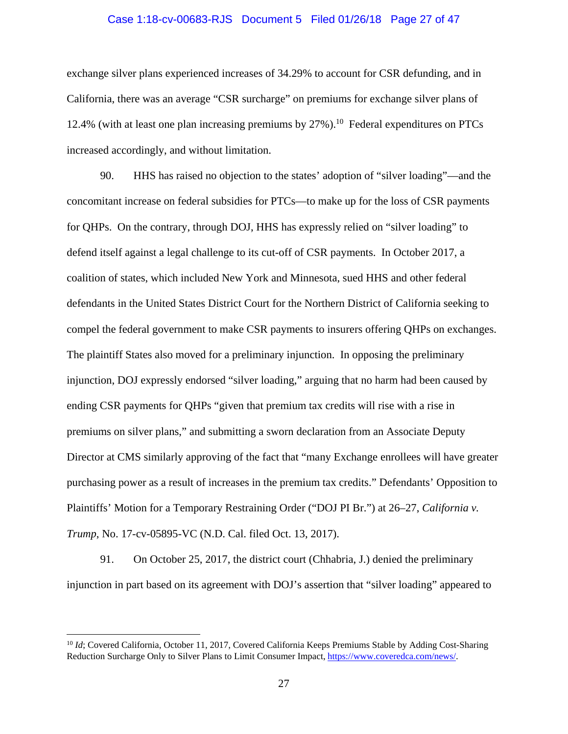exchange silver plans experienced increases of 34.29% to account for CSR defunding, and in California, there was an average "CSR surcharge" on premiums for exchange silver plans of 12.4% (with at least one plan increasing premiums by 27%).[10] Federal expenditures on PTCs increased accordingly, and without limitation.

90. HHS has raised no objection to the states' adoption of "silver loading"—and the concomitant increase on federal subsidies for PTCs—to make up for the loss of CSR payments for QHPs. On the contrary, through DOJ, HHS has expressly relied on "silver loading" to defend itself against a legal challenge to its cut-off of CSR payments. In October 2017, a coalition of states, which included New York and Minnesota, sued HHS and other federal defendants in the United States District Court for the Northern District of California seeking to compel the federal government to make CSR payments to insurers offering QHPs on exchanges. The plaintiff States also moved for a preliminary injunction. In opposing the preliminary injunction, DOJ expressly endorsed "silver loading," arguing that no harm had been caused by ending CSR payments for QHPs "given that premium tax credits will rise with a rise in premiums on silver plans," and submitting a sworn declaration from an Associate Deputy Director at CMS similarly approving of the fact that "many Exchange enrollees will have greater purchasing power as a result of increases in the premium tax credits." Defendants' Opposition to Plaintiffs' Motion for a Temporary Restraining Order ("DOJ PI Br.") at 26–27, *California v. Trump*, No. 17-cv-05895-VC (N.D. Cal. filed Oct. 13, 2017).

91. On October 25, 2017, the district court (Chhabria, J.) denied the preliminary injunction in part based on its agreement with DOJ's assertion that "silver loading" appeared to

---

[10] *Id*; Covered California, October 11, 2017, Covered California Keeps Premiums Stable by Adding Cost-Sharing Reduction Surcharge Only to Silver Plans to Limit Consumer Impact, https://www.coveredca.com/news/.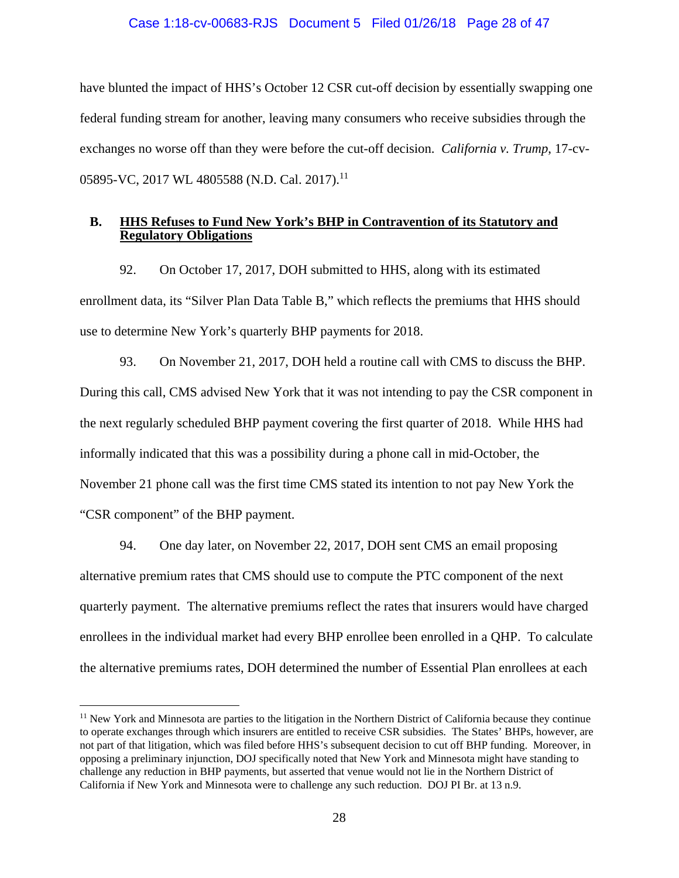have blunted the impact of HHS's October 12 CSR cut-off decision by essentially swapping one federal funding stream for another, leaving many consumers who receive subsidies through the exchanges no worse off than they were before the cut-off decision. *California v. Trump*, 17-cv-05895-VC, 2017 WL 4805588 (N.D. Cal. 2017).[11]

### B. <u>HHS Refuses to Fund New York's BHP in Contravention of its Statutory and Regulatory Obligations</u>

92. On October 17, 2017, DOH submitted to HHS, along with its estimated enrollment data, its "Silver Plan Data Table B," which reflects the premiums that HHS should use to determine New York's quarterly BHP payments for 2018.

93. On November 21, 2017, DOH held a routine call with CMS to discuss the BHP. During this call, CMS advised New York that it was not intending to pay the CSR component in the next regularly scheduled BHP payment covering the first quarter of 2018. While HHS had informally indicated that this was a possibility during a phone call in mid-October, the November 21 phone call was the first time CMS stated its intention to not pay New York the "CSR component" of the BHP payment.

94. One day later, on November 22, 2017, DOH sent CMS an email proposing alternative premium rates that CMS should use to compute the PTC component of the next quarterly payment. The alternative premiums reflect the rates that insurers would have charged enrollees in the individual market had every BHP enrollee been enrolled in a QHP. To calculate the alternative premiums rates, DOH determined the number of Essential Plan enrollees at each

---

[11] New York and Minnesota are parties to the litigation in the Northern District of California because they continue to operate exchanges through which insurers are entitled to receive CSR subsidies. The States' BHPs, however, are not part of that litigation, which was filed before HHS's subsequent decision to cut off BHP funding. Moreover, in opposing a preliminary injunction, DOJ specifically noted that New York and Minnesota might have standing to challenge any reduction in BHP payments, but asserted that venue would not lie in the Northern District of California if New York and Minnesota were to challenge any such reduction. DOJ PI Br. at 13 n.9.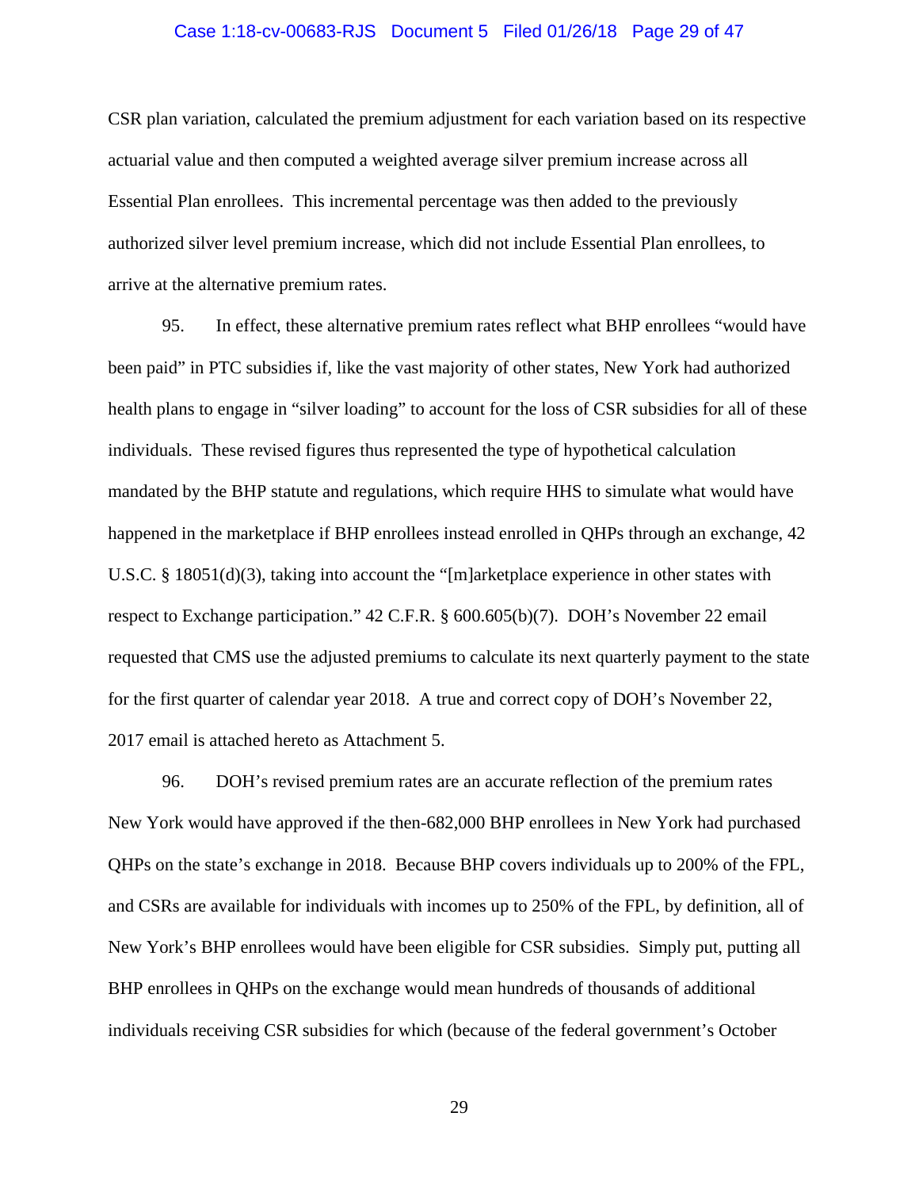CSR plan variation, calculated the premium adjustment for each variation based on its respective actuarial value and then computed a weighted average silver premium increase across all Essential Plan enrollees. This incremental percentage was then added to the previously authorized silver level premium increase, which did not include Essential Plan enrollees, to arrive at the alternative premium rates.

95. In effect, these alternative premium rates reflect what BHP enrollees "would have been paid" in PTC subsidies if, like the vast majority of other states, New York had authorized health plans to engage in "silver loading" to account for the loss of CSR subsidies for all of these individuals. These revised figures thus represented the type of hypothetical calculation mandated by the BHP statute and regulations, which require HHS to simulate what would have happened in the marketplace if BHP enrollees instead enrolled in QHPs through an exchange, 42 U.S.C. § 18051(d)(3), taking into account the "[m]arketplace experience in other states with respect to Exchange participation." 42 C.F.R. § 600.605(b)(7). DOH's November 22 email requested that CMS use the adjusted premiums to calculate its next quarterly payment to the state for the first quarter of calendar year 2018. A true and correct copy of DOH's November 22, 2017 email is attached hereto as Attachment 5.

96. DOH's revised premium rates are an accurate reflection of the premium rates New York would have approved if the then-682,000 BHP enrollees in New York had purchased QHPs on the state's exchange in 2018. Because BHP covers individuals up to 200% of the FPL, and CSRs are available for individuals with incomes up to 250% of the FPL, by definition, all of New York's BHP enrollees would have been eligible for CSR subsidies. Simply put, putting all BHP enrollees in QHPs on the exchange would mean hundreds of thousands of additional individuals receiving CSR subsidies for which (because of the federal government's October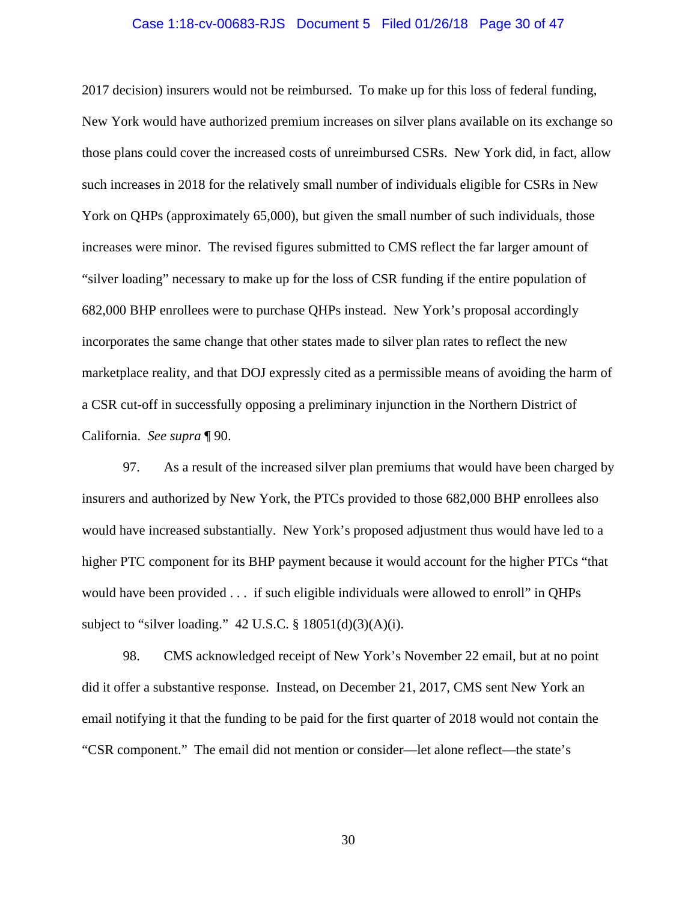2017 decision) insurers would not be reimbursed. To make up for this loss of federal funding, New York would have authorized premium increases on silver plans available on its exchange so those plans could cover the increased costs of unreimbursed CSRs. New York did, in fact, allow such increases in 2018 for the relatively small number of individuals eligible for CSRs in New York on QHPs (approximately 65,000), but given the small number of such individuals, those increases were minor. The revised figures submitted to CMS reflect the far larger amount of "silver loading" necessary to make up for the loss of CSR funding if the entire population of 682,000 BHP enrollees were to purchase QHPs instead. New York's proposal accordingly incorporates the same change that other states made to silver plan rates to reflect the new marketplace reality, and that DOJ expressly cited as a permissible means of avoiding the harm of a CSR cut-off in successfully opposing a preliminary injunction in the Northern District of California. *See supra* ¶ 90.

97. As a result of the increased silver plan premiums that would have been charged by insurers and authorized by New York, the PTCs provided to those 682,000 BHP enrollees also would have increased substantially. New York's proposed adjustment thus would have led to a higher PTC component for its BHP payment because it would account for the higher PTCs "that would have been provided . . . if such eligible individuals were allowed to enroll" in QHPs subject to "silver loading." 42 U.S.C. § 18051(d)(3)(A)(i).

98. CMS acknowledged receipt of New York's November 22 email, but at no point did it offer a substantive response. Instead, on December 21, 2017, CMS sent New York an email notifying it that the funding to be paid for the first quarter of 2018 would not contain the "CSR component." The email did not mention or consider—let alone reflect—the state's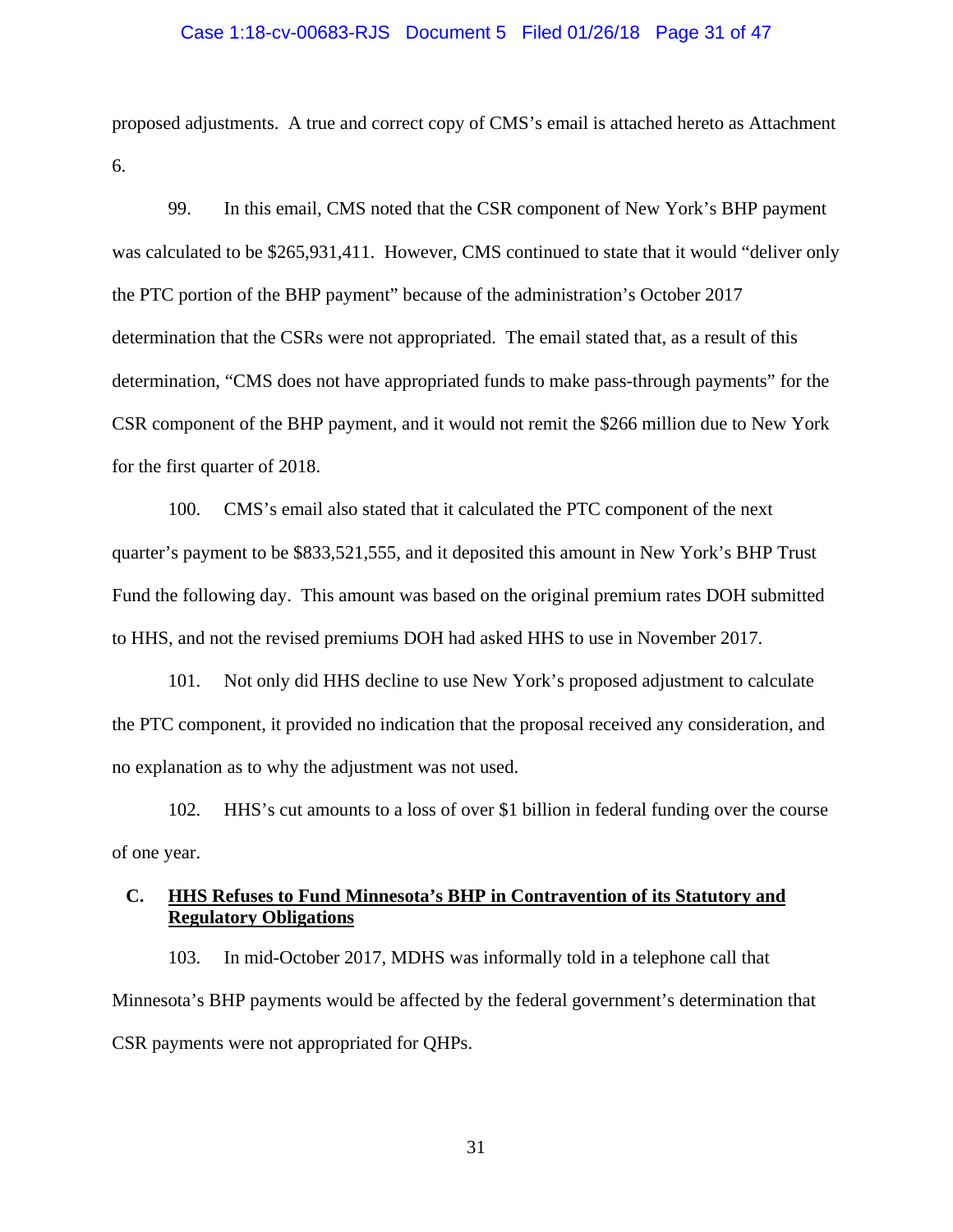proposed adjustments. A true and correct copy of CMS's email is attached hereto as Attachment 6.

99. In this email, CMS noted that the CSR component of New York's BHP payment was calculated to be $265,931,411. However, CMS continued to state that it would "deliver only the PTC portion of the BHP payment" because of the administration's October 2017 determination that the CSRs were not appropriated. The email stated that, as a result of this determination, "CMS does not have appropriated funds to make pass-through payments" for the CSR component of the BHP payment, and it would not remit the $266 million due to New York for the first quarter of 2018.

100. CMS's email also stated that it calculated the PTC component of the next quarter's payment to be $833,521,555, and it deposited this amount in New York's BHP Trust Fund the following day. This amount was based on the original premium rates DOH submitted to HHS, and not the revised premiums DOH had asked HHS to use in November 2017.

101. Not only did HHS decline to use New York's proposed adjustment to calculate the PTC component, it provided no indication that the proposal received any consideration, and no explanation as to why the adjustment was not used.

102. HHS's cut amounts to a loss of over $1 billion in federal funding over the course of one year.

### C. <u>HHS Refuses to Fund Minnesota's BHP in Contravention of its Statutory and Regulatory Obligations</u>

103. In mid-October 2017, MDHS was informally told in a telephone call that Minnesota's BHP payments would be affected by the federal government's determination that CSR payments were not appropriated for QHPs.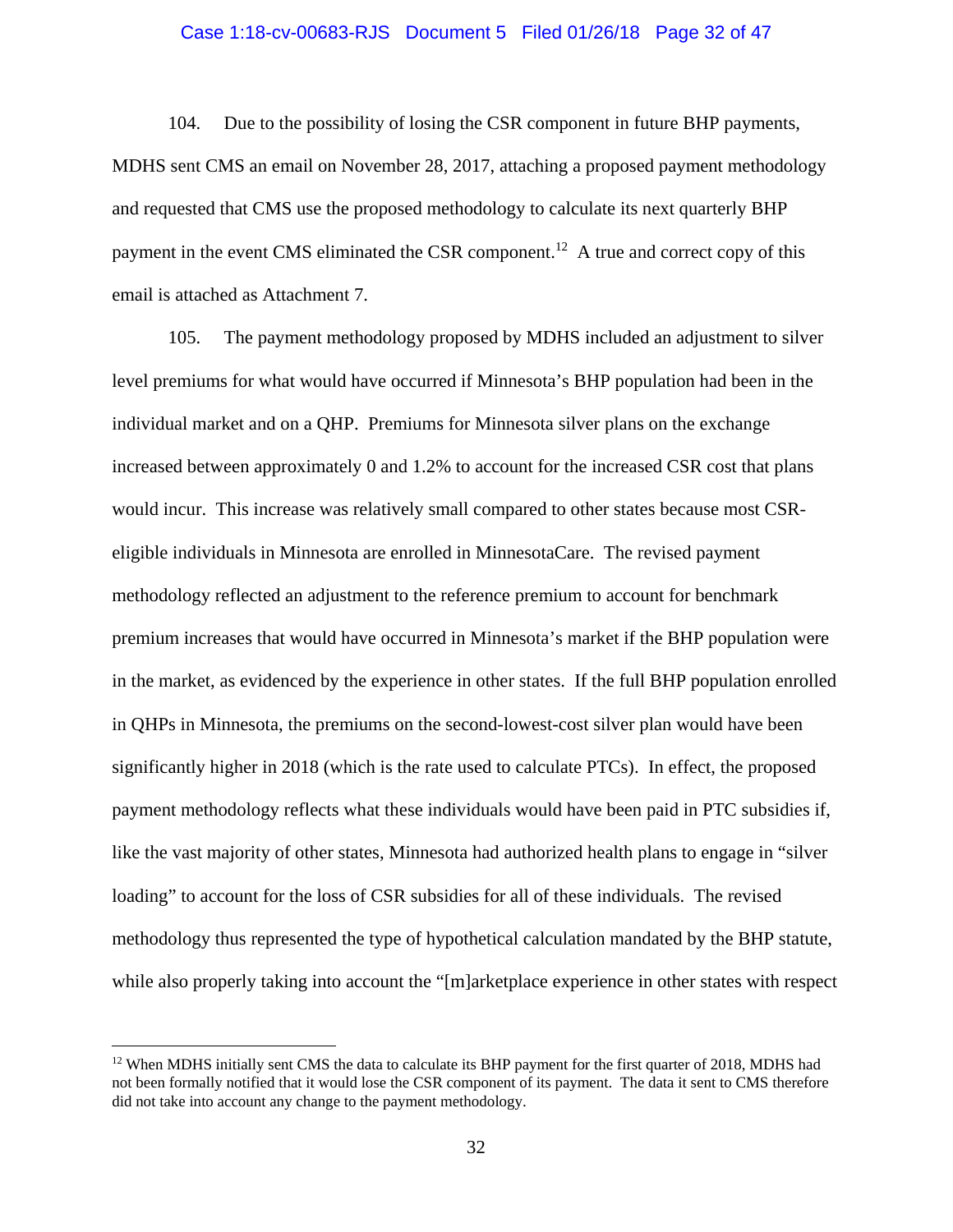104. Due to the possibility of losing the CSR component in future BHP payments, MDHS sent CMS an email on November 28, 2017, attaching a proposed payment methodology and requested that CMS use the proposed methodology to calculate its next quarterly BHP payment in the event CMS eliminated the CSR component.[12] A true and correct copy of this email is attached as Attachment 7.

105. The payment methodology proposed by MDHS included an adjustment to silver level premiums for what would have occurred if Minnesota's BHP population had been in the individual market and on a QHP. Premiums for Minnesota silver plans on the exchange increased between approximately 0 and 1.2% to account for the increased CSR cost that plans would incur. This increase was relatively small compared to other states because most CSR-eligible individuals in Minnesota are enrolled in MinnesotaCare. The revised payment methodology reflected an adjustment to the reference premium to account for benchmark premium increases that would have occurred in Minnesota's market if the BHP population were in the market, as evidenced by the experience in other states. If the full BHP population enrolled in QHPs in Minnesota, the premiums on the second-lowest-cost silver plan would have been significantly higher in 2018 (which is the rate used to calculate PTCs). In effect, the proposed payment methodology reflects what these individuals would have been paid in PTC subsidies if, like the vast majority of other states, Minnesota had authorized health plans to engage in "silver loading" to account for the loss of CSR subsidies for all of these individuals. The revised methodology thus represented the type of hypothetical calculation mandated by the BHP statute, while also properly taking into account the "[m]arketplace experience in other states with respect

[12] When MDHS initially sent CMS the data to calculate its BHP payment for the first quarter of 2018, MDHS had not been formally notified that it would lose the CSR component of its payment. The data it sent to CMS therefore did not take into account any change to the payment methodology.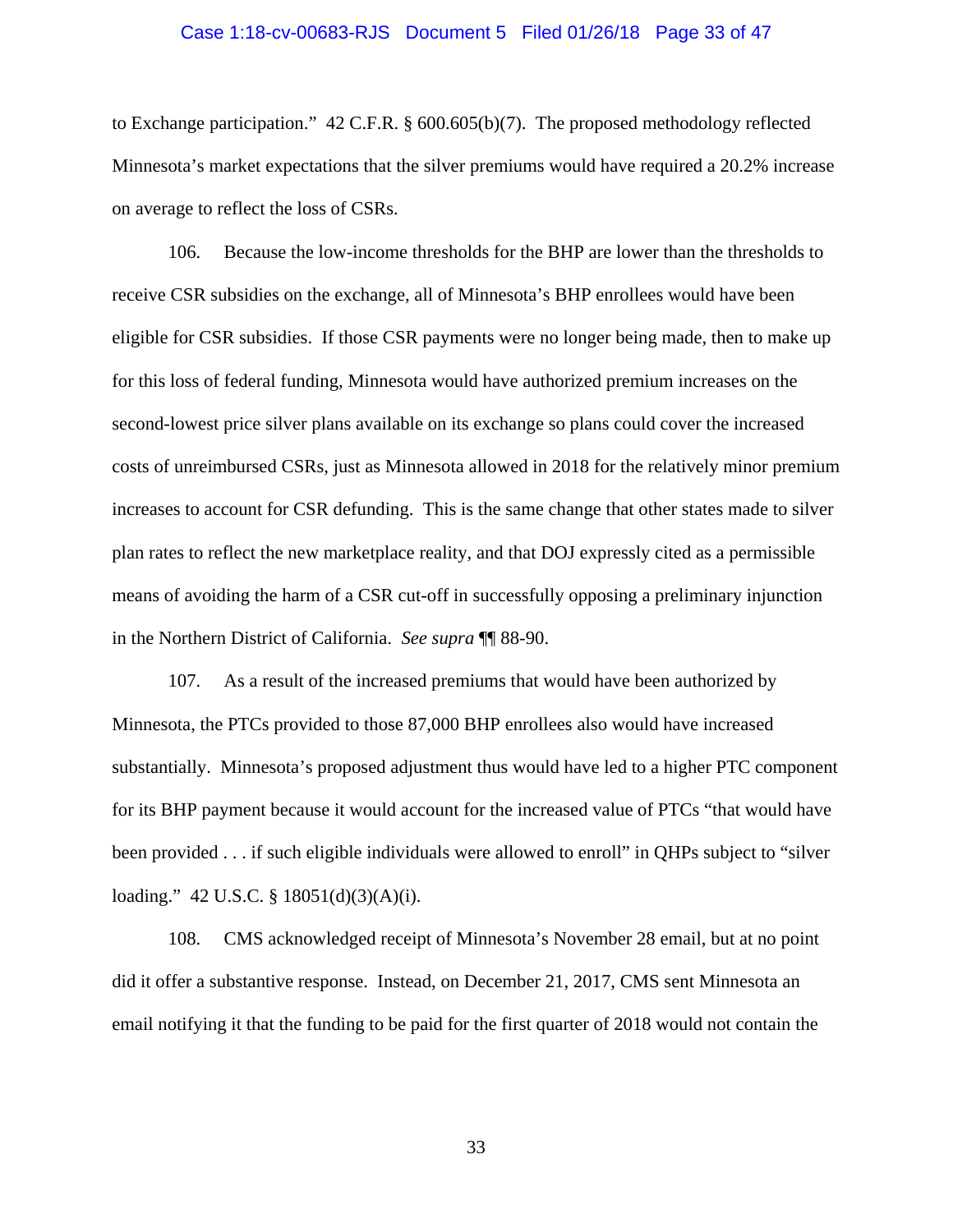to Exchange participation." 42 C.F.R. § 600.605(b)(7). The proposed methodology reflected Minnesota's market expectations that the silver premiums would have required a 20.2% increase on average to reflect the loss of CSRs.

106. Because the low-income thresholds for the BHP are lower than the thresholds to receive CSR subsidies on the exchange, all of Minnesota's BHP enrollees would have been eligible for CSR subsidies. If those CSR payments were no longer being made, then to make up for this loss of federal funding, Minnesota would have authorized premium increases on the second-lowest price silver plans available on its exchange so plans could cover the increased costs of unreimbursed CSRs, just as Minnesota allowed in 2018 for the relatively minor premium increases to account for CSR defunding. This is the same change that other states made to silver plan rates to reflect the new marketplace reality, and that DOJ expressly cited as a permissible means of avoiding the harm of a CSR cut-off in successfully opposing a preliminary injunction in the Northern District of California. *See supra* ¶¶ 88-90.

107. As a result of the increased premiums that would have been authorized by Minnesota, the PTCs provided to those 87,000 BHP enrollees also would have increased substantially. Minnesota's proposed adjustment thus would have led to a higher PTC component for its BHP payment because it would account for the increased value of PTCs "that would have been provided . . . if such eligible individuals were allowed to enroll" in QHPs subject to "silver loading." 42 U.S.C. § 18051(d)(3)(A)(i).

108. CMS acknowledged receipt of Minnesota's November 28 email, but at no point did it offer a substantive response. Instead, on December 21, 2017, CMS sent Minnesota an email notifying it that the funding to be paid for the first quarter of 2018 would not contain the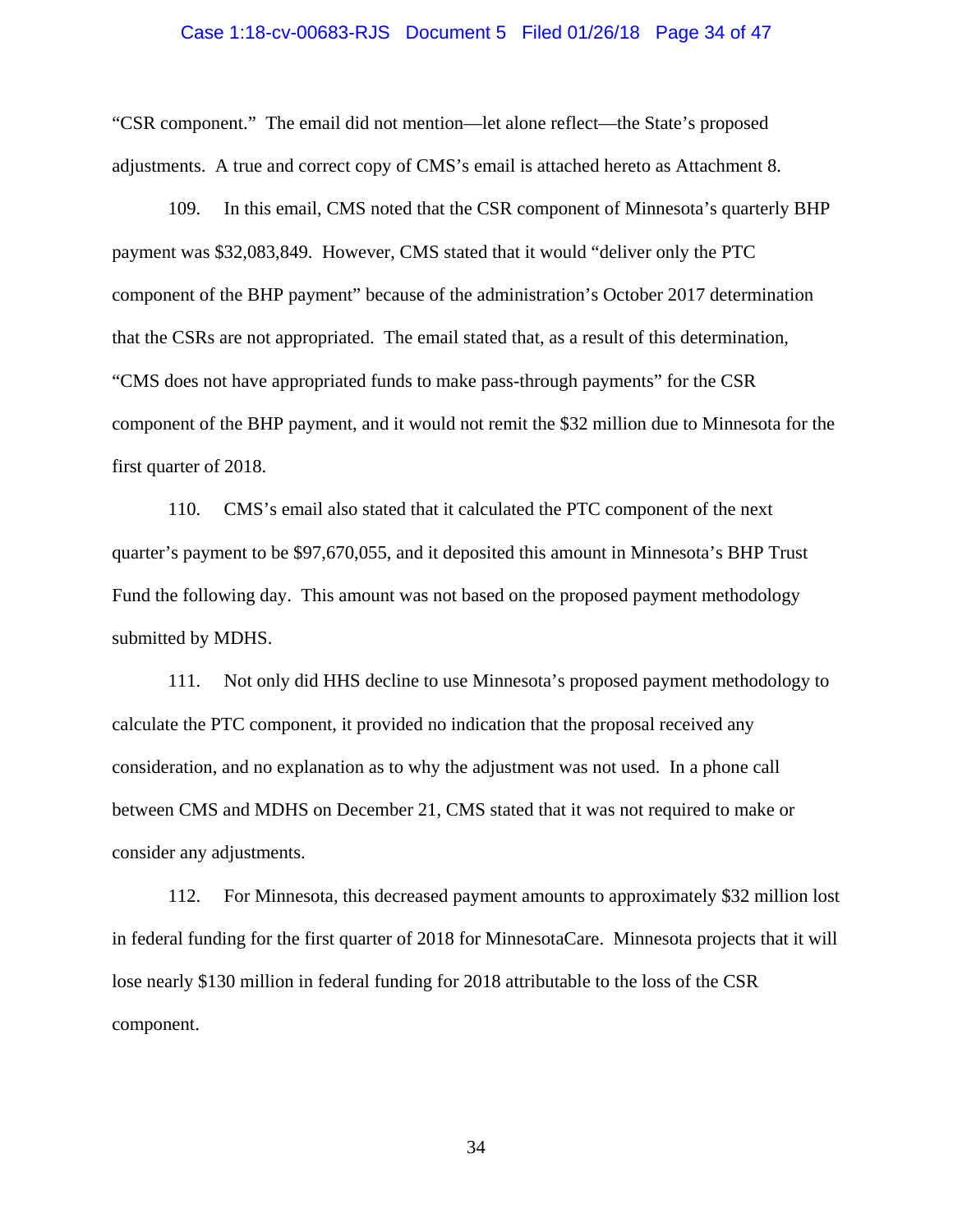"CSR component." The email did not mention—let alone reflect—the State's proposed adjustments. A true and correct copy of CMS's email is attached hereto as Attachment 8.

109. In this email, CMS noted that the CSR component of Minnesota's quarterly BHP payment was $32,083,849. However, CMS stated that it would "deliver only the PTC component of the BHP payment" because of the administration's October 2017 determination that the CSRs are not appropriated. The email stated that, as a result of this determination, "CMS does not have appropriated funds to make pass-through payments" for the CSR component of the BHP payment, and it would not remit the $32 million due to Minnesota for the first quarter of 2018.

110. CMS's email also stated that it calculated the PTC component of the next quarter's payment to be $97,670,055, and it deposited this amount in Minnesota's BHP Trust Fund the following day. This amount was not based on the proposed payment methodology submitted by MDHS.

111. Not only did HHS decline to use Minnesota's proposed payment methodology to calculate the PTC component, it provided no indication that the proposal received any consideration, and no explanation as to why the adjustment was not used. In a phone call between CMS and MDHS on December 21, CMS stated that it was not required to make or consider any adjustments.

112. For Minnesota, this decreased payment amounts to approximately $32 million lost in federal funding for the first quarter of 2018 for MinnesotaCare. Minnesota projects that it will lose nearly $130 million in federal funding for 2018 attributable to the loss of the CSR component.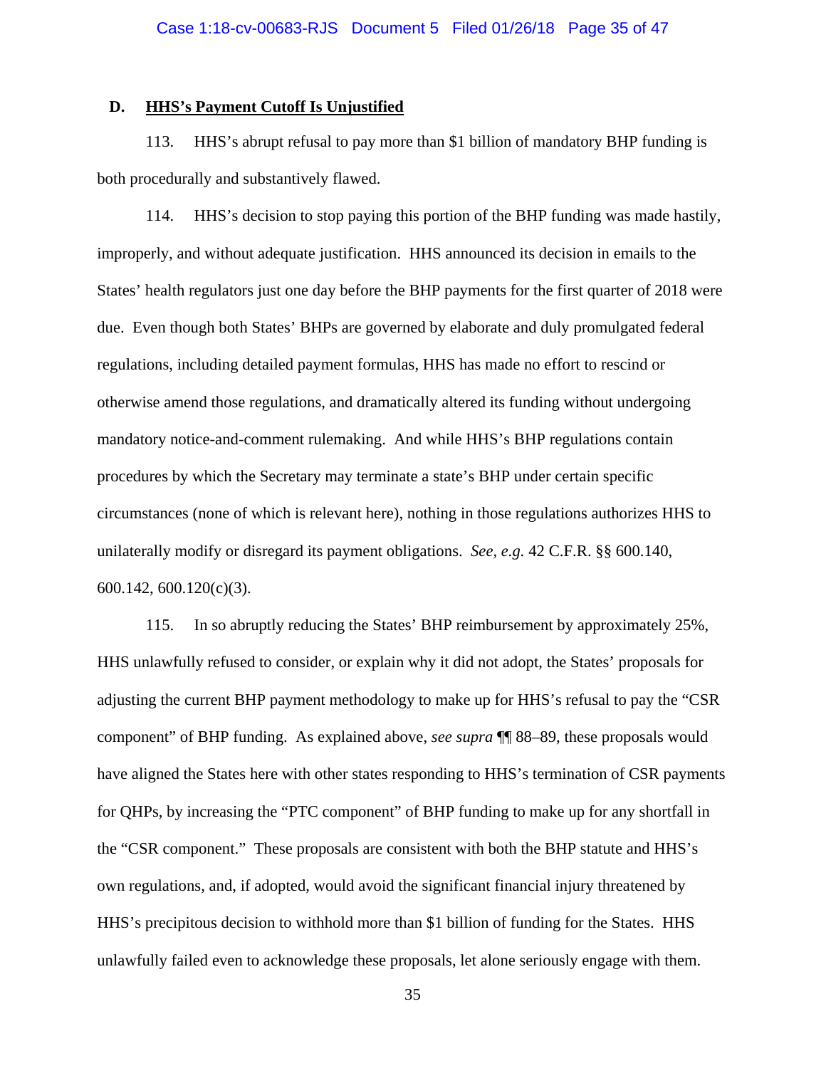### D. <u>HHS's Payment Cutoff Is Unjustified</u>

113. HHS's abrupt refusal to pay more than $1 billion of mandatory BHP funding is both procedurally and substantively flawed.

114. HHS's decision to stop paying this portion of the BHP funding was made hastily, improperly, and without adequate justification. HHS announced its decision in emails to the States' health regulators just one day before the BHP payments for the first quarter of 2018 were due. Even though both States' BHPs are governed by elaborate and duly promulgated federal regulations, including detailed payment formulas, HHS has made no effort to rescind or otherwise amend those regulations, and dramatically altered its funding without undergoing mandatory notice-and-comment rulemaking. And while HHS's BHP regulations contain procedures by which the Secretary may terminate a state's BHP under certain specific circumstances (none of which is relevant here), nothing in those regulations authorizes HHS to unilaterally modify or disregard its payment obligations. *See, e.g.* 42 C.F.R. §§ 600.140, 600.142, 600.120(c)(3).

115. In so abruptly reducing the States' BHP reimbursement by approximately 25%, HHS unlawfully refused to consider, or explain why it did not adopt, the States' proposals for adjusting the current BHP payment methodology to make up for HHS's refusal to pay the "CSR component" of BHP funding. As explained above, *see supra* ¶¶ 88–89, these proposals would have aligned the States here with other states responding to HHS's termination of CSR payments for QHPs, by increasing the "PTC component" of BHP funding to make up for any shortfall in the "CSR component." These proposals are consistent with both the BHP statute and HHS's own regulations, and, if adopted, would avoid the significant financial injury threatened by HHS's precipitous decision to withhold more than $1 billion of funding for the States. HHS unlawfully failed even to acknowledge these proposals, let alone seriously engage with them.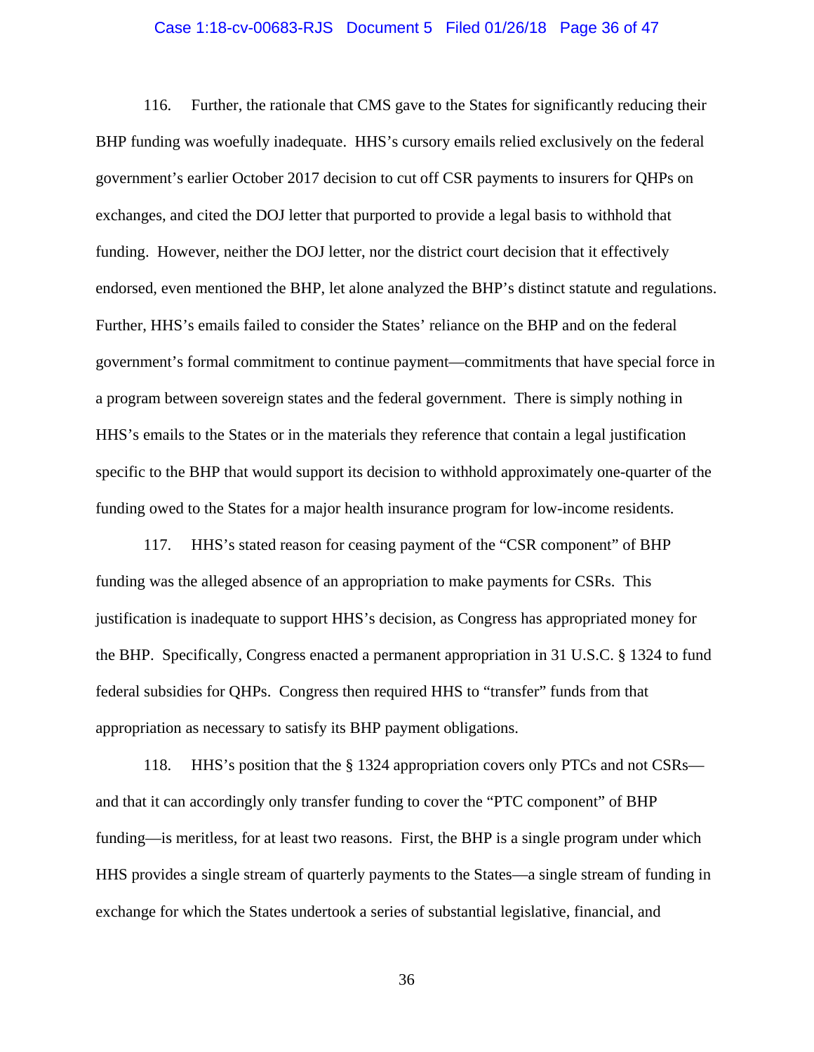116. Further, the rationale that CMS gave to the States for significantly reducing their BHP funding was woefully inadequate. HHS's cursory emails relied exclusively on the federal government's earlier October 2017 decision to cut off CSR payments to insurers for QHPs on exchanges, and cited the DOJ letter that purported to provide a legal basis to withhold that funding. However, neither the DOJ letter, nor the district court decision that it effectively endorsed, even mentioned the BHP, let alone analyzed the BHP's distinct statute and regulations. Further, HHS's emails failed to consider the States' reliance on the BHP and on the federal government's formal commitment to continue payment—commitments that have special force in a program between sovereign states and the federal government. There is simply nothing in HHS's emails to the States or in the materials they reference that contain a legal justification specific to the BHP that would support its decision to withhold approximately one-quarter of the funding owed to the States for a major health insurance program for low-income residents.

117. HHS's stated reason for ceasing payment of the "CSR component" of BHP funding was the alleged absence of an appropriation to make payments for CSRs. This justification is inadequate to support HHS's decision, as Congress has appropriated money for the BHP. Specifically, Congress enacted a permanent appropriation in 31 U.S.C. § 1324 to fund federal subsidies for QHPs. Congress then required HHS to "transfer" funds from that appropriation as necessary to satisfy its BHP payment obligations.

118. HHS's position that the § 1324 appropriation covers only PTCs and not CSRs—and that it can accordingly only transfer funding to cover the "PTC component" of BHP funding—is meritless, for at least two reasons. First, the BHP is a single program under which HHS provides a single stream of quarterly payments to the States—a single stream of funding in exchange for which the States undertook a series of substantial legislative, financial, and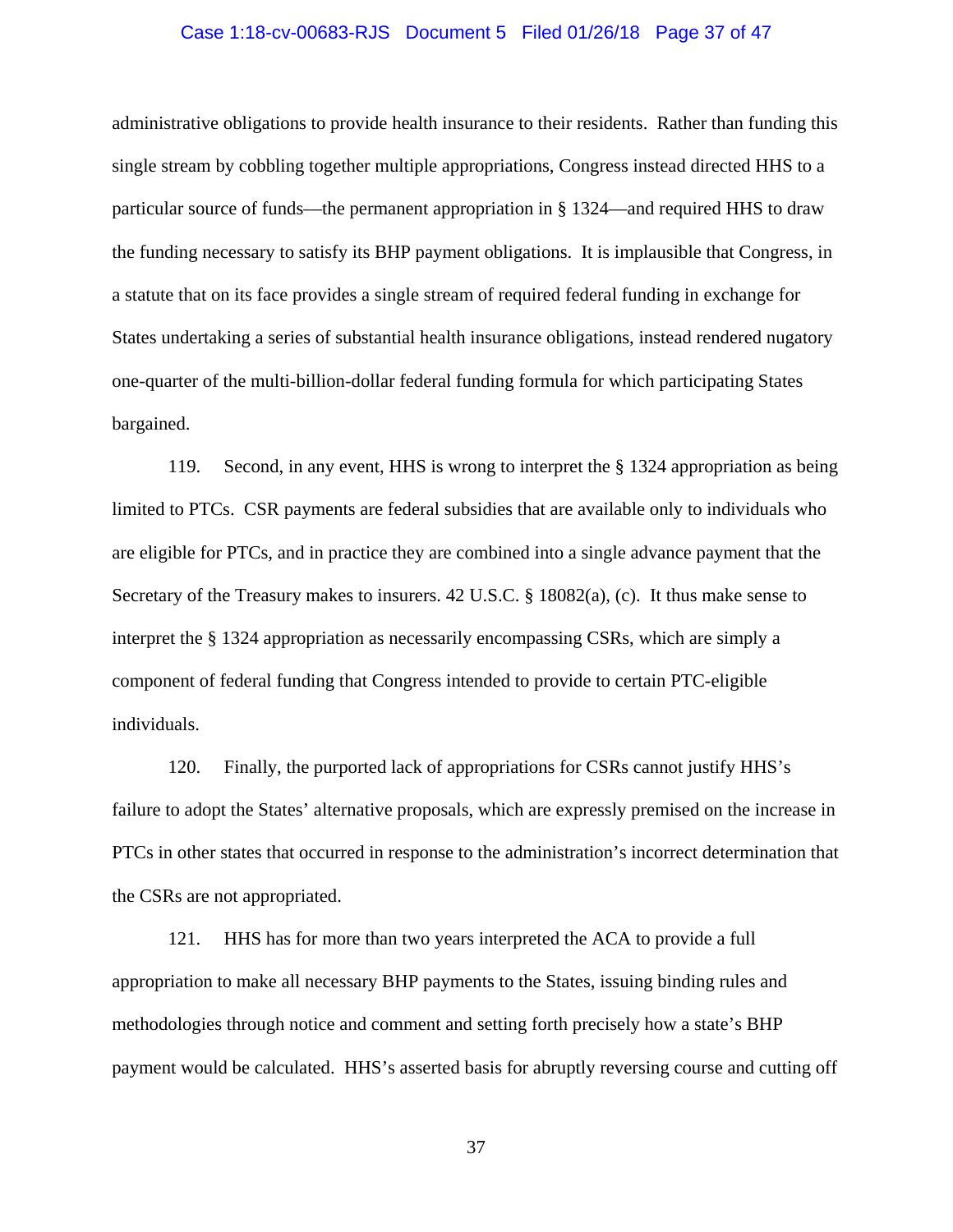administrative obligations to provide health insurance to their residents. Rather than funding this single stream by cobbling together multiple appropriations, Congress instead directed HHS to a particular source of funds—the permanent appropriation in § 1324—and required HHS to draw the funding necessary to satisfy its BHP payment obligations. It is implausible that Congress, in a statute that on its face provides a single stream of required federal funding in exchange for States undertaking a series of substantial health insurance obligations, instead rendered nugatory one-quarter of the multi-billion-dollar federal funding formula for which participating States bargained.

119. Second, in any event, HHS is wrong to interpret the § 1324 appropriation as being limited to PTCs. CSR payments are federal subsidies that are available only to individuals who are eligible for PTCs, and in practice they are combined into a single advance payment that the Secretary of the Treasury makes to insurers. 42 U.S.C. § 18082(a), (c). It thus make sense to interpret the § 1324 appropriation as necessarily encompassing CSRs, which are simply a component of federal funding that Congress intended to provide to certain PTC-eligible individuals.

120. Finally, the purported lack of appropriations for CSRs cannot justify HHS's failure to adopt the States' alternative proposals, which are expressly premised on the increase in PTCs in other states that occurred in response to the administration's incorrect determination that the CSRs are not appropriated.

121. HHS has for more than two years interpreted the ACA to provide a full appropriation to make all necessary BHP payments to the States, issuing binding rules and methodologies through notice and comment and setting forth precisely how a state's BHP payment would be calculated. HHS's asserted basis for abruptly reversing course and cutting off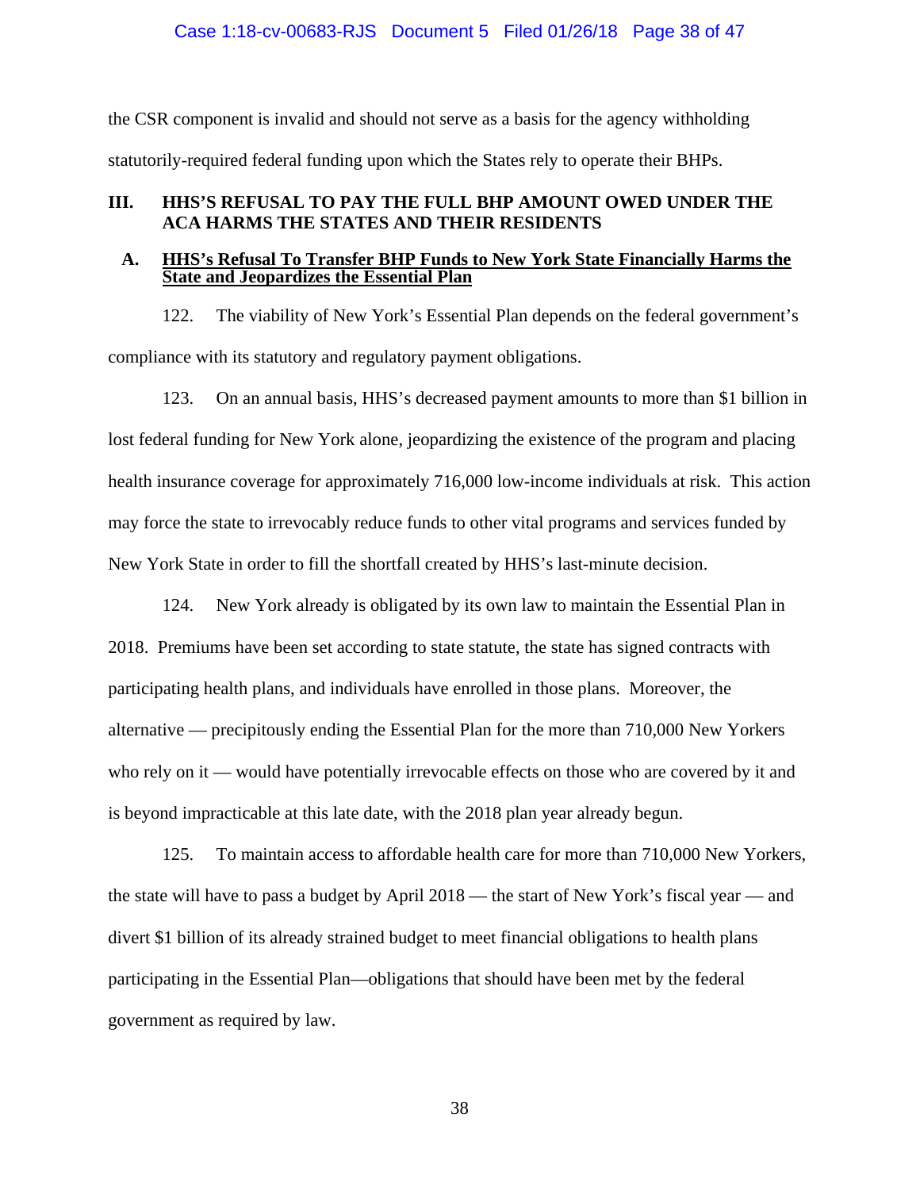the CSR component is invalid and should not serve as a basis for the agency withholding statutorily-required federal funding upon which the States rely to operate their BHPs.

## III. HHS'S REFUSAL TO PAY THE FULL BHP AMOUNT OWED UNDER THE ACA HARMS THE STATES AND THEIR RESIDENTS

### A. HHS's Refusal To Transfer BHP Funds to New York State Financially Harms the State and Jeopardizes the Essential Plan

122. The viability of New York's Essential Plan depends on the federal government's compliance with its statutory and regulatory payment obligations.

123. On an annual basis, HHS's decreased payment amounts to more than $1 billion in lost federal funding for New York alone, jeopardizing the existence of the program and placing health insurance coverage for approximately 716,000 low-income individuals at risk. This action may force the state to irrevocably reduce funds to other vital programs and services funded by New York State in order to fill the shortfall created by HHS's last-minute decision.

124. New York already is obligated by its own law to maintain the Essential Plan in 2018. Premiums have been set according to state statute, the state has signed contracts with participating health plans, and individuals have enrolled in those plans. Moreover, the alternative — precipitously ending the Essential Plan for the more than 710,000 New Yorkers who rely on it — would have potentially irrevocable effects on those who are covered by it and is beyond impracticable at this late date, with the 2018 plan year already begun.

125. To maintain access to affordable health care for more than 710,000 New Yorkers, the state will have to pass a budget by April 2018 — the start of New York's fiscal year — and divert $1 billion of its already strained budget to meet financial obligations to health plans participating in the Essential Plan—obligations that should have been met by the federal government as required by law.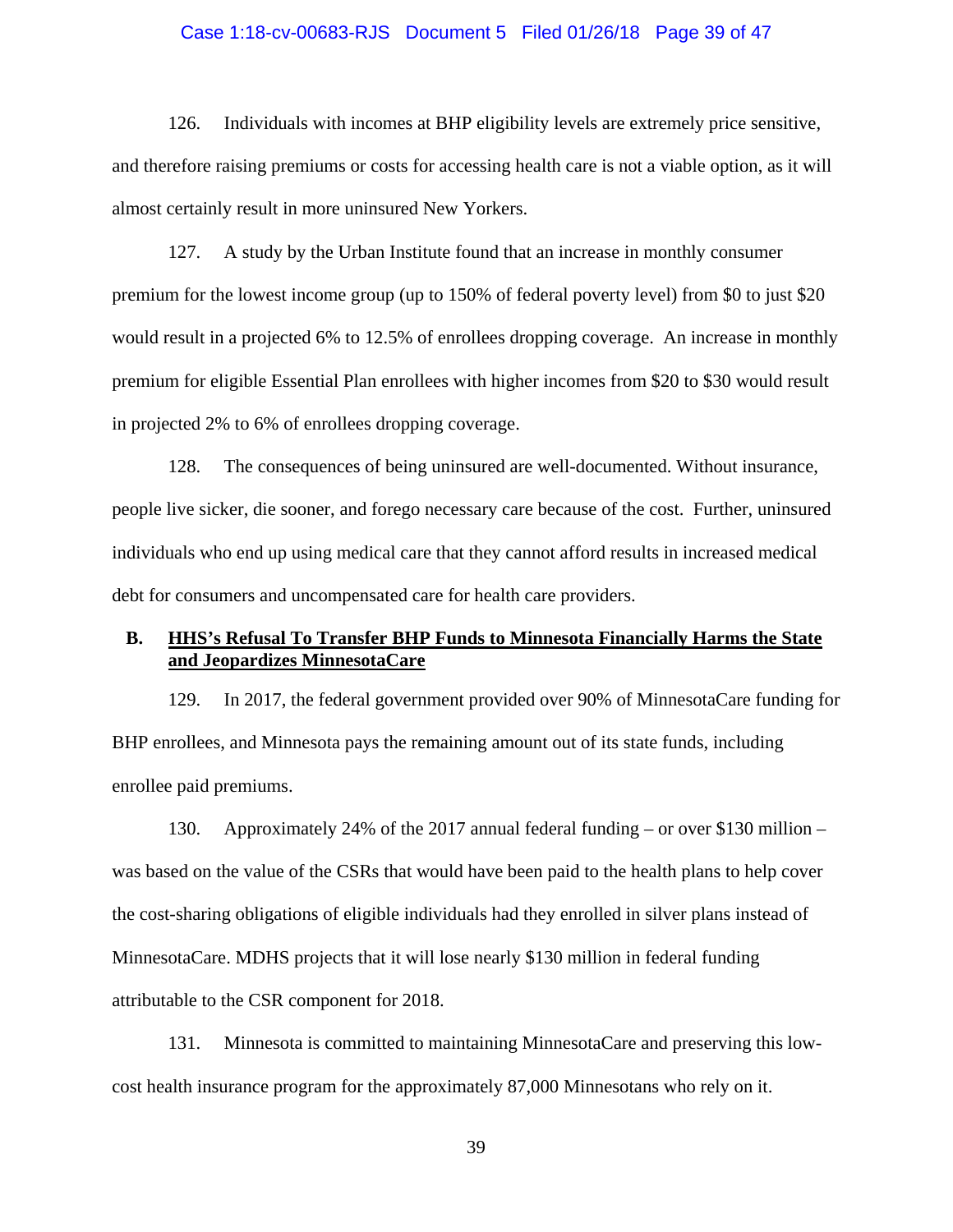126. Individuals with incomes at BHP eligibility levels are extremely price sensitive, and therefore raising premiums or costs for accessing health care is not a viable option, as it will almost certainly result in more uninsured New Yorkers.

127. A study by the Urban Institute found that an increase in monthly consumer premium for the lowest income group (up to 150% of federal poverty level) from $0 to just $20 would result in a projected 6% to 12.5% of enrollees dropping coverage. An increase in monthly premium for eligible Essential Plan enrollees with higher incomes from $20 to $30 would result in projected 2% to 6% of enrollees dropping coverage.

128. The consequences of being uninsured are well-documented. Without insurance, people live sicker, die sooner, and forego necessary care because of the cost. Further, uninsured individuals who end up using medical care that they cannot afford results in increased medical debt for consumers and uncompensated care for health care providers.

## B. <u>HHS's Refusal To Transfer BHP Funds to Minnesota Financially Harms the State and Jeopardizes MinnesotaCare</u>

129. In 2017, the federal government provided over 90% of MinnesotaCare funding for BHP enrollees, and Minnesota pays the remaining amount out of its state funds, including enrollee paid premiums.

130. Approximately 24% of the 2017 annual federal funding – or over $130 million – was based on the value of the CSRs that would have been paid to the health plans to help cover the cost-sharing obligations of eligible individuals had they enrolled in silver plans instead of MinnesotaCare. MDHS projects that it will lose nearly $130 million in federal funding attributable to the CSR component for 2018.

131. Minnesota is committed to maintaining MinnesotaCare and preserving this low-cost health insurance program for the approximately 87,000 Minnesotans who rely on it.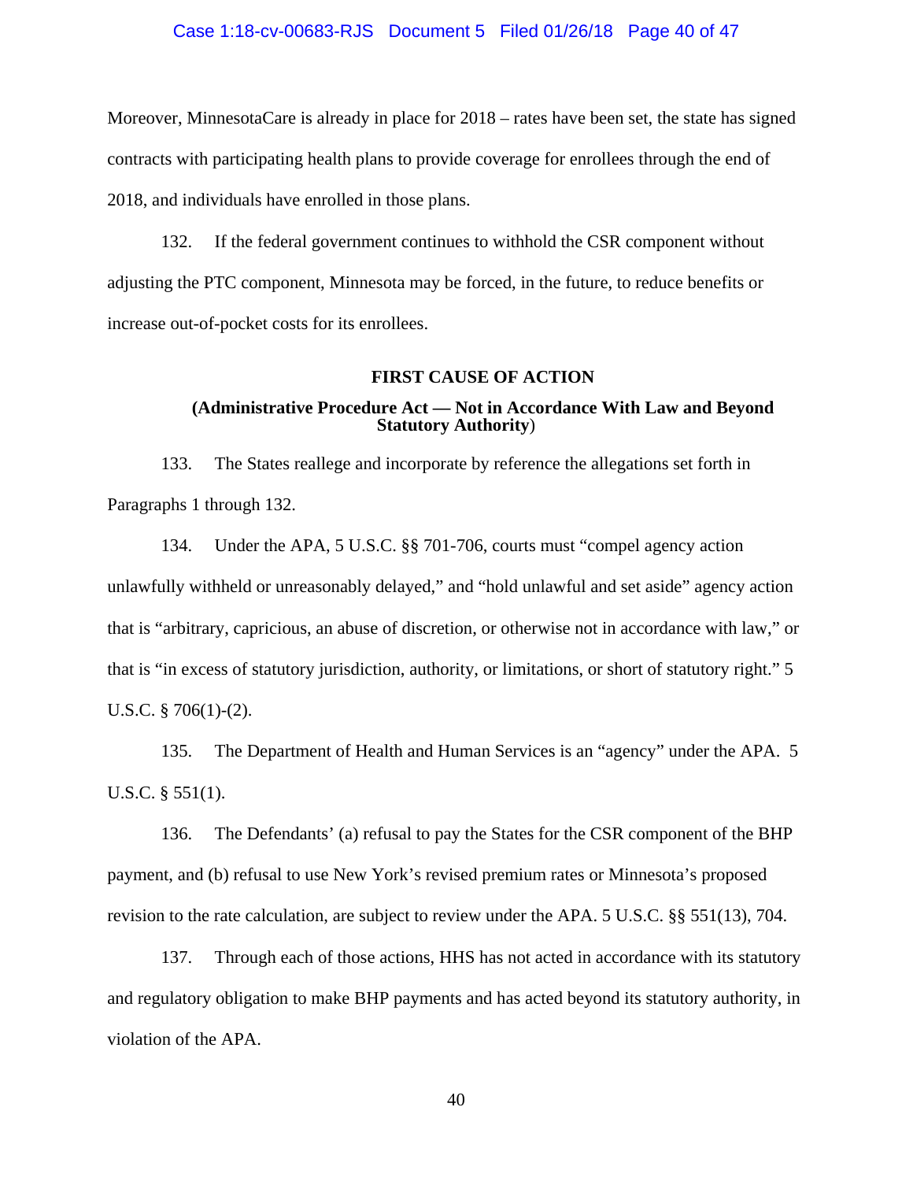Moreover, MinnesotaCare is already in place for 2018 – rates have been set, the state has signed contracts with participating health plans to provide coverage for enrollees through the end of 2018, and individuals have enrolled in those plans.

132. If the federal government continues to withhold the CSR component without adjusting the PTC component, Minnesota may be forced, in the future, to reduce benefits or increase out-of-pocket costs for its enrollees.

## FIRST CAUSE OF ACTION

### (Administrative Procedure Act — Not in Accordance With Law and Beyond Statutory Authority)

133. The States reallege and incorporate by reference the allegations set forth in Paragraphs 1 through 132.

134. Under the APA, 5 U.S.C. §§ 701-706, courts must "compel agency action unlawfully withheld or unreasonably delayed," and "hold unlawful and set aside" agency action that is "arbitrary, capricious, an abuse of discretion, or otherwise not in accordance with law," or that is "in excess of statutory jurisdiction, authority, or limitations, or short of statutory right." 5 U.S.C. § 706(1)-(2).

135. The Department of Health and Human Services is an "agency" under the APA. 5 U.S.C. § 551(1).

136. The Defendants' (a) refusal to pay the States for the CSR component of the BHP payment, and (b) refusal to use New York's revised premium rates or Minnesota's proposed revision to the rate calculation, are subject to review under the APA. 5 U.S.C. §§ 551(13), 704.

137. Through each of those actions, HHS has not acted in accordance with its statutory and regulatory obligation to make BHP payments and has acted beyond its statutory authority, in violation of the APA.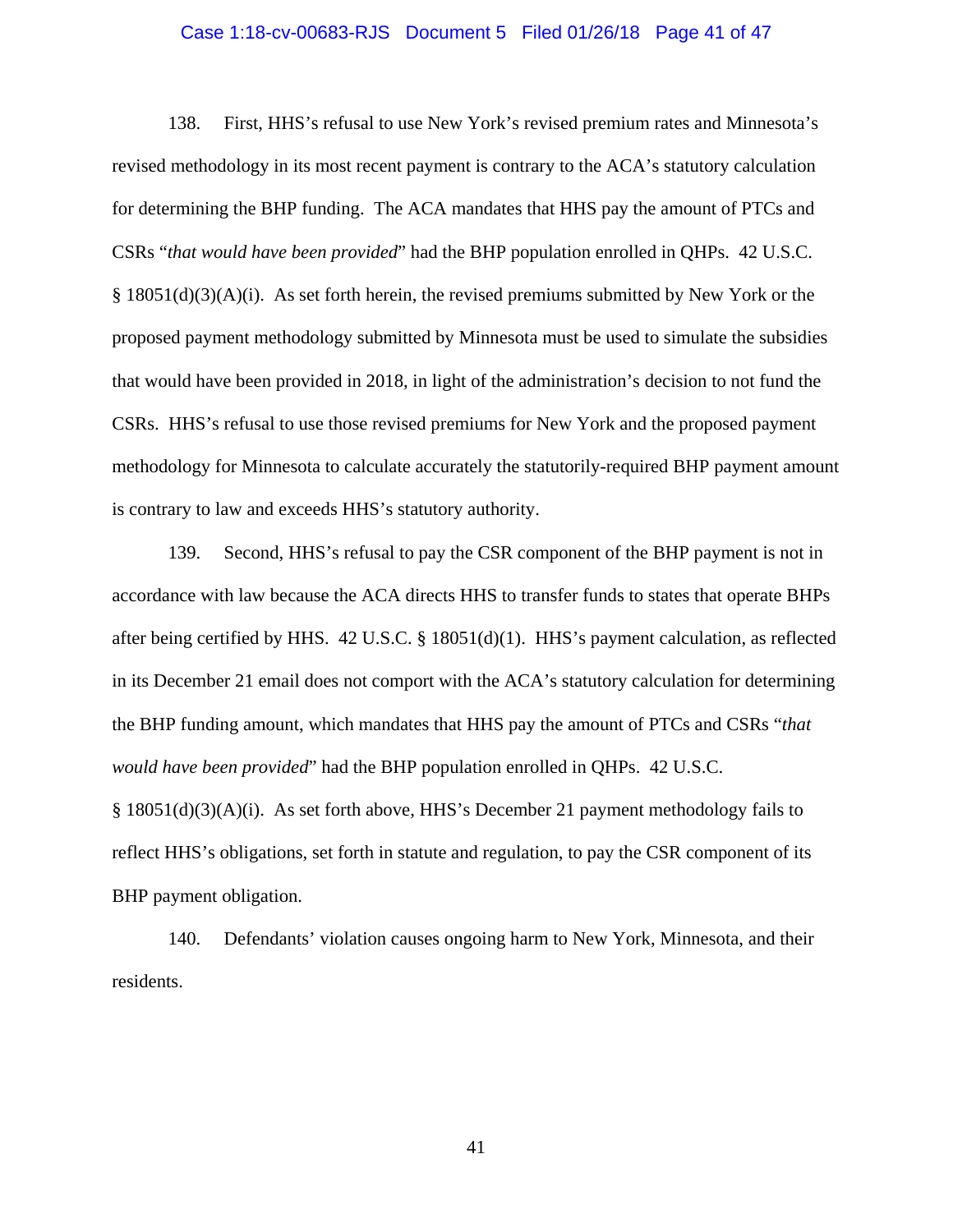138. First, HHS's refusal to use New York's revised premium rates and Minnesota's revised methodology in its most recent payment is contrary to the ACA's statutory calculation for determining the BHP funding. The ACA mandates that HHS pay the amount of PTCs and CSRs "*that would have been provided*" had the BHP population enrolled in QHPs. 42 U.S.C. § 18051(d)(3)(A)(i). As set forth herein, the revised premiums submitted by New York or the proposed payment methodology submitted by Minnesota must be used to simulate the subsidies that would have been provided in 2018, in light of the administration's decision to not fund the CSRs. HHS's refusal to use those revised premiums for New York and the proposed payment methodology for Minnesota to calculate accurately the statutorily-required BHP payment amount is contrary to law and exceeds HHS's statutory authority.

139. Second, HHS's refusal to pay the CSR component of the BHP payment is not in accordance with law because the ACA directs HHS to transfer funds to states that operate BHPs after being certified by HHS. 42 U.S.C. § 18051(d)(1). HHS's payment calculation, as reflected in its December 21 email does not comport with the ACA's statutory calculation for determining the BHP funding amount, which mandates that HHS pay the amount of PTCs and CSRs "*that would have been provided*" had the BHP population enrolled in QHPs. 42 U.S.C. § 18051(d)(3)(A)(i). As set forth above, HHS's December 21 payment methodology fails to reflect HHS's obligations, set forth in statute and regulation, to pay the CSR component of its BHP payment obligation.

140. Defendants' violation causes ongoing harm to New York, Minnesota, and their residents.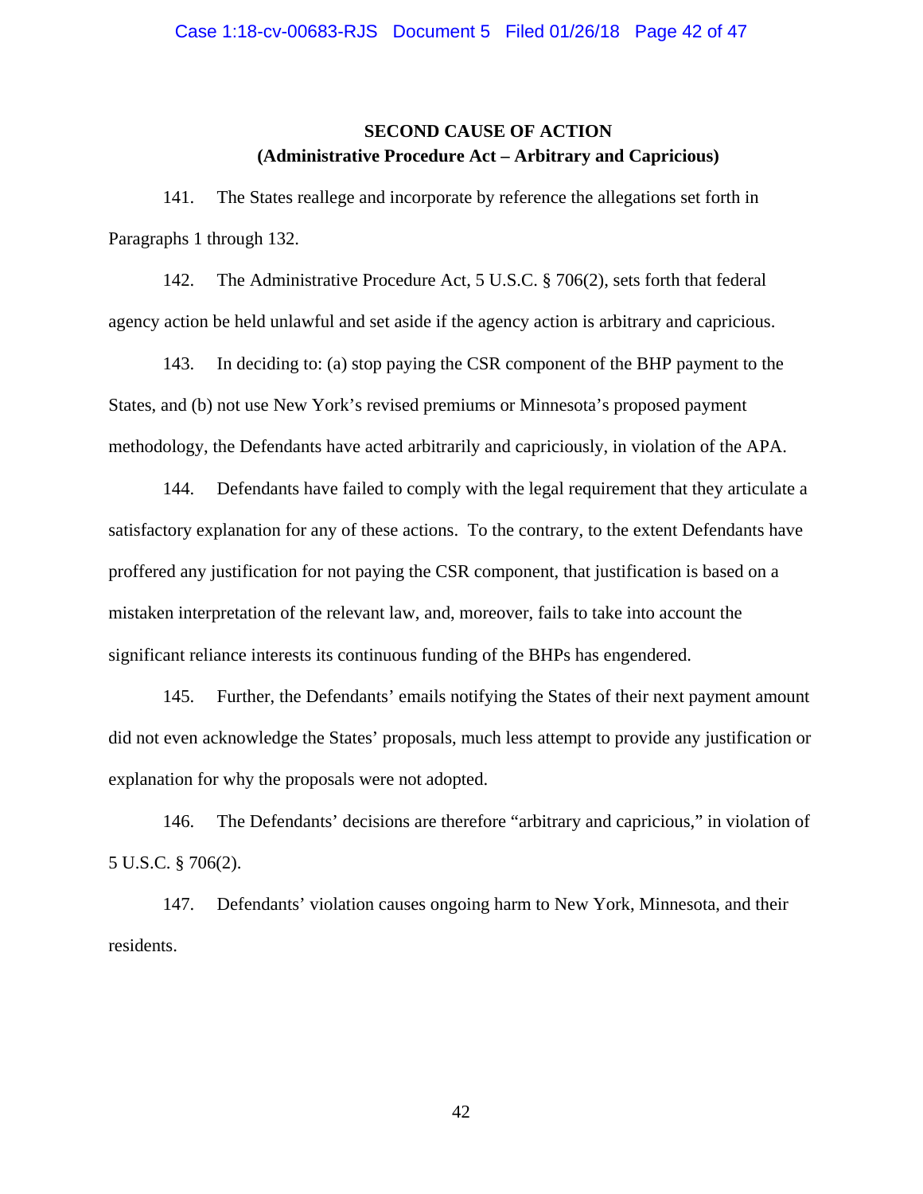## SECOND CAUSE OF ACTION
## (Administrative Procedure Act – Arbitrary and Capricious)

141. The States reallege and incorporate by reference the allegations set forth in Paragraphs 1 through 132.

142. The Administrative Procedure Act, 5 U.S.C. § 706(2), sets forth that federal agency action be held unlawful and set aside if the agency action is arbitrary and capricious.

143. In deciding to: (a) stop paying the CSR component of the BHP payment to the States, and (b) not use New York's revised premiums or Minnesota's proposed payment methodology, the Defendants have acted arbitrarily and capriciously, in violation of the APA.

144. Defendants have failed to comply with the legal requirement that they articulate a satisfactory explanation for any of these actions. To the contrary, to the extent Defendants have proffered any justification for not paying the CSR component, that justification is based on a mistaken interpretation of the relevant law, and, moreover, fails to take into account the significant reliance interests its continuous funding of the BHPs has engendered.

145. Further, the Defendants' emails notifying the States of their next payment amount did not even acknowledge the States' proposals, much less attempt to provide any justification or explanation for why the proposals were not adopted.

146. The Defendants' decisions are therefore "arbitrary and capricious," in violation of 5 U.S.C. § 706(2).

147. Defendants' violation causes ongoing harm to New York, Minnesota, and their residents.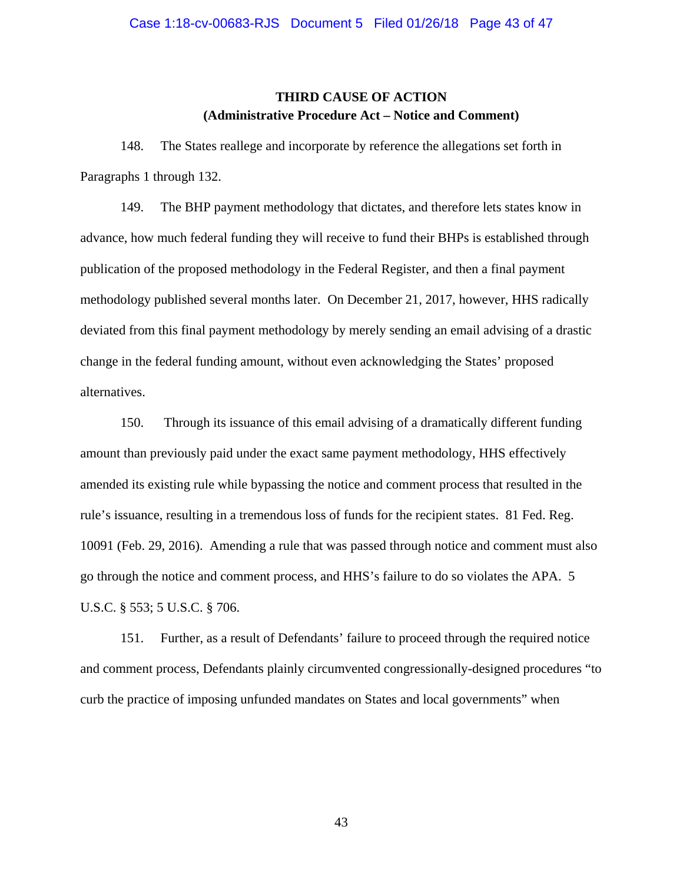## THIRD CAUSE OF ACTION
## (Administrative Procedure Act – Notice and Comment)

148. The States reallege and incorporate by reference the allegations set forth in Paragraphs 1 through 132.

149. The BHP payment methodology that dictates, and therefore lets states know in advance, how much federal funding they will receive to fund their BHPs is established through publication of the proposed methodology in the Federal Register, and then a final payment methodology published several months later. On December 21, 2017, however, HHS radically deviated from this final payment methodology by merely sending an email advising of a drastic change in the federal funding amount, without even acknowledging the States' proposed alternatives.

150. Through its issuance of this email advising of a dramatically different funding amount than previously paid under the exact same payment methodology, HHS effectively amended its existing rule while bypassing the notice and comment process that resulted in the rule's issuance, resulting in a tremendous loss of funds for the recipient states. 81 Fed. Reg. 10091 (Feb. 29, 2016). Amending a rule that was passed through notice and comment must also go through the notice and comment process, and HHS's failure to do so violates the APA. 5 U.S.C. § 553; 5 U.S.C. § 706.

151. Further, as a result of Defendants' failure to proceed through the required notice and comment process, Defendants plainly circumvented congressionally-designed procedures "to curb the practice of imposing unfunded mandates on States and local governments" when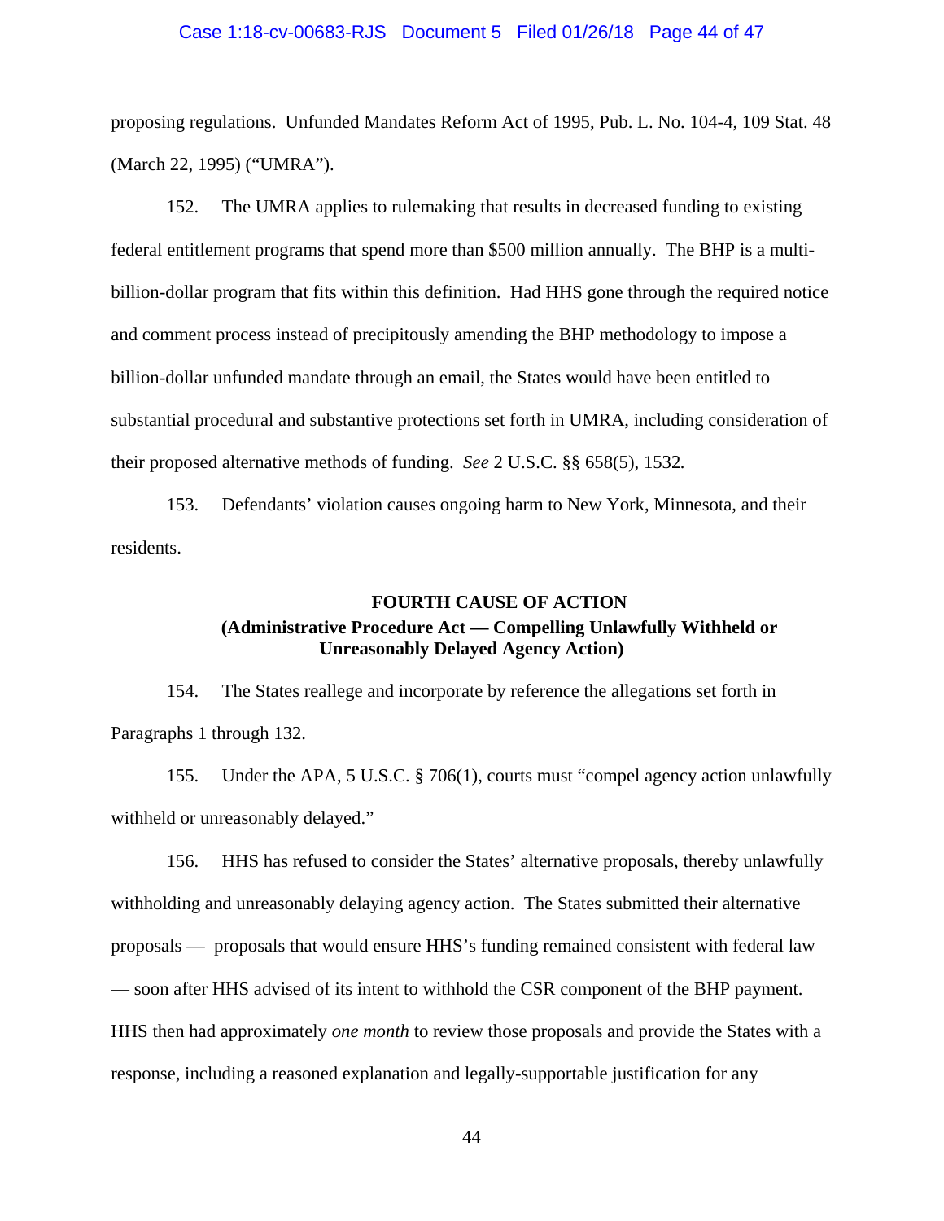proposing regulations. Unfunded Mandates Reform Act of 1995, Pub. L. No. 104-4, 109 Stat. 48 (March 22, 1995) ("UMRA").

152. The UMRA applies to rulemaking that results in decreased funding to existing federal entitlement programs that spend more than $500 million annually. The BHP is a multi-billion-dollar program that fits within this definition. Had HHS gone through the required notice and comment process instead of precipitously amending the BHP methodology to impose a billion-dollar unfunded mandate through an email, the States would have been entitled to substantial procedural and substantive protections set forth in UMRA, including consideration of their proposed alternative methods of funding. *See* 2 U.S.C. §§ 658(5), 1532.

153. Defendants' violation causes ongoing harm to New York, Minnesota, and their residents.

### FOURTH CAUSE OF ACTION
### (Administrative Procedure Act — Compelling Unlawfully Withheld or Unreasonably Delayed Agency Action)

154. The States reallege and incorporate by reference the allegations set forth in Paragraphs 1 through 132.

155. Under the APA, 5 U.S.C. § 706(1), courts must "compel agency action unlawfully withheld or unreasonably delayed."

156. HHS has refused to consider the States' alternative proposals, thereby unlawfully withholding and unreasonably delaying agency action. The States submitted their alternative proposals — proposals that would ensure HHS's funding remained consistent with federal law — soon after HHS advised of its intent to withhold the CSR component of the BHP payment. HHS then had approximately *one month* to review those proposals and provide the States with a response, including a reasoned explanation and legally-supportable justification for any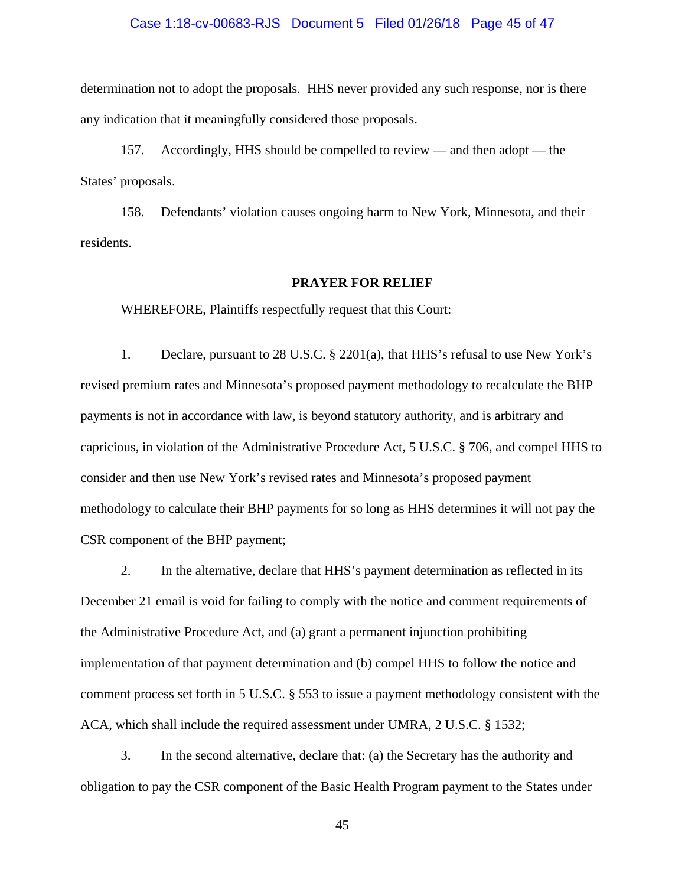determination not to adopt the proposals. HHS never provided any such response, nor is there any indication that it meaningfully considered those proposals.

157. Accordingly, HHS should be compelled to review — and then adopt — the States' proposals.

158. Defendants' violation causes ongoing harm to New York, Minnesota, and their residents.

**PRAYER FOR RELIEF**

WHEREFORE, Plaintiffs respectfully request that this Court:

1. Declare, pursuant to 28 U.S.C. § 2201(a), that HHS's refusal to use New York's revised premium rates and Minnesota's proposed payment methodology to recalculate the BHP payments is not in accordance with law, is beyond statutory authority, and is arbitrary and capricious, in violation of the Administrative Procedure Act, 5 U.S.C. § 706, and compel HHS to consider and then use New York's revised rates and Minnesota's proposed payment methodology to calculate their BHP payments for so long as HHS determines it will not pay the CSR component of the BHP payment;

2. In the alternative, declare that HHS's payment determination as reflected in its December 21 email is void for failing to comply with the notice and comment requirements of the Administrative Procedure Act, and (a) grant a permanent injunction prohibiting implementation of that payment determination and (b) compel HHS to follow the notice and comment process set forth in 5 U.S.C. § 553 to issue a payment methodology consistent with the ACA, which shall include the required assessment under UMRA, 2 U.S.C. § 1532;

3. In the second alternative, declare that: (a) the Secretary has the authority and obligation to pay the CSR component of the Basic Health Program payment to the States under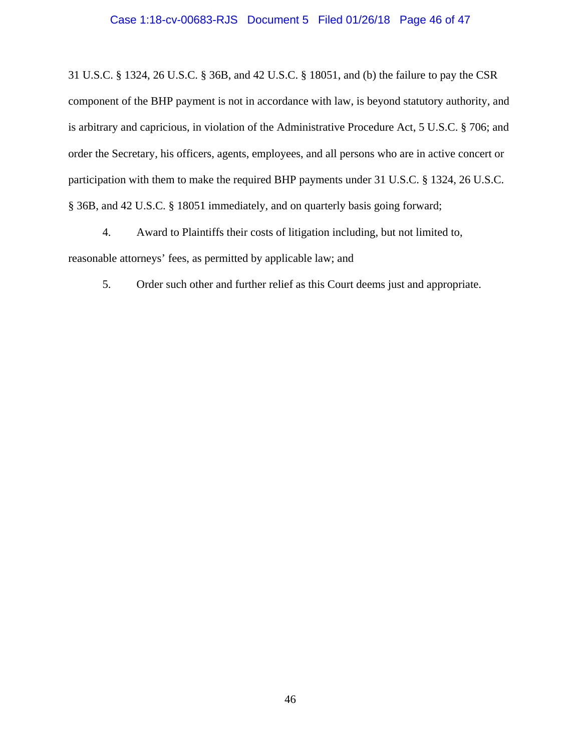31 U.S.C. § 1324, 26 U.S.C. § 36B, and 42 U.S.C. § 18051, and (b) the failure to pay the CSR component of the BHP payment is not in accordance with law, is beyond statutory authority, and is arbitrary and capricious, in violation of the Administrative Procedure Act, 5 U.S.C. § 706; and order the Secretary, his officers, agents, employees, and all persons who are in active concert or participation with them to make the required BHP payments under 31 U.S.C. § 1324, 26 U.S.C. § 36B, and 42 U.S.C. § 18051 immediately, and on quarterly basis going forward;

4. Award to Plaintiffs their costs of litigation including, but not limited to, reasonable attorneys' fees, as permitted by applicable law; and

5. Order such other and further relief as this Court deems just and appropriate.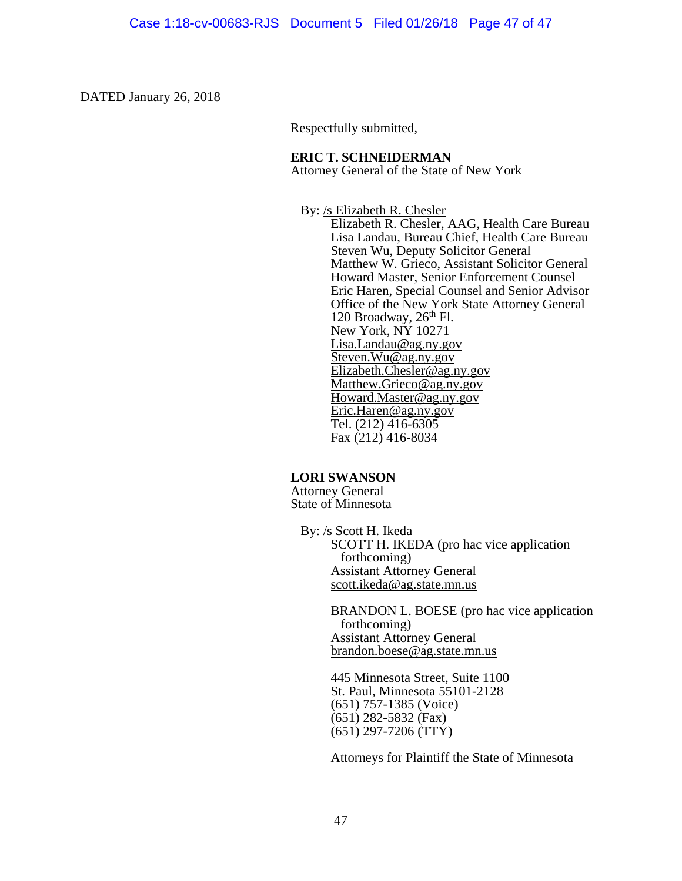DATED January 26, 2018

Respectfully submitted,

**ERIC T. SCHNEIDERMAN**
Attorney General of the State of New York

By: /s Elizabeth R. Chesler
Elizabeth R. Chesler, AAG, Health Care Bureau
Lisa Landau, Bureau Chief, Health Care Bureau
Steven Wu, Deputy Solicitor General
Matthew W. Grieco, Assistant Solicitor General
Howard Master, Senior Enforcement Counsel
Eric Haren, Special Counsel and Senior Advisor
Office of the New York State Attorney General
120 Broadway, 26th Fl.
New York, NY 10271
Lisa.Landau@ag.ny.gov
Steven.Wu@ag.ny.gov
Elizabeth.Chesler@ag.ny.gov
Matthew.Grieco@ag.ny.gov
Howard.Master@ag.ny.gov
Eric.Haren@ag.ny.gov
Tel. (212) 416-6305
Fax (212) 416-8034

**LORI SWANSON**
Attorney General
State of Minnesota

By: /s Scott H. Ikeda
SCOTT H. IKEDA (pro hac vice application forthcoming)
Assistant Attorney General
scott.ikeda@ag.state.mn.us

BRANDON L. BOESE (pro hac vice application forthcoming)
Assistant Attorney General
brandon.boese@ag.state.mn.us

445 Minnesota Street, Suite 1100
St. Paul, Minnesota 55101-2128
(651) 757-1385 (Voice)
(651) 282-5832 (Fax)
(651) 297-7206 (TTY)

Attorneys for Plaintiff the State of Minnesota